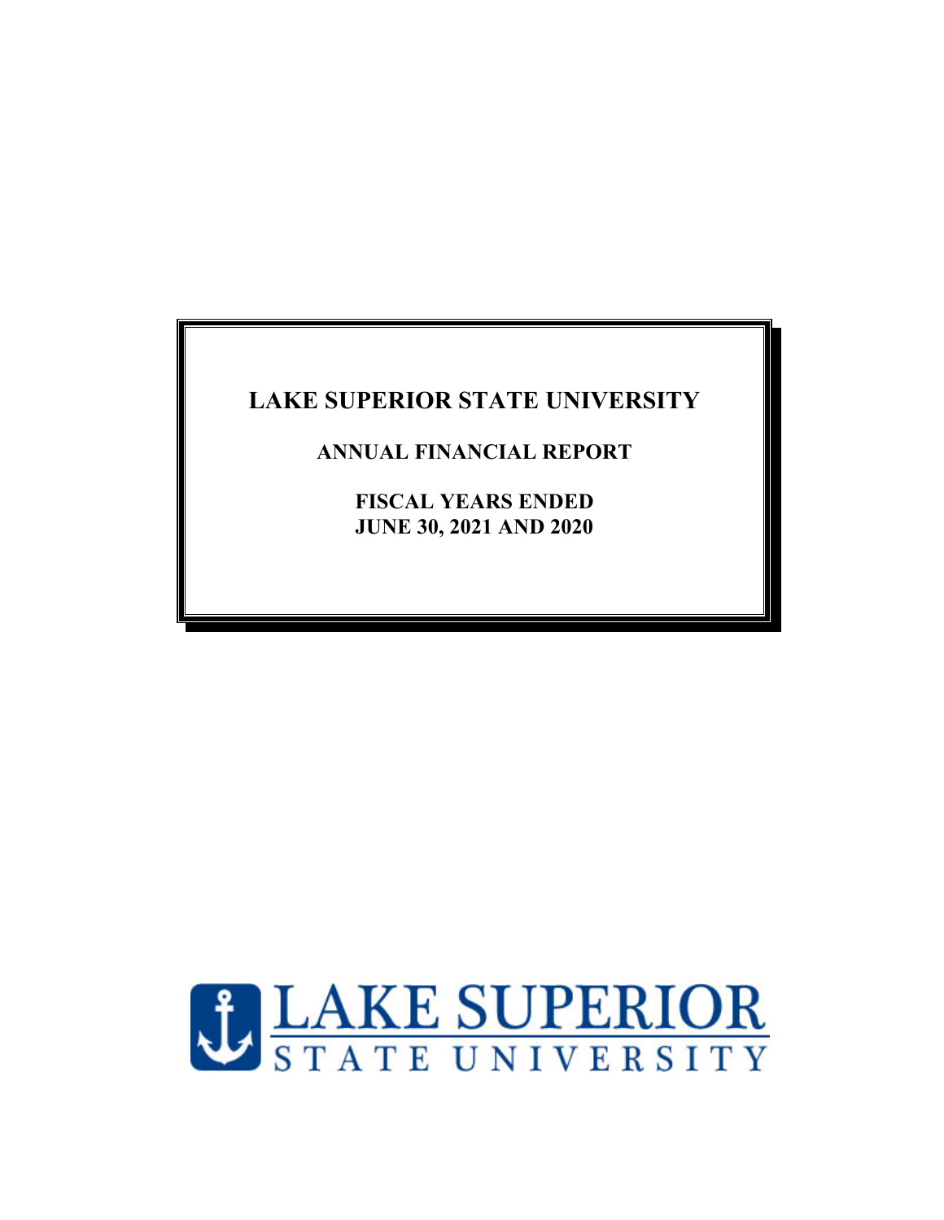# LAKE SUPERIOR STATE UNIVERSITY

## ANNUAL FINANCIAL REPORT

## FISCAL YEARS ENDED
## JUNE 30, 2021 AND 2020

LAKE SUPERIOR
STATE UNIVERSITY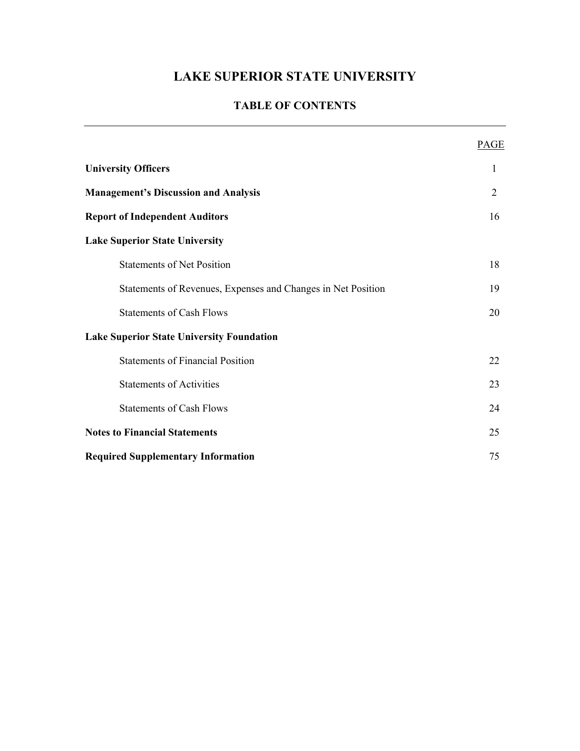# LAKE SUPERIOR STATE UNIVERSITY

## TABLE OF CONTENTS

| | PAGE |
|---|---|
| **University Officers** | 1 |
| **Management's Discussion and Analysis** | 2 |
| **Report of Independent Auditors** | 16 |
| **Lake Superior State University** | |
| Statements of Net Position | 18 |
| Statements of Revenues, Expenses and Changes in Net Position | 19 |
| Statements of Cash Flows | 20 |
| **Lake Superior State University Foundation** | |
| Statements of Financial Position | 22 |
| Statements of Activities | 23 |
| Statements of Cash Flows | 24 |
| **Notes to Financial Statements** | 25 |
| **Required Supplementary Information** | 75 |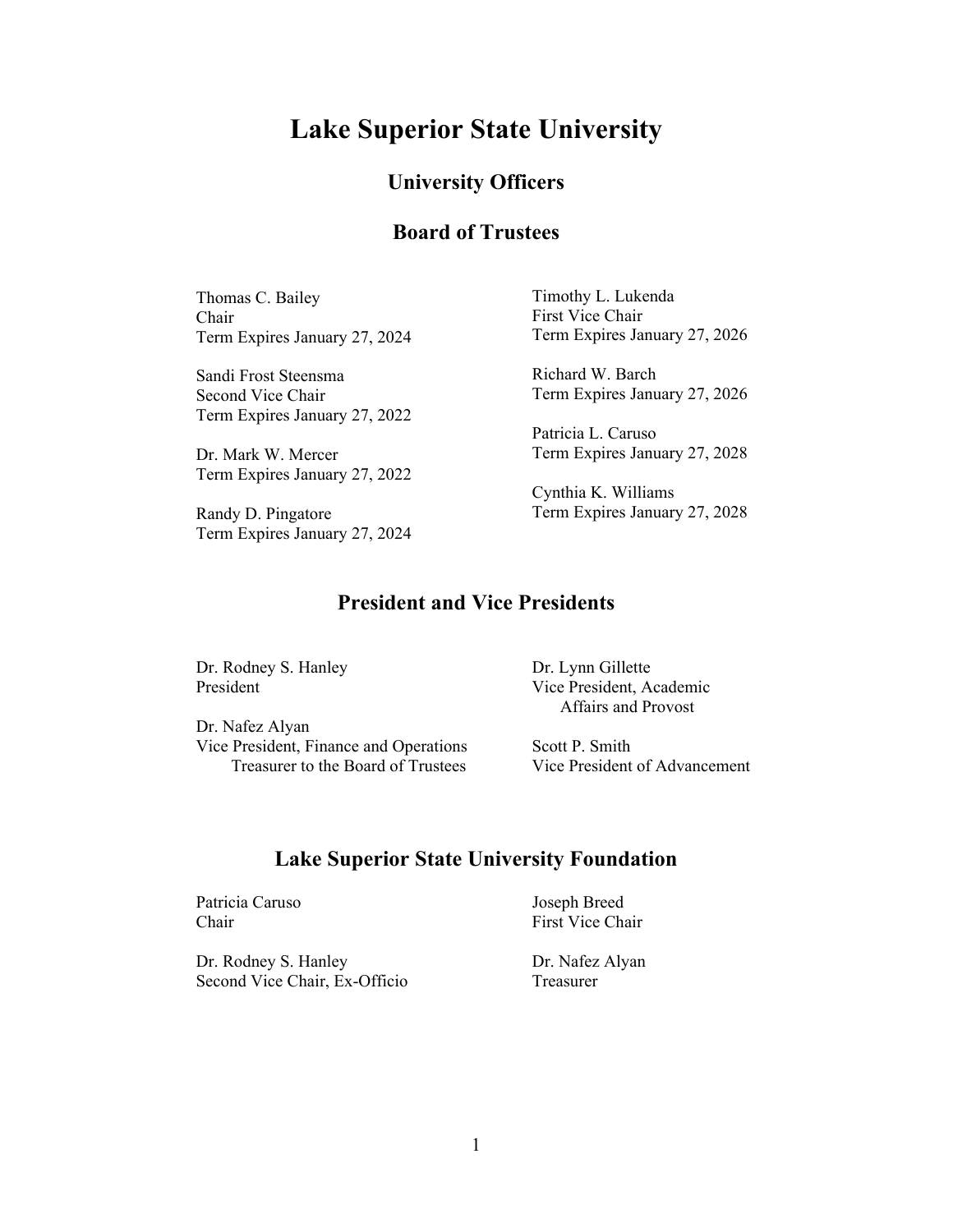# Lake Superior State University

## University Officers

## Board of Trustees

Thomas C. Bailey
Chair
Term Expires January 27, 2024

Sandi Frost Steensma
Second Vice Chair
Term Expires January 27, 2022

Dr. Mark W. Mercer
Term Expires January 27, 2022

Randy D. Pingatore
Term Expires January 27, 2024

Timothy L. Lukenda
First Vice Chair
Term Expires January 27, 2026

Richard W. Barch
Term Expires January 27, 2026

Patricia L. Caruso
Term Expires January 27, 2028

Cynthia K. Williams
Term Expires January 27, 2028

## President and Vice Presidents

Dr. Rodney S. Hanley
President

Dr. Nafez Alyan
Vice President, Finance and Operations
Treasurer to the Board of Trustees

Dr. Lynn Gillette
Vice President, Academic Affairs and Provost

Scott P. Smith
Vice President of Advancement

## Lake Superior State University Foundation

Patricia Caruso
Chair

Dr. Rodney S. Hanley
Second Vice Chair, Ex-Officio

Joseph Breed
First Vice Chair

Dr. Nafez Alyan
Treasurer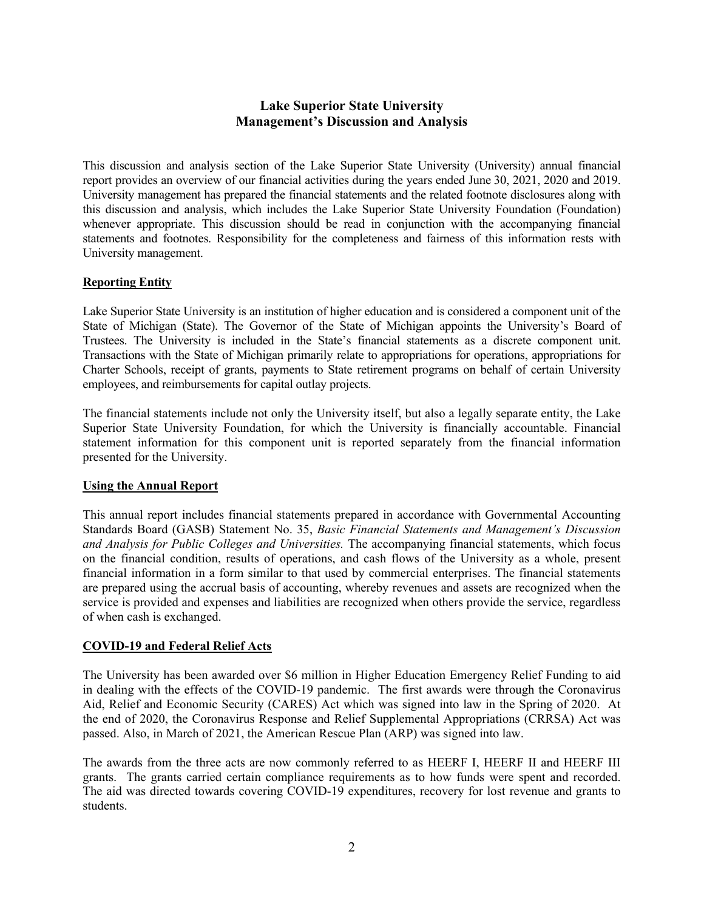# Lake Superior State University
## Management's Discussion and Analysis

This discussion and analysis section of the Lake Superior State University (University) annual financial report provides an overview of our financial activities during the years ended June 30, 2021, 2020 and 2019. University management has prepared the financial statements and the related footnote disclosures along with this discussion and analysis, which includes the Lake Superior State University Foundation (Foundation) whenever appropriate. This discussion should be read in conjunction with the accompanying financial statements and footnotes. Responsibility for the completeness and fairness of this information rests with University management.

### Reporting Entity

Lake Superior State University is an institution of higher education and is considered a component unit of the State of Michigan (State). The Governor of the State of Michigan appoints the University's Board of Trustees. The University is included in the State's financial statements as a discrete component unit. Transactions with the State of Michigan primarily relate to appropriations for operations, appropriations for Charter Schools, receipt of grants, payments to State retirement programs on behalf of certain University employees, and reimbursements for capital outlay projects.

The financial statements include not only the University itself, but also a legally separate entity, the Lake Superior State University Foundation, for which the University is financially accountable. Financial statement information for this component unit is reported separately from the financial information presented for the University.

### Using the Annual Report

This annual report includes financial statements prepared in accordance with Governmental Accounting Standards Board (GASB) Statement No. 35, *Basic Financial Statements and Management's Discussion and Analysis for Public Colleges and Universities.* The accompanying financial statements, which focus on the financial condition, results of operations, and cash flows of the University as a whole, present financial information in a form similar to that used by commercial enterprises. The financial statements are prepared using the accrual basis of accounting, whereby revenues and assets are recognized when the service is provided and expenses and liabilities are recognized when others provide the service, regardless of when cash is exchanged.

### COVID-19 and Federal Relief Acts

The University has been awarded over $6 million in Higher Education Emergency Relief Funding to aid in dealing with the effects of the COVID-19 pandemic. The first awards were through the Coronavirus Aid, Relief and Economic Security (CARES) Act which was signed into law in the Spring of 2020. At the end of 2020, the Coronavirus Response and Relief Supplemental Appropriations (CRRSA) Act was passed. Also, in March of 2021, the American Rescue Plan (ARP) was signed into law.

The awards from the three acts are now commonly referred to as HEERF I, HEERF II and HEERF III grants. The grants carried certain compliance requirements as to how funds were spent and recorded. The aid was directed towards covering COVID-19 expenditures, recovery for lost revenue and grants to students.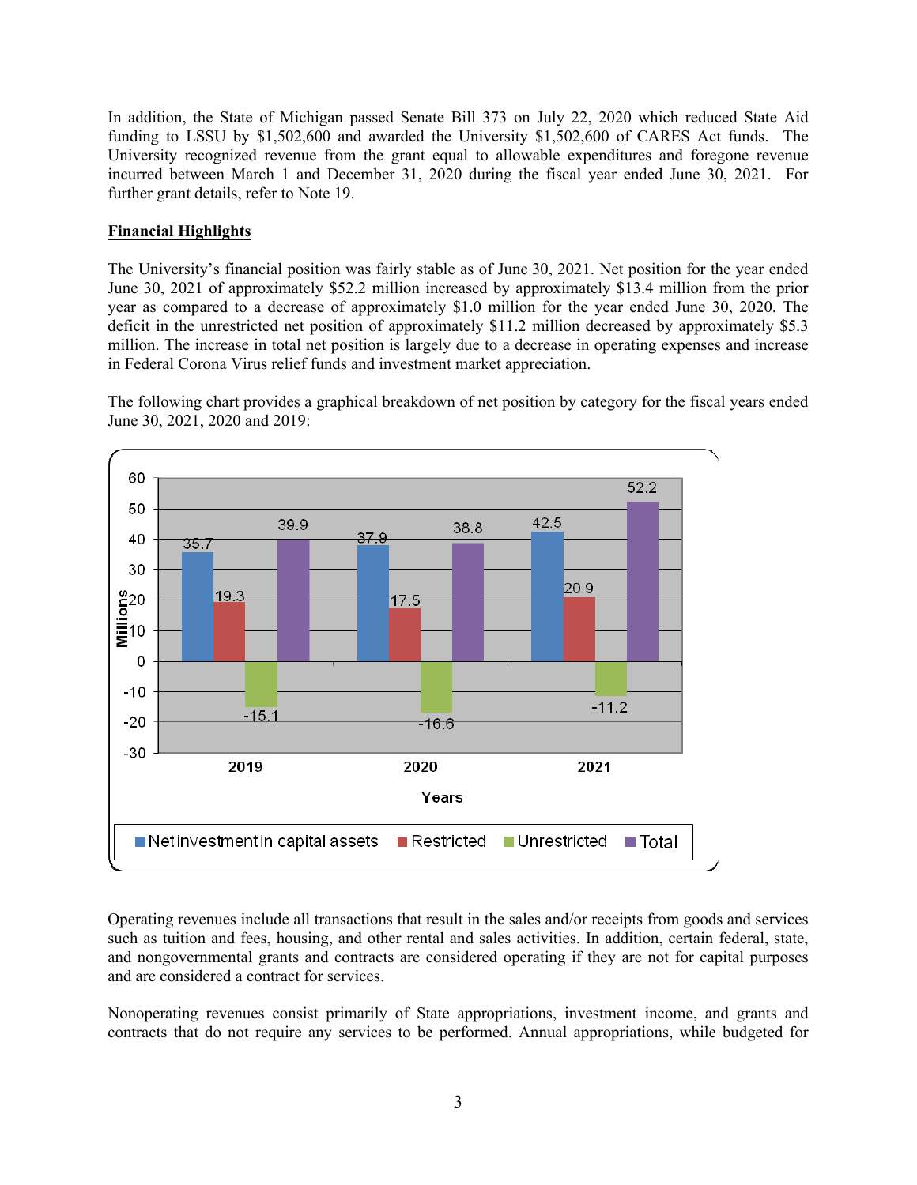In addition, the State of Michigan passed Senate Bill 373 on July 22, 2020 which reduced State Aid funding to LSSU by $1,502,600 and awarded the University $1,502,600 of CARES Act funds. The University recognized revenue from the grant equal to allowable expenditures and foregone revenue incurred between March 1 and December 31, 2020 during the fiscal year ended June 30, 2021. For further grant details, refer to Note 19.

**Financial Highlights**

The University's financial position was fairly stable as of June 30, 2021. Net position for the year ended June 30, 2021 of approximately $52.2 million increased by approximately $13.4 million from the prior year as compared to a decrease of approximately $1.0 million for the year ended June 30, 2020. The deficit in the unrestricted net position of approximately $11.2 million decreased by approximately $5.3 million. The increase in total net position is largely due to a decrease in operating expenses and increase in Federal Corona Virus relief funds and investment market appreciation.

The following chart provides a graphical breakdown of net position by category for the fiscal years ended June 30, 2021, 2020 and 2019:

| Years (Millions) | Net investment in capital assets | Restricted | Unrestricted | Total |
|---|---|---|---|---|
| 2019 | 35.7 | 19.3 | -15.1 | 39.9 |
| 2020 | 37.9 | 17.5 | -16.6 | 38.8 |
| 2021 | 42.5 | 20.9 | -11.2 | 52.2 |

Operating revenues include all transactions that result in the sales and/or receipts from goods and services such as tuition and fees, housing, and other rental and sales activities. In addition, certain federal, state, and nongovernmental grants and contracts are considered operating if they are not for capital purposes and are considered a contract for services.

Nonoperating revenues consist primarily of State appropriations, investment income, and grants and contracts that do not require any services to be performed. Annual appropriations, while budgeted for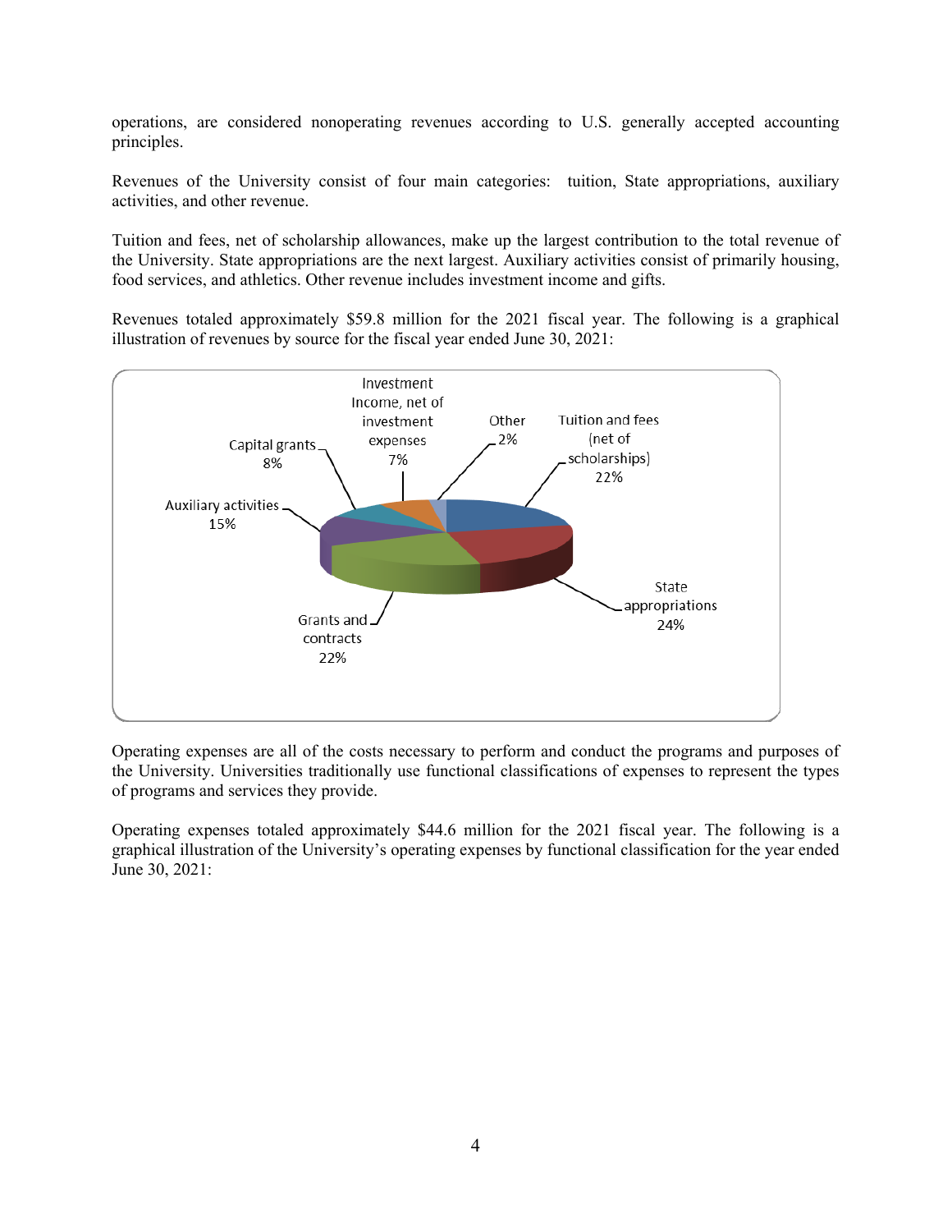operations, are considered nonoperating revenues according to U.S. generally accepted accounting principles.

Revenues of the University consist of four main categories: tuition, State appropriations, auxiliary activities, and other revenue.

Tuition and fees, net of scholarship allowances, make up the largest contribution to the total revenue of the University. State appropriations are the next largest. Auxiliary activities consist of primarily housing, food services, and athletics. Other revenue includes investment income and gifts.

Revenues totaled approximately $59.8 million for the 2021 fiscal year. The following is a graphical illustration of revenues by source for the fiscal year ended June 30, 2021:

Investment Income, net of investment expenses 7%
Other 2%
Tuition and fees (net of scholarships) 22%
Capital grants 8%
Auxiliary activities 15%
State appropriations 24%
Grants and contracts 22%

Operating expenses are all of the costs necessary to perform and conduct the programs and purposes of the University. Universities traditionally use functional classifications of expenses to represent the types of programs and services they provide.

Operating expenses totaled approximately $44.6 million for the 2021 fiscal year. The following is a graphical illustration of the University's operating expenses by functional classification for the year ended June 30, 2021: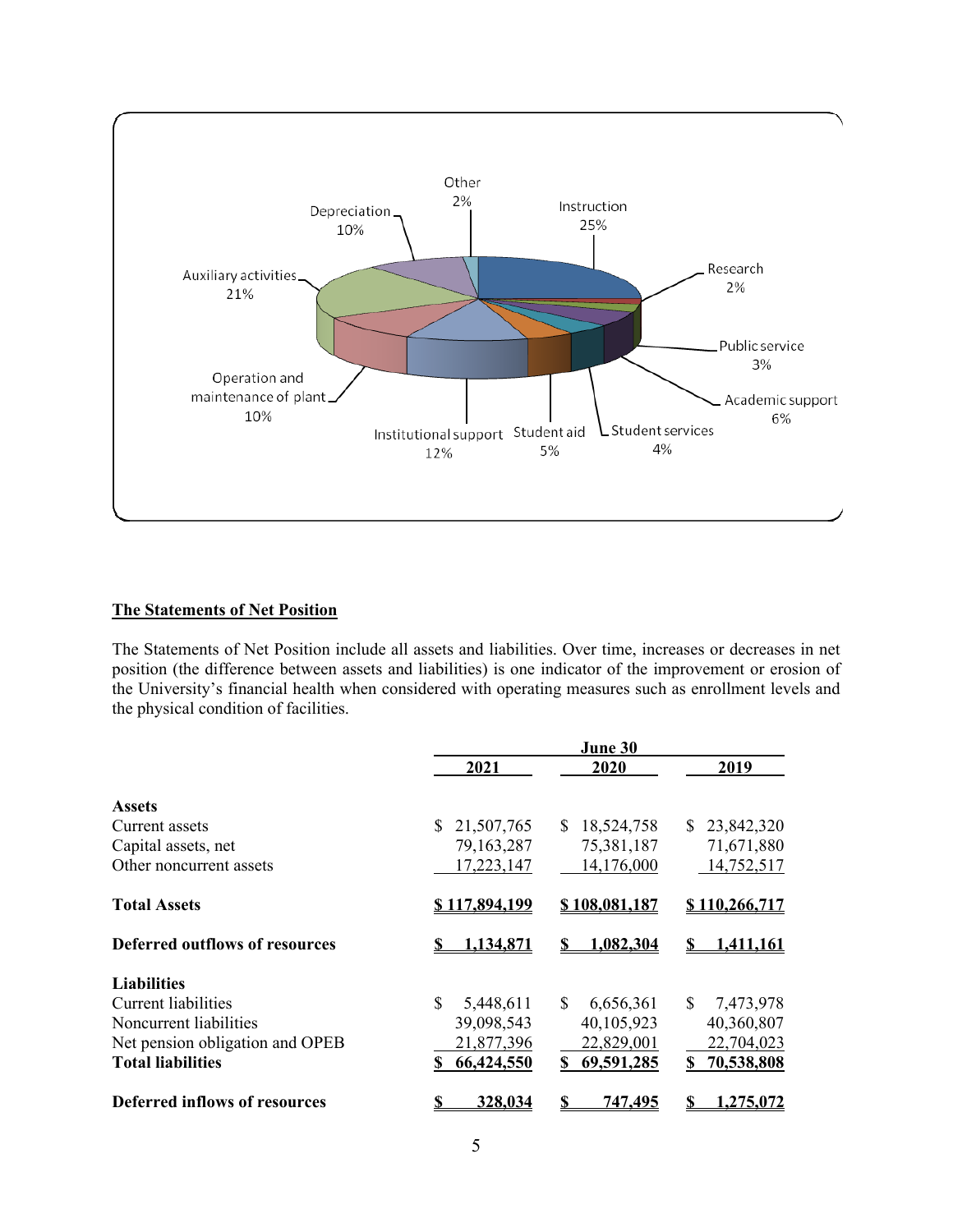Other 2%

Depreciation 10%

Instruction 25%

Research 2%

Auxiliary activities 21%

Public service 3%

Academic support 6%

Operation and maintenance of plant 10%

Institutional support 12%

Student aid 5%

Student services 4%

## The Statements of Net Position

The Statements of Net Position include all assets and liabilities. Over time, increases or decreases in net position (the difference between assets and liabilities) is one indicator of the improvement or erosion of the University's financial health when considered with operating measures such as enrollment levels and the physical condition of facilities.

| | June 30 | | |
|---|---|---|---|
| | 2021 | 2020 | 2019 |
| **Assets** | | | |
| Current assets | $ 21,507,765 | $ 18,524,758 | $ 23,842,320 |
| Capital assets, net | 79,163,287 | 75,381,187 | 71,671,880 |
| Other noncurrent assets | 17,223,147 | 14,176,000 | 14,752,517 |
| **Total Assets** | **$ 117,894,199** | **$ 108,081,187** | **$ 110,266,717** |
| **Deferred outflows of resources** | **$ 1,134,871** | **$ 1,082,304** | **$ 1,411,161** |
| **Liabilities** | | | |
| Current liabilities | $ 5,448,611 | $ 6,656,361 | $ 7,473,978 |
| Noncurrent liabilities | 39,098,543 | 40,105,923 | 40,360,807 |
| Net pension obligation and OPEB | 21,877,396 | 22,829,001 | 22,704,023 |
| **Total liabilities** | **$ 66,424,550** | **$ 69,591,285** | **$ 70,538,808** |
| **Deferred inflows of resources** | **$ 328,034** | **$ 747,495** | **$ 1,275,072** |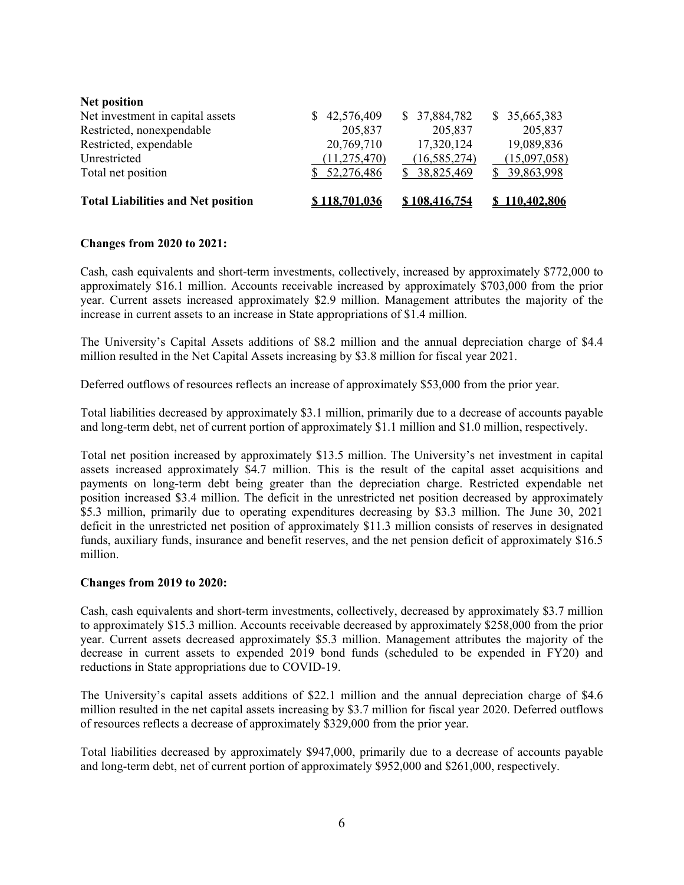| **Net position** | | | |
|---|---|---|---|
| Net investment in capital assets | $ 42,576,409 | $ 37,884,782 | $ 35,665,383 |
| Restricted, nonexpendable | 205,837 | 205,837 | 205,837 |
| Restricted, expendable | 20,769,710 | 17,320,124 | 19,089,836 |
| Unrestricted | (11,275,470) | (16,585,274) | (15,097,058) |
| Total net position | $ 52,276,486 | $ 38,825,469 | $ 39,863,998 |
| **Total Liabilities and Net position** | **$ 118,701,036** | **$ 108,416,754** | **$ 110,402,806** |

**Changes from 2020 to 2021:**

Cash, cash equivalents and short-term investments, collectively, increased by approximately $772,000 to approximately $16.1 million. Accounts receivable increased by approximately $703,000 from the prior year. Current assets increased approximately $2.9 million. Management attributes the majority of the increase in current assets to an increase in State appropriations of $1.4 million.

The University's Capital Assets additions of $8.2 million and the annual depreciation charge of $4.4 million resulted in the Net Capital Assets increasing by $3.8 million for fiscal year 2021.

Deferred outflows of resources reflects an increase of approximately $53,000 from the prior year.

Total liabilities decreased by approximately $3.1 million, primarily due to a decrease of accounts payable and long-term debt, net of current portion of approximately $1.1 million and $1.0 million, respectively.

Total net position increased by approximately $13.5 million. The University's net investment in capital assets increased approximately $4.7 million. This is the result of the capital asset acquisitions and payments on long-term debt being greater than the depreciation charge. Restricted expendable net position increased $3.4 million. The deficit in the unrestricted net position decreased by approximately $5.3 million, primarily due to operating expenditures decreasing by $3.3 million. The June 30, 2021 deficit in the unrestricted net position of approximately $11.3 million consists of reserves in designated funds, auxiliary funds, insurance and benefit reserves, and the net pension deficit of approximately $16.5 million.

**Changes from 2019 to 2020:**

Cash, cash equivalents and short-term investments, collectively, decreased by approximately $3.7 million to approximately $15.3 million. Accounts receivable decreased by approximately $258,000 from the prior year. Current assets decreased approximately $5.3 million. Management attributes the majority of the decrease in current assets to expended 2019 bond funds (scheduled to be expended in FY20) and reductions in State appropriations due to COVID-19.

The University's capital assets additions of $22.1 million and the annual depreciation charge of $4.6 million resulted in the net capital assets increasing by $3.7 million for fiscal year 2020. Deferred outflows of resources reflects a decrease of approximately $329,000 from the prior year.

Total liabilities decreased by approximately $947,000, primarily due to a decrease of accounts payable and long-term debt, net of current portion of approximately $952,000 and $261,000, respectively.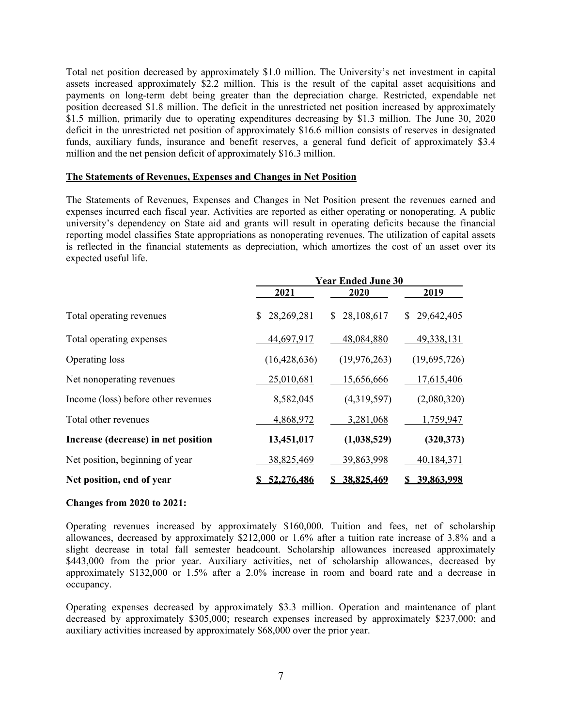Total net position decreased by approximately $1.0 million. The University's net investment in capital assets increased approximately $2.2 million. This is the result of the capital asset acquisitions and payments on long-term debt being greater than the depreciation charge. Restricted, expendable net position decreased $1.8 million. The deficit in the unrestricted net position increased by approximately $1.5 million, primarily due to operating expenditures decreasing by $1.3 million. The June 30, 2020 deficit in the unrestricted net position of approximately $16.6 million consists of reserves in designated funds, auxiliary funds, insurance and benefit reserves, a general fund deficit of approximately $3.4 million and the net pension deficit of approximately $16.3 million.

## The Statements of Revenues, Expenses and Changes in Net Position

The Statements of Revenues, Expenses and Changes in Net Position present the revenues earned and expenses incurred each fiscal year. Activities are reported as either operating or nonoperating. A public university's dependency on State aid and grants will result in operating deficits because the financial reporting model classifies State appropriations as nonoperating revenues. The utilization of capital assets is reflected in the financial statements as depreciation, which amortizes the cost of an asset over its expected useful life.

| | Year Ended June 30 | | |
|---|---|---|---|
| | 2021 | 2020 | 2019 |
| Total operating revenues | $ 28,269,281 | $ 28,108,617 | $ 29,642,405 |
| Total operating expenses | 44,697,917 | 48,084,880 | 49,338,131 |
| Operating loss | (16,428,636) | (19,976,263) | (19,695,726) |
| Net nonoperating revenues | 25,010,681 | 15,656,666 | 17,615,406 |
| Income (loss) before other revenues | 8,582,045 | (4,319,597) | (2,080,320) |
| Total other revenues | 4,868,972 | 3,281,068 | 1,759,947 |
| **Increase (decrease) in net position** | **13,451,017** | **(1,038,529)** | **(320,373)** |
| Net position, beginning of year | 38,825,469 | 39,863,998 | 40,184,371 |
| **Net position, end of year** | **$ 52,276,486** | **$ 38,825,469** | **$ 39,863,998** |

**Changes from 2020 to 2021:**

Operating revenues increased by approximately $160,000. Tuition and fees, net of scholarship allowances, decreased by approximately $212,000 or 1.6% after a tuition rate increase of 3.8% and a slight decrease in total fall semester headcount. Scholarship allowances increased approximately $443,000 from the prior year. Auxiliary activities, net of scholarship allowances, decreased by approximately $132,000 or 1.5% after a 2.0% increase in room and board rate and a decrease in occupancy.

Operating expenses decreased by approximately $3.3 million. Operation and maintenance of plant decreased by approximately $305,000; research expenses increased by approximately $237,000; and auxiliary activities increased by approximately $68,000 over the prior year.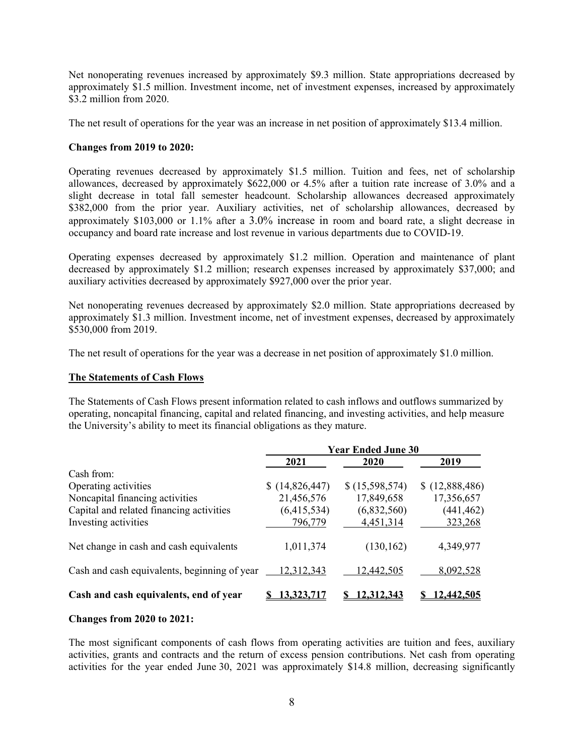Net nonoperating revenues increased by approximately $9.3 million. State appropriations decreased by approximately $1.5 million. Investment income, net of investment expenses, increased by approximately $3.2 million from 2020.

The net result of operations for the year was an increase in net position of approximately $13.4 million.

**Changes from 2019 to 2020:**

Operating revenues decreased by approximately $1.5 million. Tuition and fees, net of scholarship allowances, decreased by approximately $622,000 or 4.5% after a tuition rate increase of 3.0% and a slight decrease in total fall semester headcount. Scholarship allowances decreased approximately $382,000 from the prior year. Auxiliary activities, net of scholarship allowances, decreased by approximately $103,000 or 1.1% after a 3.0% increase in room and board rate, a slight decrease in occupancy and board rate increase and lost revenue in various departments due to COVID-19.

Operating expenses decreased by approximately $1.2 million. Operation and maintenance of plant decreased by approximately $1.2 million; research expenses increased by approximately $37,000; and auxiliary activities decreased by approximately $927,000 over the prior year.

Net nonoperating revenues decreased by approximately $2.0 million. State appropriations decreased by approximately $1.3 million. Investment income, net of investment expenses, decreased by approximately $530,000 from 2019.

The net result of operations for the year was a decrease in net position of approximately $1.0 million.

**The Statements of Cash Flows**

The Statements of Cash Flows present information related to cash inflows and outflows summarized by operating, noncapital financing, capital and related financing, and investing activities, and help measure the University's ability to meet its financial obligations as they mature.

| | Year Ended June 30 | | |
|---|---|---|---|
| | 2021 | 2020 | 2019 |
| Cash from: | | | |
| Operating activities | $ (14,826,447) | $ (15,598,574) | $ (12,888,486) |
| Noncapital financing activities | 21,456,576 | 17,849,658 | 17,356,657 |
| Capital and related financing activities | (6,415,534) | (6,832,560) | (441,462) |
| Investing activities | 796,779 | 4,451,314 | 323,268 |
| Net change in cash and cash equivalents | 1,011,374 | (130,162) | 4,349,977 |
| Cash and cash equivalents, beginning of year | 12,312,343 | 12,442,505 | 8,092,528 |
| **Cash and cash equivalents, end of year** | **$ 13,323,717** | **$ 12,312,343** | **$ 12,442,505** |

**Changes from 2020 to 2021:**

The most significant components of cash flows from operating activities are tuition and fees, auxiliary activities, grants and contracts and the return of excess pension contributions. Net cash from operating activities for the year ended June 30, 2021 was approximately $14.8 million, decreasing significantly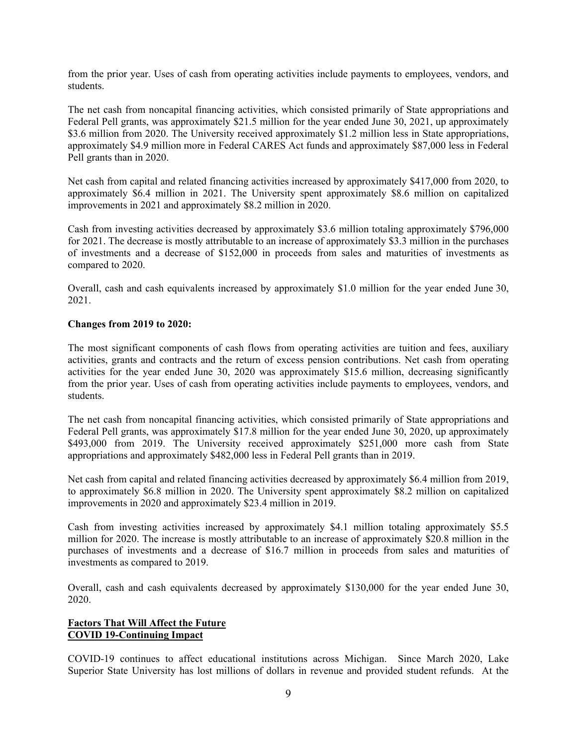from the prior year. Uses of cash from operating activities include payments to employees, vendors, and students.

The net cash from noncapital financing activities, which consisted primarily of State appropriations and Federal Pell grants, was approximately $21.5 million for the year ended June 30, 2021, up approximately $3.6 million from 2020. The University received approximately $1.2 million less in State appropriations, approximately $4.9 million more in Federal CARES Act funds and approximately $87,000 less in Federal Pell grants than in 2020.

Net cash from capital and related financing activities increased by approximately $417,000 from 2020, to approximately $6.4 million in 2021. The University spent approximately $8.6 million on capitalized improvements in 2021 and approximately $8.2 million in 2020.

Cash from investing activities decreased by approximately $3.6 million totaling approximately $796,000 for 2021. The decrease is mostly attributable to an increase of approximately $3.3 million in the purchases of investments and a decrease of $152,000 in proceeds from sales and maturities of investments as compared to 2020.

Overall, cash and cash equivalents increased by approximately $1.0 million for the year ended June 30, 2021.

**Changes from 2019 to 2020:**

The most significant components of cash flows from operating activities are tuition and fees, auxiliary activities, grants and contracts and the return of excess pension contributions. Net cash from operating activities for the year ended June 30, 2020 was approximately $15.6 million, decreasing significantly from the prior year. Uses of cash from operating activities include payments to employees, vendors, and students.

The net cash from noncapital financing activities, which consisted primarily of State appropriations and Federal Pell grants, was approximately $17.8 million for the year ended June 30, 2020, up approximately $493,000 from 2019. The University received approximately $251,000 more cash from State appropriations and approximately $482,000 less in Federal Pell grants than in 2019.

Net cash from capital and related financing activities decreased by approximately $6.4 million from 2019, to approximately $6.8 million in 2020. The University spent approximately $8.2 million on capitalized improvements in 2020 and approximately $23.4 million in 2019.

Cash from investing activities increased by approximately $4.1 million totaling approximately $5.5 million for 2020. The increase is mostly attributable to an increase of approximately $20.8 million in the purchases of investments and a decrease of $16.7 million in proceeds from sales and maturities of investments as compared to 2019.

Overall, cash and cash equivalents decreased by approximately $130,000 for the year ended June 30, 2020.

## Factors That Will Affect the Future

### COVID 19-Continuing Impact

COVID-19 continues to affect educational institutions across Michigan. Since March 2020, Lake Superior State University has lost millions of dollars in revenue and provided student refunds. At the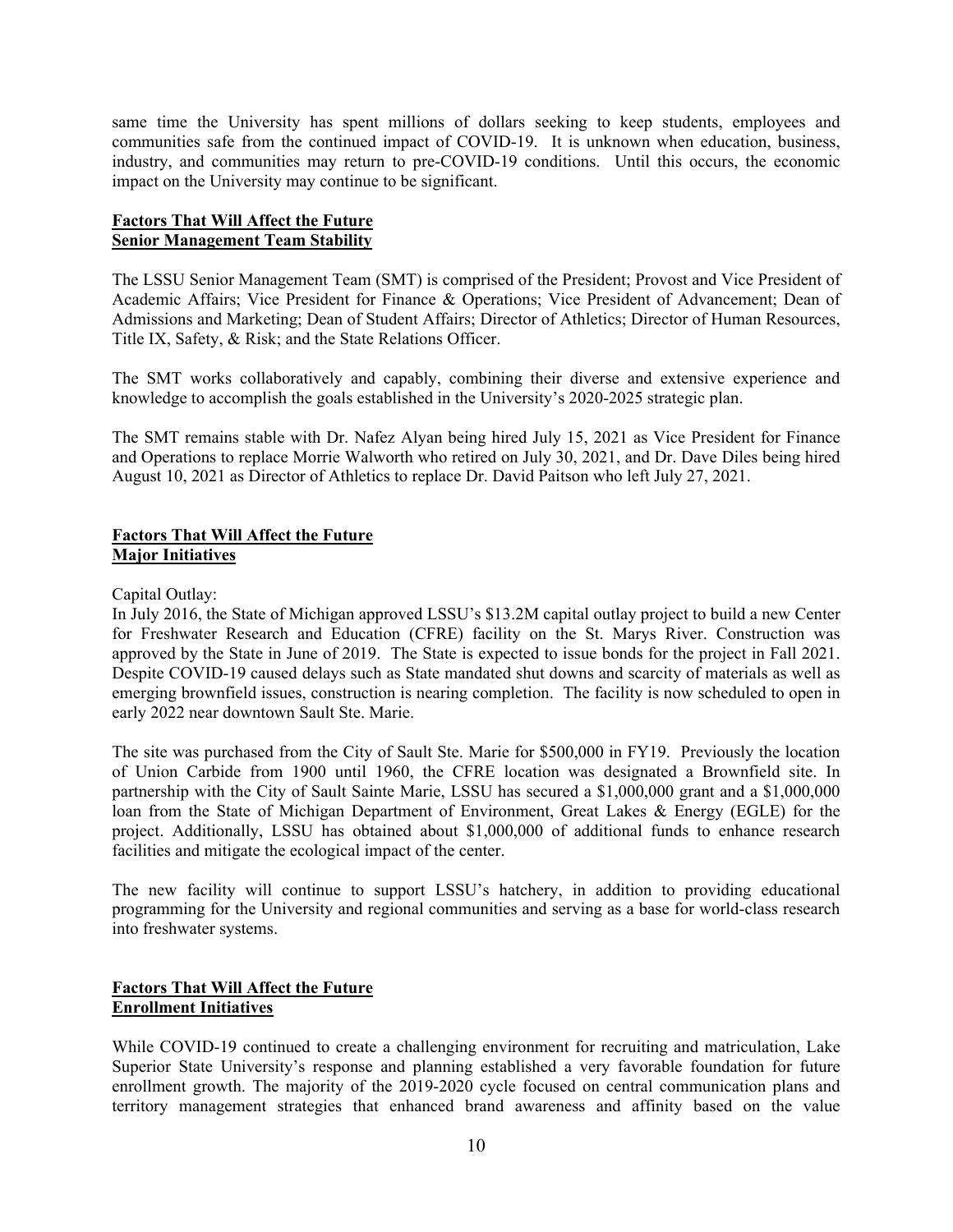same time the University has spent millions of dollars seeking to keep students, employees and communities safe from the continued impact of COVID-19. It is unknown when education, business, industry, and communities may return to pre-COVID-19 conditions. Until this occurs, the economic impact on the University may continue to be significant.

**Factors That Will Affect the Future**
**Senior Management Team Stability**

The LSSU Senior Management Team (SMT) is comprised of the President; Provost and Vice President of Academic Affairs; Vice President for Finance & Operations; Vice President of Advancement; Dean of Admissions and Marketing; Dean of Student Affairs; Director of Athletics; Director of Human Resources, Title IX, Safety, & Risk; and the State Relations Officer.

The SMT works collaboratively and capably, combining their diverse and extensive experience and knowledge to accomplish the goals established in the University's 2020-2025 strategic plan.

The SMT remains stable with Dr. Nafez Alyan being hired July 15, 2021 as Vice President for Finance and Operations to replace Morrie Walworth who retired on July 30, 2021, and Dr. Dave Diles being hired August 10, 2021 as Director of Athletics to replace Dr. David Paitson who left July 27, 2021.

**Factors That Will Affect the Future**
**Major Initiatives**

Capital Outlay:
In July 2016, the State of Michigan approved LSSU's $13.2M capital outlay project to build a new Center for Freshwater Research and Education (CFRE) facility on the St. Marys River. Construction was approved by the State in June of 2019. The State is expected to issue bonds for the project in Fall 2021. Despite COVID-19 caused delays such as State mandated shut downs and scarcity of materials as well as emerging brownfield issues, construction is nearing completion. The facility is now scheduled to open in early 2022 near downtown Sault Ste. Marie.

The site was purchased from the City of Sault Ste. Marie for $500,000 in FY19. Previously the location of Union Carbide from 1900 until 1960, the CFRE location was designated a Brownfield site. In partnership with the City of Sault Sainte Marie, LSSU has secured a $1,000,000 grant and a $1,000,000 loan from the State of Michigan Department of Environment, Great Lakes & Energy (EGLE) for the project. Additionally, LSSU has obtained about $1,000,000 of additional funds to enhance research facilities and mitigate the ecological impact of the center.

The new facility will continue to support LSSU's hatchery, in addition to providing educational programming for the University and regional communities and serving as a base for world-class research into freshwater systems.

**Factors That Will Affect the Future**
**Enrollment Initiatives**

While COVID-19 continued to create a challenging environment for recruiting and matriculation, Lake Superior State University's response and planning established a very favorable foundation for future enrollment growth. The majority of the 2019-2020 cycle focused on central communication plans and territory management strategies that enhanced brand awareness and affinity based on the value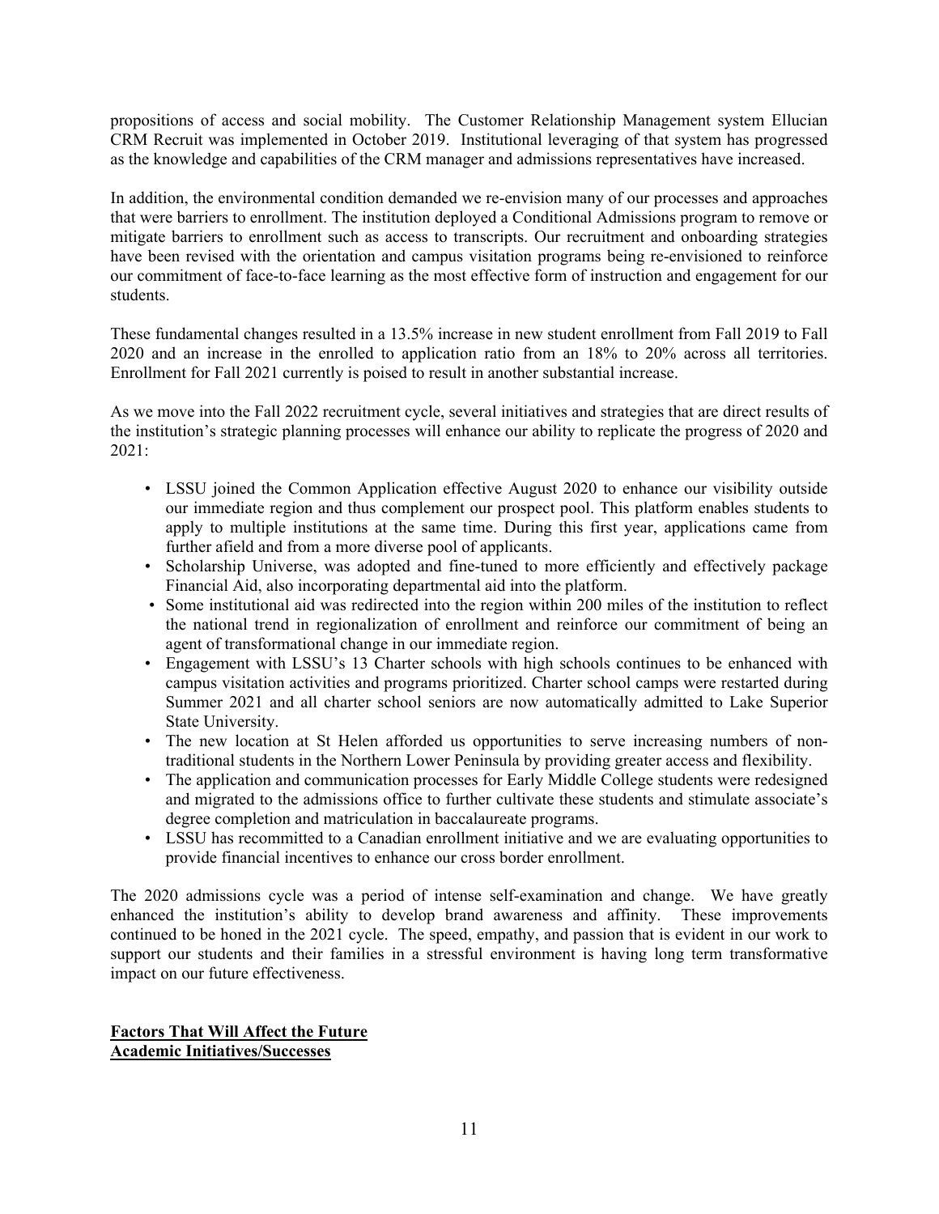propositions of access and social mobility. The Customer Relationship Management system Ellucian CRM Recruit was implemented in October 2019. Institutional leveraging of that system has progressed as the knowledge and capabilities of the CRM manager and admissions representatives have increased.

In addition, the environmental condition demanded we re-envision many of our processes and approaches that were barriers to enrollment. The institution deployed a Conditional Admissions program to remove or mitigate barriers to enrollment such as access to transcripts. Our recruitment and onboarding strategies have been revised with the orientation and campus visitation programs being re-envisioned to reinforce our commitment of face-to-face learning as the most effective form of instruction and engagement for our students.

These fundamental changes resulted in a 13.5% increase in new student enrollment from Fall 2019 to Fall 2020 and an increase in the enrolled to application ratio from an 18% to 20% across all territories. Enrollment for Fall 2021 currently is poised to result in another substantial increase.

As we move into the Fall 2022 recruitment cycle, several initiatives and strategies that are direct results of the institution's strategic planning processes will enhance our ability to replicate the progress of 2020 and 2021:

- LSSU joined the Common Application effective August 2020 to enhance our visibility outside our immediate region and thus complement our prospect pool. This platform enables students to apply to multiple institutions at the same time. During this first year, applications came from further afield and from a more diverse pool of applicants.
- Scholarship Universe, was adopted and fine-tuned to more efficiently and effectively package Financial Aid, also incorporating departmental aid into the platform.
- Some institutional aid was redirected into the region within 200 miles of the institution to reflect the national trend in regionalization of enrollment and reinforce our commitment of being an agent of transformational change in our immediate region.
- Engagement with LSSU's 13 Charter schools with high schools continues to be enhanced with campus visitation activities and programs prioritized. Charter school camps were restarted during Summer 2021 and all charter school seniors are now automatically admitted to Lake Superior State University.
- The new location at St Helen afforded us opportunities to serve increasing numbers of non-traditional students in the Northern Lower Peninsula by providing greater access and flexibility.
- The application and communication processes for Early Middle College students were redesigned and migrated to the admissions office to further cultivate these students and stimulate associate's degree completion and matriculation in baccalaureate programs.
- LSSU has recommitted to a Canadian enrollment initiative and we are evaluating opportunities to provide financial incentives to enhance our cross border enrollment.

The 2020 admissions cycle was a period of intense self-examination and change. We have greatly enhanced the institution's ability to develop brand awareness and affinity. These improvements continued to be honed in the 2021 cycle. The speed, empathy, and passion that is evident in our work to support our students and their families in a stressful environment is having long term transformative impact on our future effectiveness.

**Factors That Will Affect the Future**
**Academic Initiatives/Successes**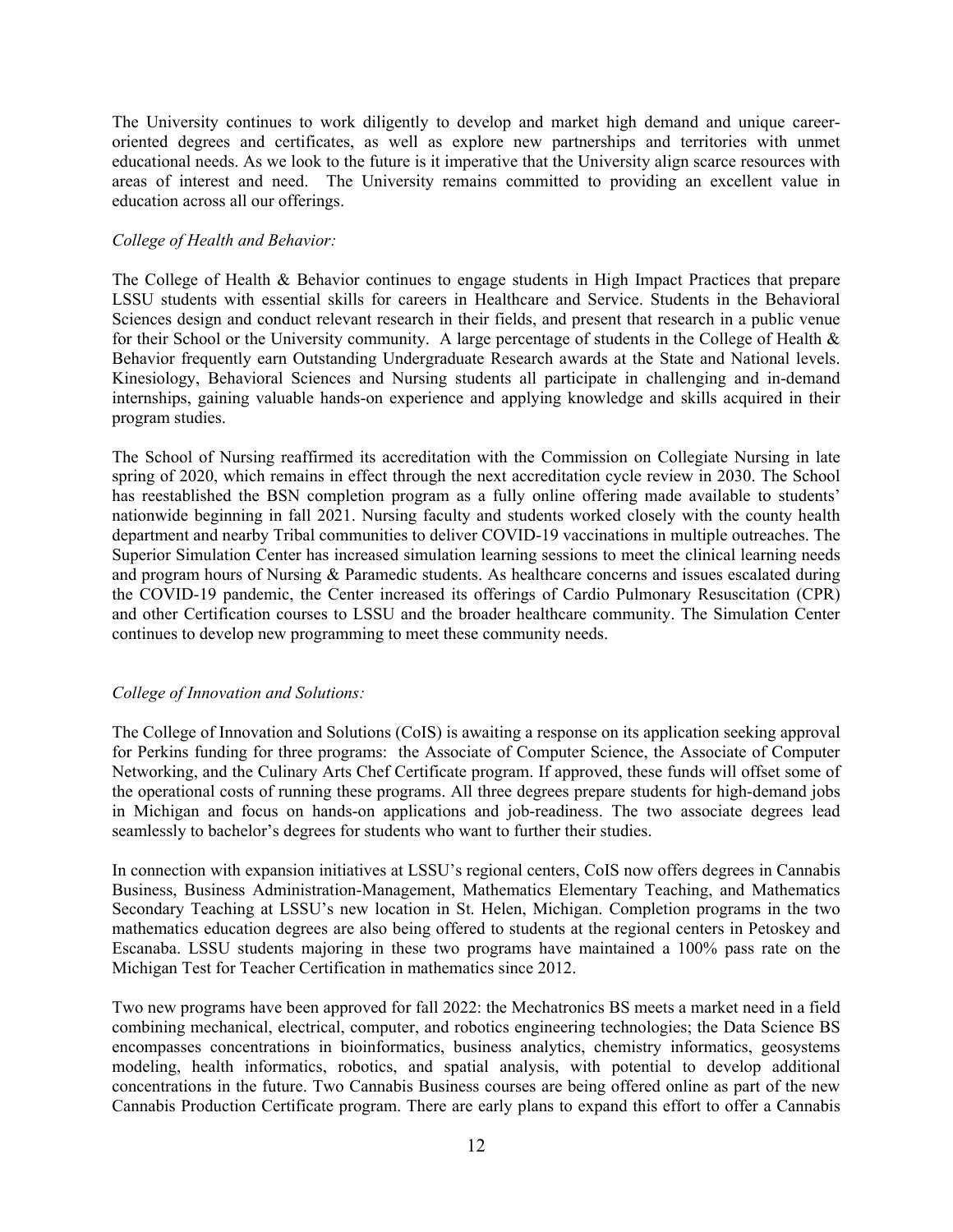The University continues to work diligently to develop and market high demand and unique career-oriented degrees and certificates, as well as explore new partnerships and territories with unmet educational needs. As we look to the future is it imperative that the University align scarce resources with areas of interest and need. The University remains committed to providing an excellent value in education across all our offerings.

*College of Health and Behavior:*

The College of Health & Behavior continues to engage students in High Impact Practices that prepare LSSU students with essential skills for careers in Healthcare and Service. Students in the Behavioral Sciences design and conduct relevant research in their fields, and present that research in a public venue for their School or the University community. A large percentage of students in the College of Health & Behavior frequently earn Outstanding Undergraduate Research awards at the State and National levels. Kinesiology, Behavioral Sciences and Nursing students all participate in challenging and in-demand internships, gaining valuable hands-on experience and applying knowledge and skills acquired in their program studies.

The School of Nursing reaffirmed its accreditation with the Commission on Collegiate Nursing in late spring of 2020, which remains in effect through the next accreditation cycle review in 2030. The School has reestablished the BSN completion program as a fully online offering made available to students' nationwide beginning in fall 2021. Nursing faculty and students worked closely with the county health department and nearby Tribal communities to deliver COVID-19 vaccinations in multiple outreaches. The Superior Simulation Center has increased simulation learning sessions to meet the clinical learning needs and program hours of Nursing & Paramedic students. As healthcare concerns and issues escalated during the COVID-19 pandemic, the Center increased its offerings of Cardio Pulmonary Resuscitation (CPR) and other Certification courses to LSSU and the broader healthcare community. The Simulation Center continues to develop new programming to meet these community needs.

*College of Innovation and Solutions:*

The College of Innovation and Solutions (CoIS) is awaiting a response on its application seeking approval for Perkins funding for three programs: the Associate of Computer Science, the Associate of Computer Networking, and the Culinary Arts Chef Certificate program. If approved, these funds will offset some of the operational costs of running these programs. All three degrees prepare students for high-demand jobs in Michigan and focus on hands-on applications and job-readiness. The two associate degrees lead seamlessly to bachelor's degrees for students who want to further their studies.

In connection with expansion initiatives at LSSU's regional centers, CoIS now offers degrees in Cannabis Business, Business Administration-Management, Mathematics Elementary Teaching, and Mathematics Secondary Teaching at LSSU's new location in St. Helen, Michigan. Completion programs in the two mathematics education degrees are also being offered to students at the regional centers in Petoskey and Escanaba. LSSU students majoring in these two programs have maintained a 100% pass rate on the Michigan Test for Teacher Certification in mathematics since 2012.

Two new programs have been approved for fall 2022: the Mechatronics BS meets a market need in a field combining mechanical, electrical, computer, and robotics engineering technologies; the Data Science BS encompasses concentrations in bioinformatics, business analytics, chemistry informatics, geosystems modeling, health informatics, robotics, and spatial analysis, with potential to develop additional concentrations in the future. Two Cannabis Business courses are being offered online as part of the new Cannabis Production Certificate program. There are early plans to expand this effort to offer a Cannabis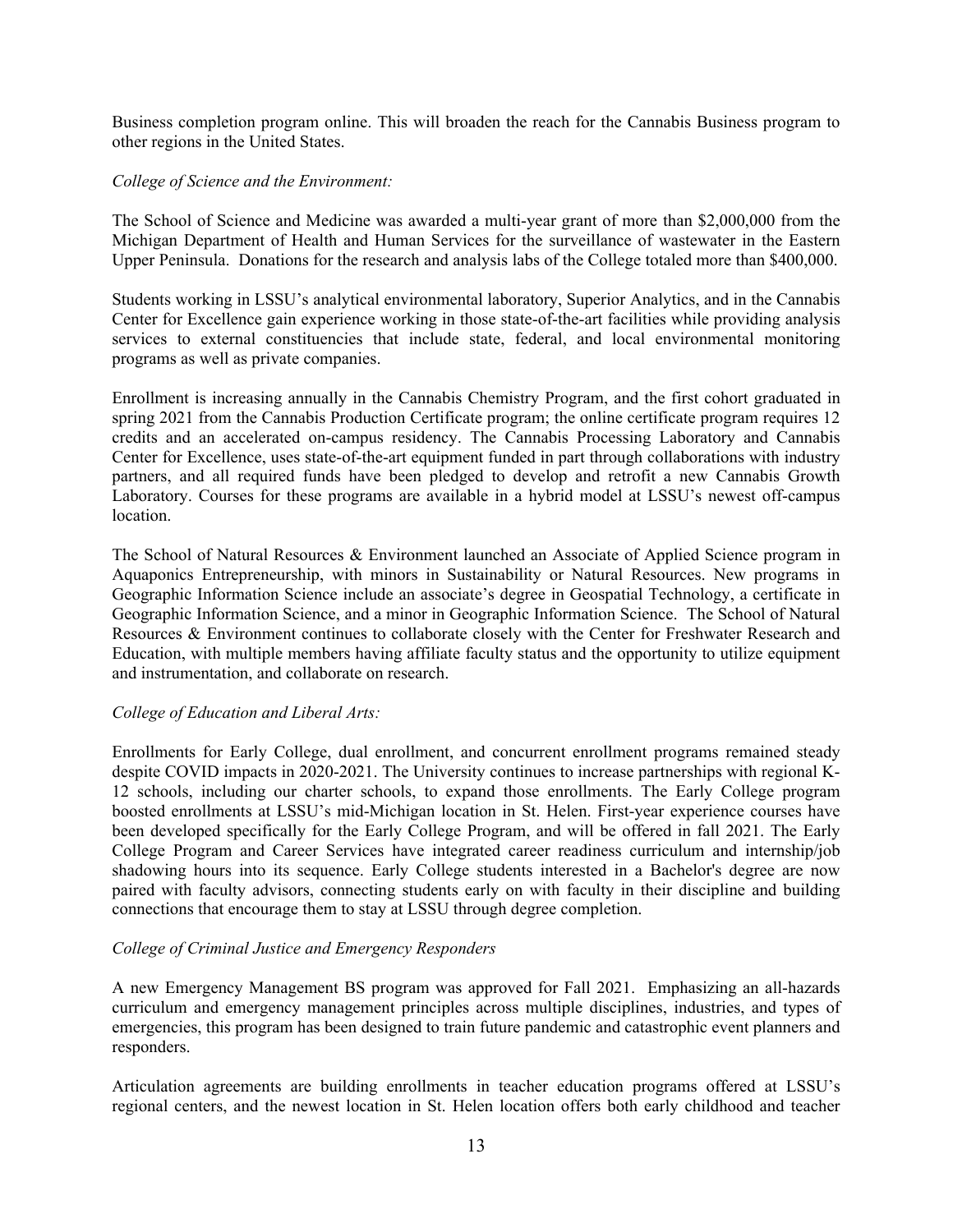Business completion program online. This will broaden the reach for the Cannabis Business program to other regions in the United States.

*College of Science and the Environment:*

The School of Science and Medicine was awarded a multi-year grant of more than $2,000,000 from the Michigan Department of Health and Human Services for the surveillance of wastewater in the Eastern Upper Peninsula. Donations for the research and analysis labs of the College totaled more than $400,000.

Students working in LSSU's analytical environmental laboratory, Superior Analytics, and in the Cannabis Center for Excellence gain experience working in those state-of-the-art facilities while providing analysis services to external constituencies that include state, federal, and local environmental monitoring programs as well as private companies.

Enrollment is increasing annually in the Cannabis Chemistry Program, and the first cohort graduated in spring 2021 from the Cannabis Production Certificate program; the online certificate program requires 12 credits and an accelerated on-campus residency. The Cannabis Processing Laboratory and Cannabis Center for Excellence, uses state-of-the-art equipment funded in part through collaborations with industry partners, and all required funds have been pledged to develop and retrofit a new Cannabis Growth Laboratory. Courses for these programs are available in a hybrid model at LSSU's newest off-campus location.

The School of Natural Resources & Environment launched an Associate of Applied Science program in Aquaponics Entrepreneurship, with minors in Sustainability or Natural Resources. New programs in Geographic Information Science include an associate's degree in Geospatial Technology, a certificate in Geographic Information Science, and a minor in Geographic Information Science. The School of Natural Resources & Environment continues to collaborate closely with the Center for Freshwater Research and Education, with multiple members having affiliate faculty status and the opportunity to utilize equipment and instrumentation, and collaborate on research.

*College of Education and Liberal Arts:*

Enrollments for Early College, dual enrollment, and concurrent enrollment programs remained steady despite COVID impacts in 2020-2021. The University continues to increase partnerships with regional K-12 schools, including our charter schools, to expand those enrollments. The Early College program boosted enrollments at LSSU's mid-Michigan location in St. Helen. First-year experience courses have been developed specifically for the Early College Program, and will be offered in fall 2021. The Early College Program and Career Services have integrated career readiness curriculum and internship/job shadowing hours into its sequence. Early College students interested in a Bachelor's degree are now paired with faculty advisors, connecting students early on with faculty in their discipline and building connections that encourage them to stay at LSSU through degree completion.

*College of Criminal Justice and Emergency Responders*

A new Emergency Management BS program was approved for Fall 2021. Emphasizing an all-hazards curriculum and emergency management principles across multiple disciplines, industries, and types of emergencies, this program has been designed to train future pandemic and catastrophic event planners and responders.

Articulation agreements are building enrollments in teacher education programs offered at LSSU's regional centers, and the newest location in St. Helen location offers both early childhood and teacher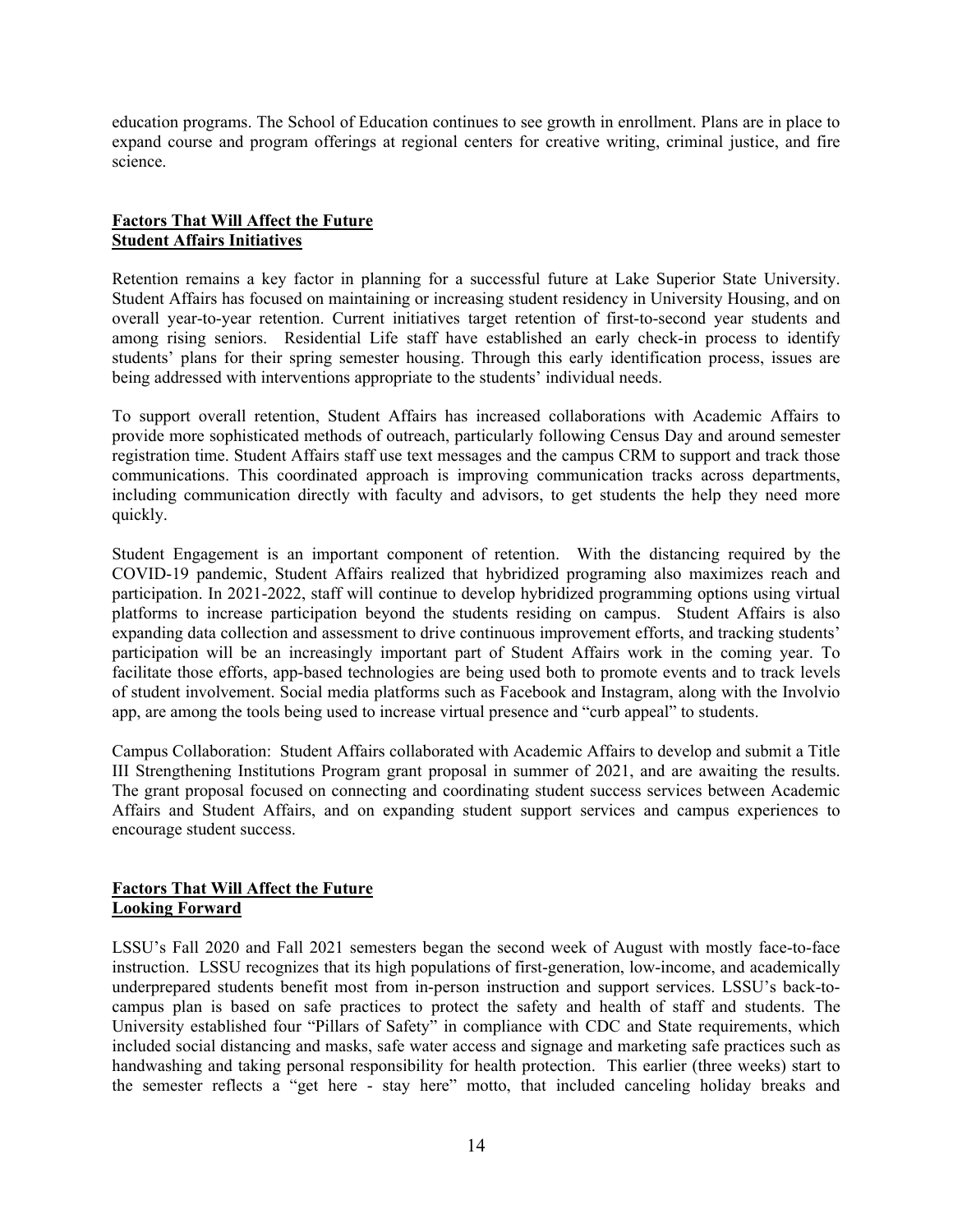education programs. The School of Education continues to see growth in enrollment. Plans are in place to expand course and program offerings at regional centers for creative writing, criminal justice, and fire science.

## Factors That Will Affect the Future
## Student Affairs Initiatives

Retention remains a key factor in planning for a successful future at Lake Superior State University. Student Affairs has focused on maintaining or increasing student residency in University Housing, and on overall year-to-year retention. Current initiatives target retention of first-to-second year students and among rising seniors. Residential Life staff have established an early check-in process to identify students' plans for their spring semester housing. Through this early identification process, issues are being addressed with interventions appropriate to the students' individual needs.

To support overall retention, Student Affairs has increased collaborations with Academic Affairs to provide more sophisticated methods of outreach, particularly following Census Day and around semester registration time. Student Affairs staff use text messages and the campus CRM to support and track those communications. This coordinated approach is improving communication tracks across departments, including communication directly with faculty and advisors, to get students the help they need more quickly.

Student Engagement is an important component of retention. With the distancing required by the COVID-19 pandemic, Student Affairs realized that hybridized programing also maximizes reach and participation. In 2021-2022, staff will continue to develop hybridized programming options using virtual platforms to increase participation beyond the students residing on campus. Student Affairs is also expanding data collection and assessment to drive continuous improvement efforts, and tracking students' participation will be an increasingly important part of Student Affairs work in the coming year. To facilitate those efforts, app-based technologies are being used both to promote events and to track levels of student involvement. Social media platforms such as Facebook and Instagram, along with the Involvio app, are among the tools being used to increase virtual presence and "curb appeal" to students.

Campus Collaboration: Student Affairs collaborated with Academic Affairs to develop and submit a Title III Strengthening Institutions Program grant proposal in summer of 2021, and are awaiting the results. The grant proposal focused on connecting and coordinating student success services between Academic Affairs and Student Affairs, and on expanding student support services and campus experiences to encourage student success.

## Factors That Will Affect the Future
## Looking Forward

LSSU's Fall 2020 and Fall 2021 semesters began the second week of August with mostly face-to-face instruction. LSSU recognizes that its high populations of first-generation, low-income, and academically underprepared students benefit most from in-person instruction and support services. LSSU's back-to-campus plan is based on safe practices to protect the safety and health of staff and students. The University established four "Pillars of Safety" in compliance with CDC and State requirements, which included social distancing and masks, safe water access and signage and marketing safe practices such as handwashing and taking personal responsibility for health protection. This earlier (three weeks) start to the semester reflects a "get here - stay here" motto, that included canceling holiday breaks and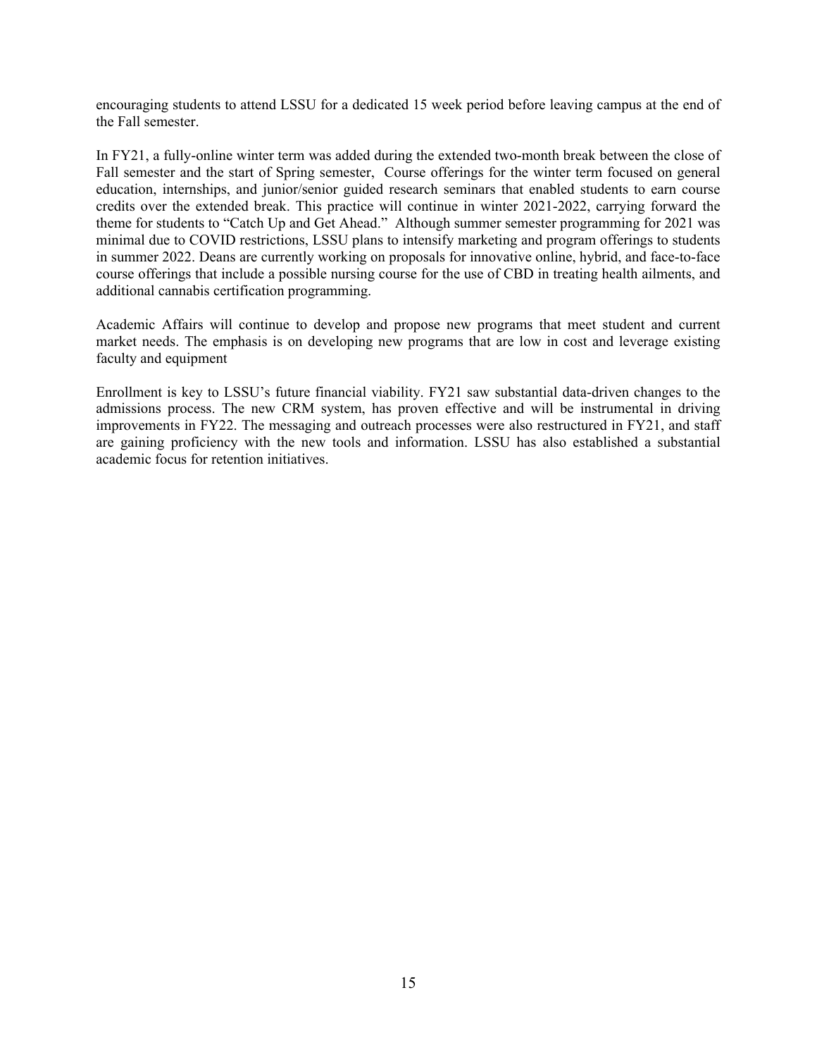encouraging students to attend LSSU for a dedicated 15 week period before leaving campus at the end of the Fall semester.

In FY21, a fully-online winter term was added during the extended two-month break between the close of Fall semester and the start of Spring semester, Course offerings for the winter term focused on general education, internships, and junior/senior guided research seminars that enabled students to earn course credits over the extended break. This practice will continue in winter 2021-2022, carrying forward the theme for students to "Catch Up and Get Ahead." Although summer semester programming for 2021 was minimal due to COVID restrictions, LSSU plans to intensify marketing and program offerings to students in summer 2022. Deans are currently working on proposals for innovative online, hybrid, and face-to-face course offerings that include a possible nursing course for the use of CBD in treating health ailments, and additional cannabis certification programming.

Academic Affairs will continue to develop and propose new programs that meet student and current market needs. The emphasis is on developing new programs that are low in cost and leverage existing faculty and equipment

Enrollment is key to LSSU's future financial viability. FY21 saw substantial data-driven changes to the admissions process. The new CRM system, has proven effective and will be instrumental in driving improvements in FY22. The messaging and outreach processes were also restructured in FY21, and staff are gaining proficiency with the new tools and information. LSSU has also established a substantial academic focus for retention initiatives.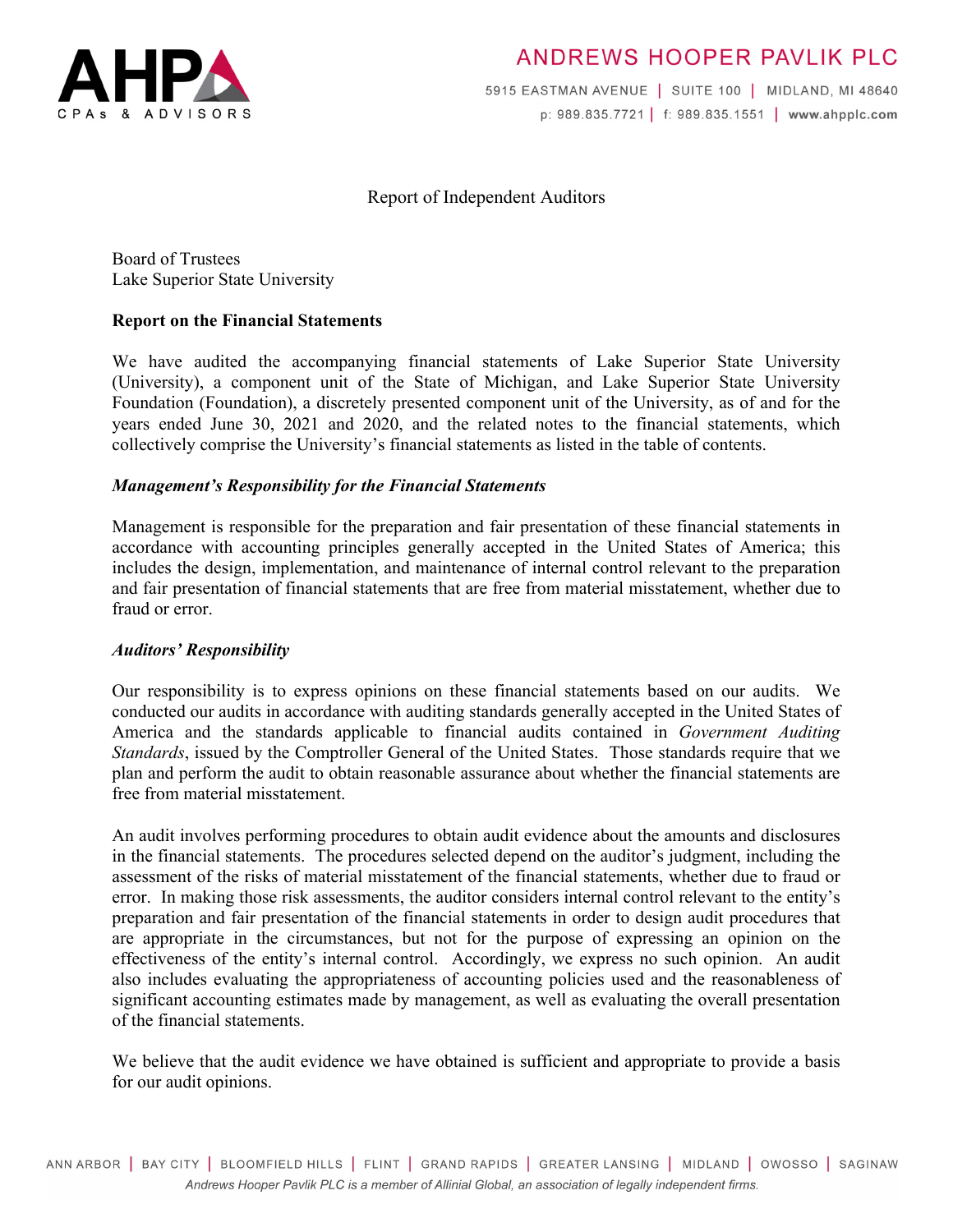Report of Independent Auditors

Board of Trustees
Lake Superior State University

**Report on the Financial Statements**

We have audited the accompanying financial statements of Lake Superior State University (University), a component unit of the State of Michigan, and Lake Superior State University Foundation (Foundation), a discretely presented component unit of the University, as of and for the years ended June 30, 2021 and 2020, and the related notes to the financial statements, which collectively comprise the University's financial statements as listed in the table of contents.

***Management's Responsibility for the Financial Statements***

Management is responsible for the preparation and fair presentation of these financial statements in accordance with accounting principles generally accepted in the United States of America; this includes the design, implementation, and maintenance of internal control relevant to the preparation and fair presentation of financial statements that are free from material misstatement, whether due to fraud or error.

***Auditors' Responsibility***

Our responsibility is to express opinions on these financial statements based on our audits. We conducted our audits in accordance with auditing standards generally accepted in the United States of America and the standards applicable to financial audits contained in *Government Auditing Standards*, issued by the Comptroller General of the United States. Those standards require that we plan and perform the audit to obtain reasonable assurance about whether the financial statements are free from material misstatement.

An audit involves performing procedures to obtain audit evidence about the amounts and disclosures in the financial statements. The procedures selected depend on the auditor's judgment, including the assessment of the risks of material misstatement of the financial statements, whether due to fraud or error. In making those risk assessments, the auditor considers internal control relevant to the entity's preparation and fair presentation of the financial statements in order to design audit procedures that are appropriate in the circumstances, but not for the purpose of expressing an opinion on the effectiveness of the entity's internal control. Accordingly, we express no such opinion. An audit also includes evaluating the appropriateness of accounting policies used and the reasonableness of significant accounting estimates made by management, as well as evaluating the overall presentation of the financial statements.

We believe that the audit evidence we have obtained is sufficient and appropriate to provide a basis for our audit opinions.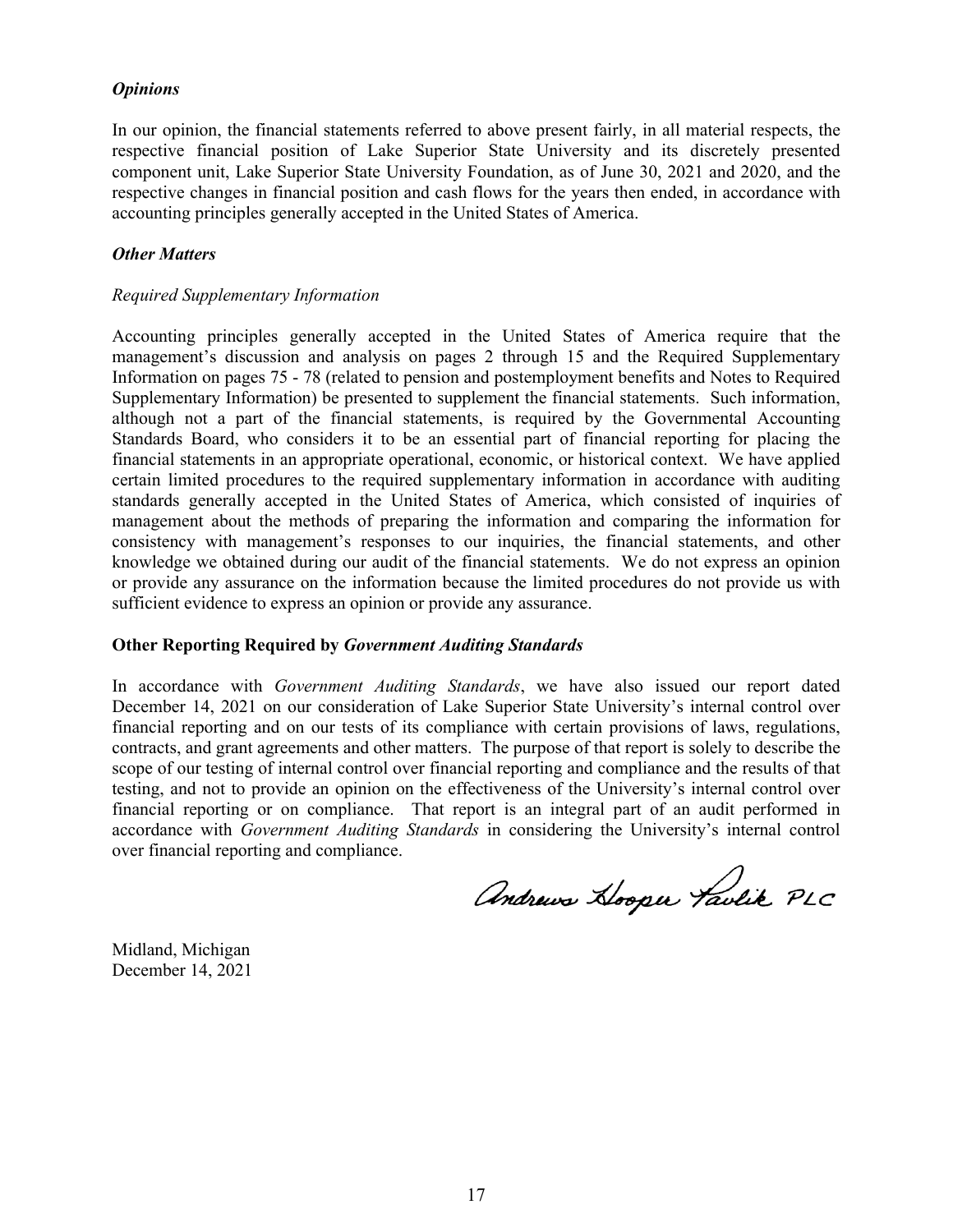### *Opinions*

In our opinion, the financial statements referred to above present fairly, in all material respects, the respective financial position of Lake Superior State University and its discretely presented component unit, Lake Superior State University Foundation, as of June 30, 2021 and 2020, and the respective changes in financial position and cash flows for the years then ended, in accordance with accounting principles generally accepted in the United States of America.

### *Other Matters*

*Required Supplementary Information*

Accounting principles generally accepted in the United States of America require that the management's discussion and analysis on pages 2 through 15 and the Required Supplementary Information on pages 75 - 78 (related to pension and postemployment benefits and Notes to Required Supplementary Information) be presented to supplement the financial statements. Such information, although not a part of the financial statements, is required by the Governmental Accounting Standards Board, who considers it to be an essential part of financial reporting for placing the financial statements in an appropriate operational, economic, or historical context. We have applied certain limited procedures to the required supplementary information in accordance with auditing standards generally accepted in the United States of America, which consisted of inquiries of management about the methods of preparing the information and comparing the information for consistency with management's responses to our inquiries, the financial statements, and other knowledge we obtained during our audit of the financial statements. We do not express an opinion or provide any assurance on the information because the limited procedures do not provide us with sufficient evidence to express an opinion or provide any assurance.

### Other Reporting Required by *Government Auditing Standards*

In accordance with *Government Auditing Standards*, we have also issued our report dated December 14, 2021 on our consideration of Lake Superior State University's internal control over financial reporting and on our tests of its compliance with certain provisions of laws, regulations, contracts, and grant agreements and other matters. The purpose of that report is solely to describe the scope of our testing of internal control over financial reporting and compliance and the results of that testing, and not to provide an opinion on the effectiveness of the University's internal control over financial reporting or on compliance. That report is an integral part of an audit performed in accordance with *Government Auditing Standards* in considering the University's internal control over financial reporting and compliance.

Andrews Hooper Pavlik PLC

Midland, Michigan
December 14, 2021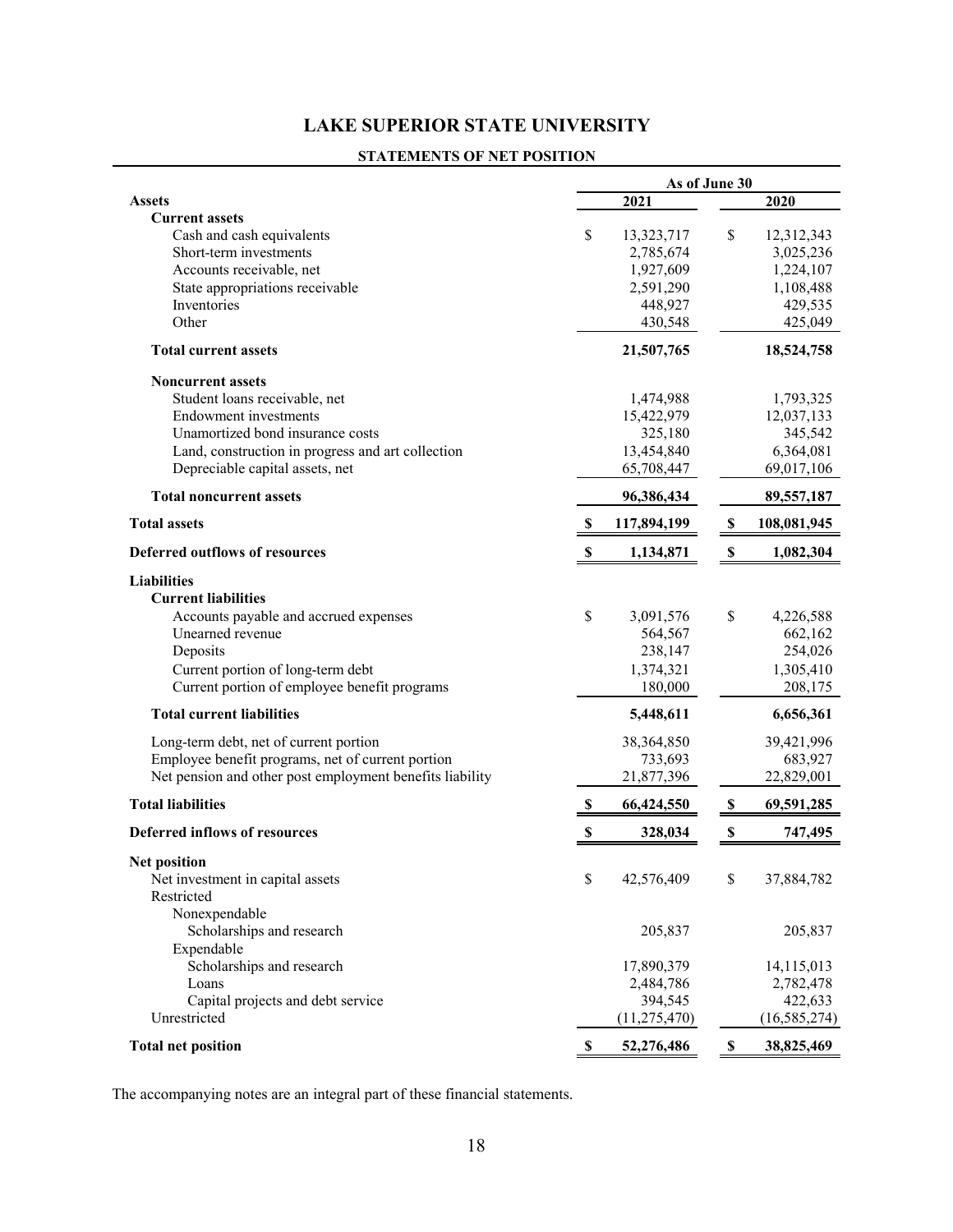# LAKE SUPERIOR STATE UNIVERSITY

## STATEMENTS OF NET POSITION

| | As of June 30 | |
|---|---|---|
| **Assets** | **2021** | **2020** |
| **Current assets** | | |
| Cash and cash equivalents | $ 13,323,717 | $ 12,312,343 |
| Short-term investments | 2,785,674 | 3,025,236 |
| Accounts receivable, net | 1,927,609 | 1,224,107 |
| State appropriations receivable | 2,591,290 | 1,108,488 |
| Inventories | 448,927 | 429,535 |
| Other | 430,548 | 425,049 |
| **Total current assets** | **21,507,765** | **18,524,758** |
| **Noncurrent assets** | | |
| Student loans receivable, net | 1,474,988 | 1,793,325 |
| Endowment investments | 15,422,979 | 12,037,133 |
| Unamortized bond insurance costs | 325,180 | 345,542 |
| Land, construction in progress and art collection | 13,454,840 | 6,364,081 |
| Depreciable capital assets, net | 65,708,447 | 69,017,106 |
| **Total noncurrent assets** | **96,386,434** | **89,557,187** |
| **Total assets** | **$ 117,894,199** | **$ 108,081,945** |
| **Deferred outflows of resources** | **$ 1,134,871** | **$ 1,082,304** |
| **Liabilities** | | |
| **Current liabilities** | | |
| Accounts payable and accrued expenses | $ 3,091,576 | $ 4,226,588 |
| Unearned revenue | 564,567 | 662,162 |
| Deposits | 238,147 | 254,026 |
| Current portion of long-term debt | 1,374,321 | 1,305,410 |
| Current portion of employee benefit programs | 180,000 | 208,175 |
| **Total current liabilities** | **5,448,611** | **6,656,361** |
| Long-term debt, net of current portion | 38,364,850 | 39,421,996 |
| Employee benefit programs, net of current portion | 733,693 | 683,927 |
| Net pension and other post employment benefits liability | 21,877,396 | 22,829,001 |
| **Total liabilities** | **$ 66,424,550** | **$ 69,591,285** |
| **Deferred inflows of resources** | **$ 328,034** | **$ 747,495** |
| **Net position** | | |
| Net investment in capital assets | $ 42,576,409 | $ 37,884,782 |
| Restricted | | |
| Nonexpendable | | |
| Scholarships and research | 205,837 | 205,837 |
| Expendable | | |
| Scholarships and research | 17,890,379 | 14,115,013 |
| Loans | 2,484,786 | 2,782,478 |
| Capital projects and debt service | 394,545 | 422,633 |
| Unrestricted | (11,275,470) | (16,585,274) |
| **Total net position** | **$ 52,276,486** | **$ 38,825,469** |

The accompanying notes are an integral part of these financial statements.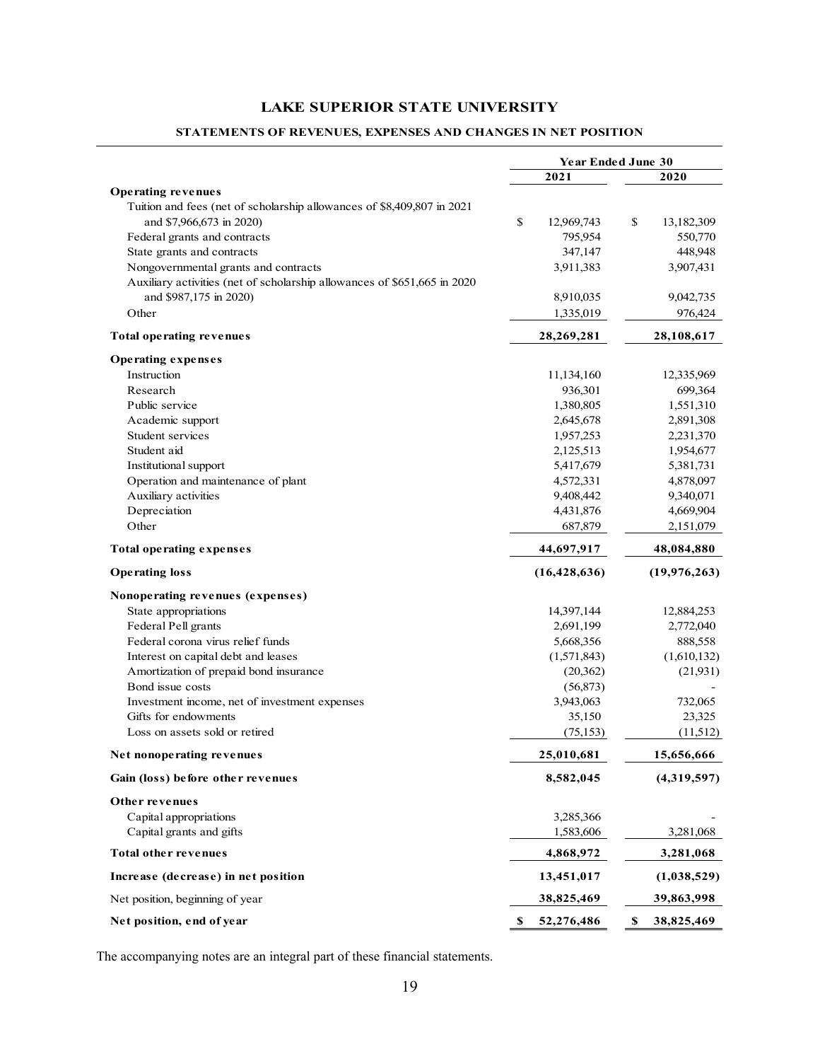# LAKE SUPERIOR STATE UNIVERSITY

## STATEMENTS OF REVENUES, EXPENSES AND CHANGES IN NET POSITION

| | Year Ended June 30 | |
|---|---|---|
| | **2021** | **2020** |
| **Operating revenues** | | |
| Tuition and fees (net of scholarship allowances of $8,409,807 in 2021 and $7,966,673 in 2020) | $ 12,969,743 | $ 13,182,309 |
| Federal grants and contracts | 795,954 | 550,770 |
| State grants and contracts | 347,147 | 448,948 |
| Nongovernmental grants and contracts | 3,911,383 | 3,907,431 |
| Auxiliary activities (net of scholarship allowances of $651,665 in 2020 and $987,175 in 2020) | 8,910,035 | 9,042,735 |
| Other | 1,335,019 | 976,424 |
| **Total operating revenues** | **28,269,281** | **28,108,617** |
| **Operating expenses** | | |
| Instruction | 11,134,160 | 12,335,969 |
| Research | 936,301 | 699,364 |
| Public service | 1,380,805 | 1,551,310 |
| Academic support | 2,645,678 | 2,891,308 |
| Student services | 1,957,253 | 2,231,370 |
| Student aid | 2,125,513 | 1,954,677 |
| Institutional support | 5,417,679 | 5,381,731 |
| Operation and maintenance of plant | 4,572,331 | 4,878,097 |
| Auxiliary activities | 9,408,442 | 9,340,071 |
| Depreciation | 4,431,876 | 4,669,904 |
| Other | 687,879 | 2,151,079 |
| **Total operating expenses** | **44,697,917** | **48,084,880** |
| **Operating loss** | **(16,428,636)** | **(19,976,263)** |
| **Nonoperating revenues (expenses)** | | |
| State appropriations | 14,397,144 | 12,884,253 |
| Federal Pell grants | 2,691,199 | 2,772,040 |
| Federal corona virus relief funds | 5,668,356 | 888,558 |
| Interest on capital debt and leases | (1,571,843) | (1,610,132) |
| Amortization of prepaid bond insurance | (20,362) | (21,931) |
| Bond issue costs | (56,873) | - |
| Investment income, net of investment expenses | 3,943,063 | 732,065 |
| Gifts for endowments | 35,150 | 23,325 |
| Loss on assets sold or retired | (75,153) | (11,512) |
| **Net nonoperating revenues** | **25,010,681** | **15,656,666** |
| **Gain (loss) before other revenues** | **8,582,045** | **(4,319,597)** |
| **Other revenues** | | |
| Capital appropriations | 3,285,366 | - |
| Capital grants and gifts | 1,583,606 | 3,281,068 |
| **Total other revenues** | **4,868,972** | **3,281,068** |
| **Increase (decrease) in net position** | **13,451,017** | **(1,038,529)** |
| Net position, beginning of year | **38,825,469** | **39,863,998** |
| **Net position, end of year** | **$ 52,276,486** | **$ 38,825,469** |

The accompanying notes are an integral part of these financial statements.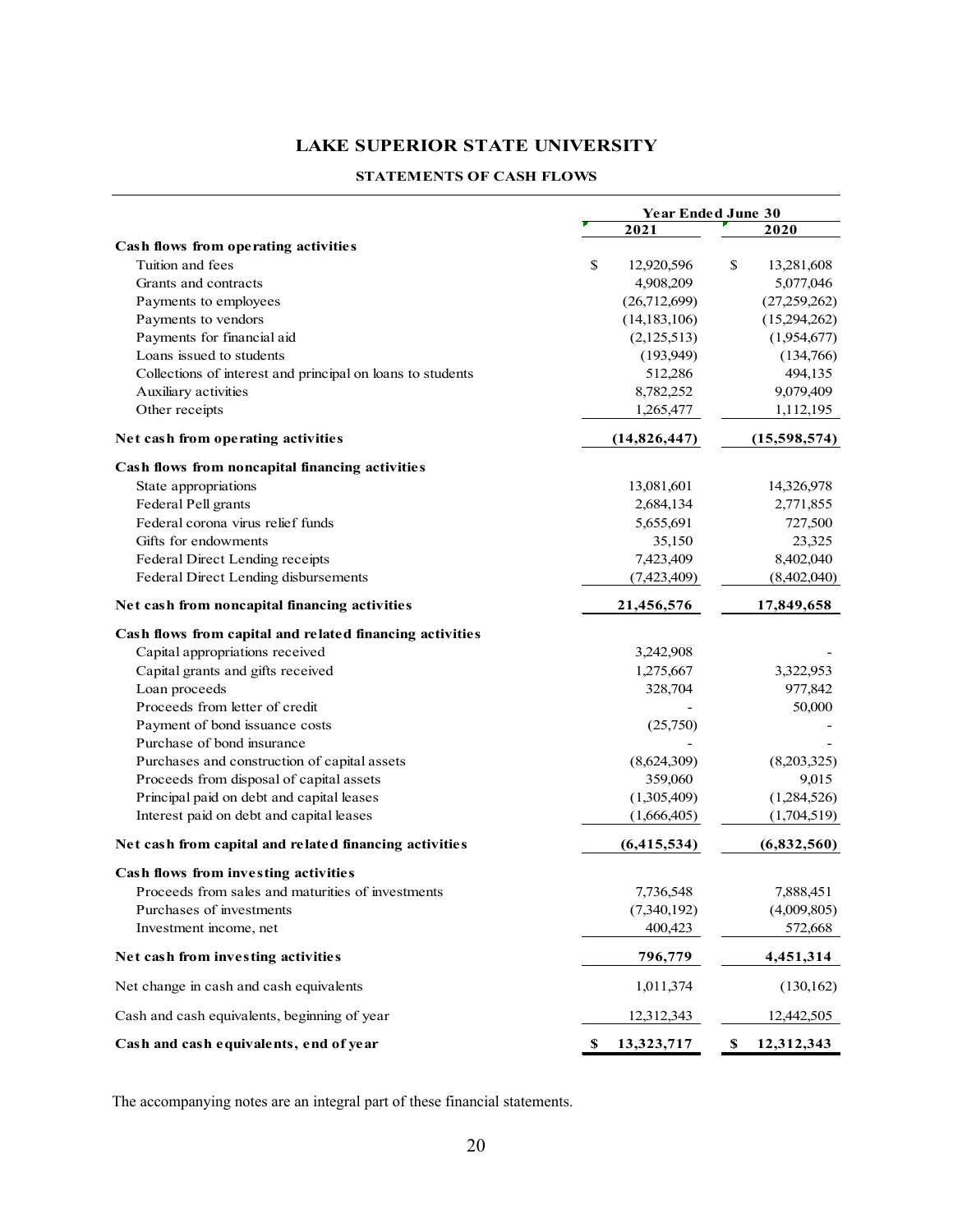# LAKE SUPERIOR STATE UNIVERSITY

## STATEMENTS OF CASH FLOWS

| | Year Ended June 30 | |
|---|---|---|
| | 2021 | 2020 |
| **Cash flows from operating activities** | | |
| Tuition and fees | $ 12,920,596 | $ 13,281,608 |
| Grants and contracts | 4,908,209 | 5,077,046 |
| Payments to employees | (26,712,699) | (27,259,262) |
| Payments to vendors | (14,183,106) | (15,294,262) |
| Payments for financial aid | (2,125,513) | (1,954,677) |
| Loans issued to students | (193,949) | (134,766) |
| Collections of interest and principal on loans to students | 512,286 | 494,135 |
| Auxiliary activities | 8,782,252 | 9,079,409 |
| Other receipts | 1,265,477 | 1,112,195 |
| **Net cash from operating activities** | **(14,826,447)** | **(15,598,574)** |
| **Cash flows from noncapital financing activities** | | |
| State appropriations | 13,081,601 | 14,326,978 |
| Federal Pell grants | 2,684,134 | 2,771,855 |
| Federal corona virus relief funds | 5,655,691 | 727,500 |
| Gifts for endowments | 35,150 | 23,325 |
| Federal Direct Lending receipts | 7,423,409 | 8,402,040 |
| Federal Direct Lending disbursements | (7,423,409) | (8,402,040) |
| **Net cash from noncapital financing activities** | **21,456,576** | **17,849,658** |
| **Cash flows from capital and related financing activities** | | |
| Capital appropriations received | 3,242,908 | - |
| Capital grants and gifts received | 1,275,667 | 3,322,953 |
| Loan proceeds | 328,704 | 977,842 |
| Proceeds from letter of credit | - | 50,000 |
| Payment of bond issuance costs | (25,750) | - |
| Purchase of bond insurance | - | - |
| Purchases and construction of capital assets | (8,624,309) | (8,203,325) |
| Proceeds from disposal of capital assets | 359,060 | 9,015 |
| Principal paid on debt and capital leases | (1,305,409) | (1,284,526) |
| Interest paid on debt and capital leases | (1,666,405) | (1,704,519) |
| **Net cash from capital and related financing activities** | **(6,415,534)** | **(6,832,560)** |
| **Cash flows from investing activities** | | |
| Proceeds from sales and maturities of investments | 7,736,548 | 7,888,451 |
| Purchases of investments | (7,340,192) | (4,009,805) |
| Investment income, net | 400,423 | 572,668 |
| **Net cash from investing activities** | **796,779** | **4,451,314** |
| Net change in cash and cash equivalents | 1,011,374 | (130,162) |
| Cash and cash equivalents, beginning of year | 12,312,343 | 12,442,505 |
| **Cash and cash equivalents, end of year** | **$ 13,323,717** | **$ 12,312,343** |

The accompanying notes are an integral part of these financial statements.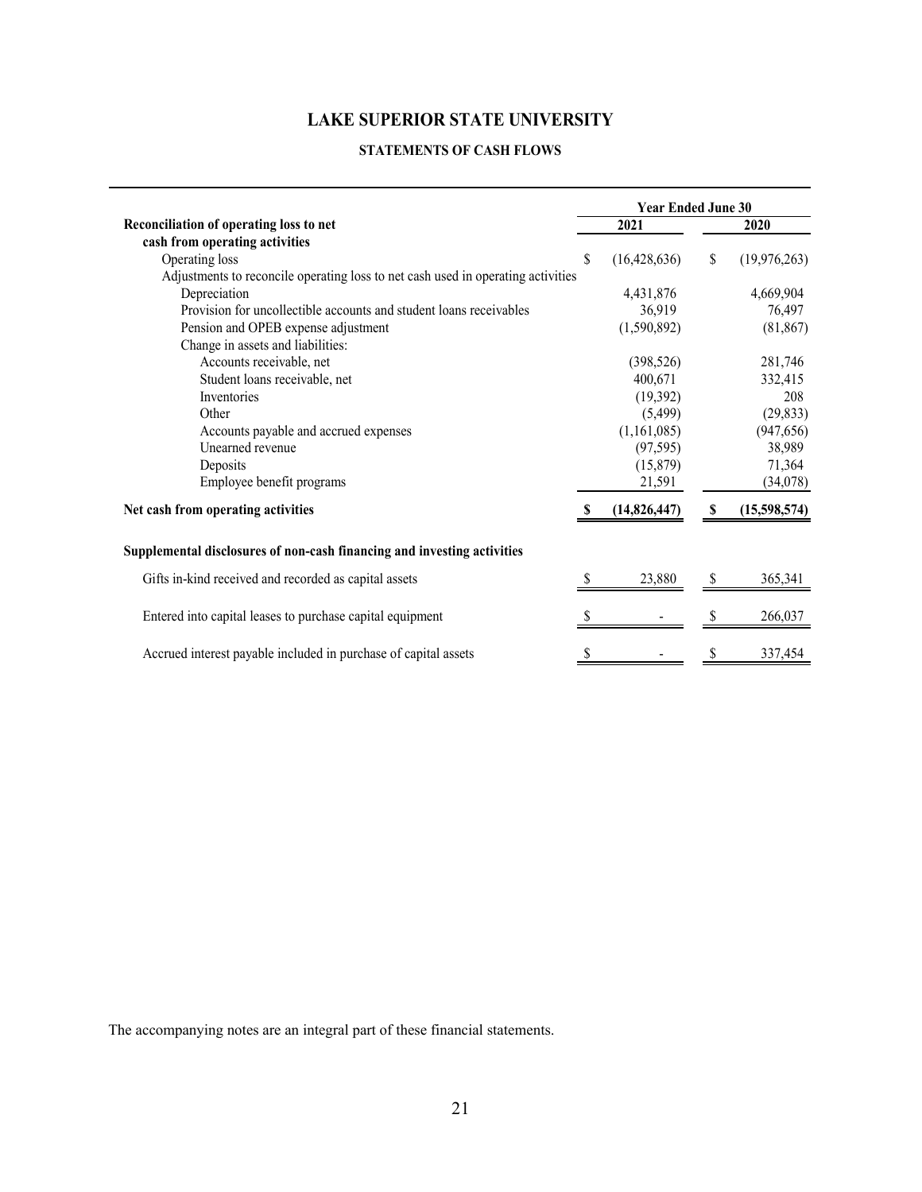# LAKE SUPERIOR STATE UNIVERSITY

## STATEMENTS OF CASH FLOWS

| | Year Ended June 30 | |
|---|---|---|
| **Reconciliation of operating loss to net cash from operating activities** | **2021** | **2020** |
| Operating loss | $ (16,428,636) | $ (19,976,263) |
| Adjustments to reconcile operating loss to net cash used in operating activities | | |
| Depreciation | 4,431,876 | 4,669,904 |
| Provision for uncollectible accounts and student loans receivables | 36,919 | 76,497 |
| Pension and OPEB expense adjustment | (1,590,892) | (81,867) |
| Change in assets and liabilities: | | |
| Accounts receivable, net | (398,526) | 281,746 |
| Student loans receivable, net | 400,671 | 332,415 |
| Inventories | (19,392) | 208 |
| Other | (5,499) | (29,833) |
| Accounts payable and accrued expenses | (1,161,085) | (947,656) |
| Unearned revenue | (97,595) | 38,989 |
| Deposits | (15,879) | 71,364 |
| Employee benefit programs | 21,591 | (34,078) |
| **Net cash from operating activities** | **$ (14,826,447)** | **$ (15,598,574)** |
| | | |
| **Supplemental disclosures of non-cash financing and investing activities** | | |
| Gifts in-kind received and recorded as capital assets | $ 23,880 | $ 365,341 |
| Entered into capital leases to purchase capital equipment | $ - | $ 266,037 |
| Accrued interest payable included in purchase of capital assets | $ - | $ 337,454 |

The accompanying notes are an integral part of these financial statements.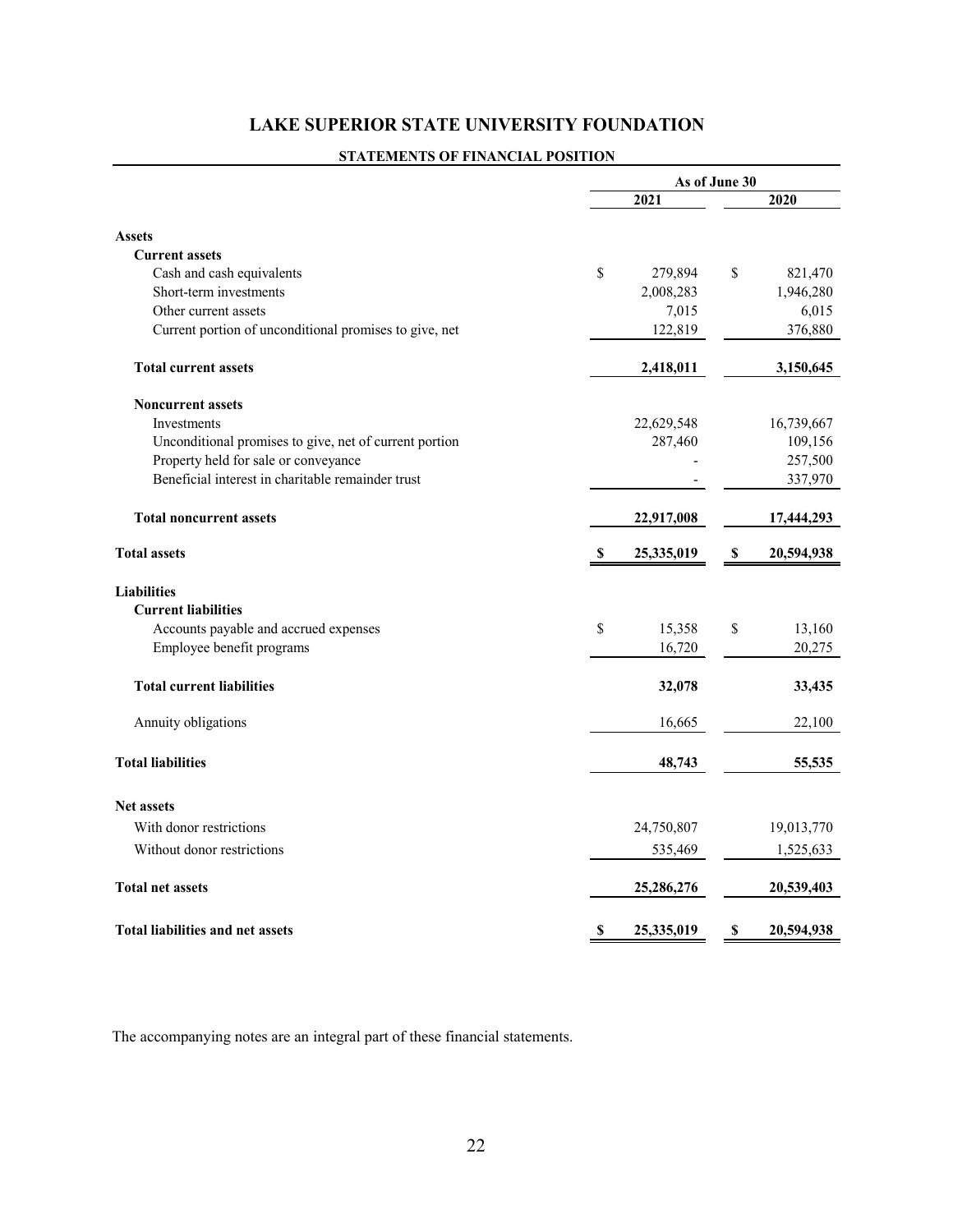# LAKE SUPERIOR STATE UNIVERSITY FOUNDATION

## STATEMENTS OF FINANCIAL POSITION

| | As of June 30 | |
|---|---|---|
| | 2021 | 2020 |
| **Assets** | | |
| **Current assets** | | |
| Cash and cash equivalents | $ 279,894 | $ 821,470 |
| Short-term investments | 2,008,283 | 1,946,280 |
| Other current assets | 7,015 | 6,015 |
| Current portion of unconditional promises to give, net | 122,819 | 376,880 |
| **Total current assets** | **2,418,011** | **3,150,645** |
| **Noncurrent assets** | | |
| Investments | 22,629,548 | 16,739,667 |
| Unconditional promises to give, net of current portion | 287,460 | 109,156 |
| Property held for sale or conveyance | - | 257,500 |
| Beneficial interest in charitable remainder trust | - | 337,970 |
| **Total noncurrent assets** | **22,917,008** | **17,444,293** |
| **Total assets** | **$ 25,335,019** | **$ 20,594,938** |
| **Liabilities** | | |
| **Current liabilities** | | |
| Accounts payable and accrued expenses | $ 15,358 | $ 13,160 |
| Employee benefit programs | 16,720 | 20,275 |
| **Total current liabilities** | **32,078** | **33,435** |
| Annuity obligations | 16,665 | 22,100 |
| **Total liabilities** | **48,743** | **55,535** |
| **Net assets** | | |
| With donor restrictions | 24,750,807 | 19,013,770 |
| Without donor restrictions | 535,469 | 1,525,633 |
| **Total net assets** | **25,286,276** | **20,539,403** |
| **Total liabilities and net assets** | **$ 25,335,019** | **$ 20,594,938** |

The accompanying notes are an integral part of these financial statements.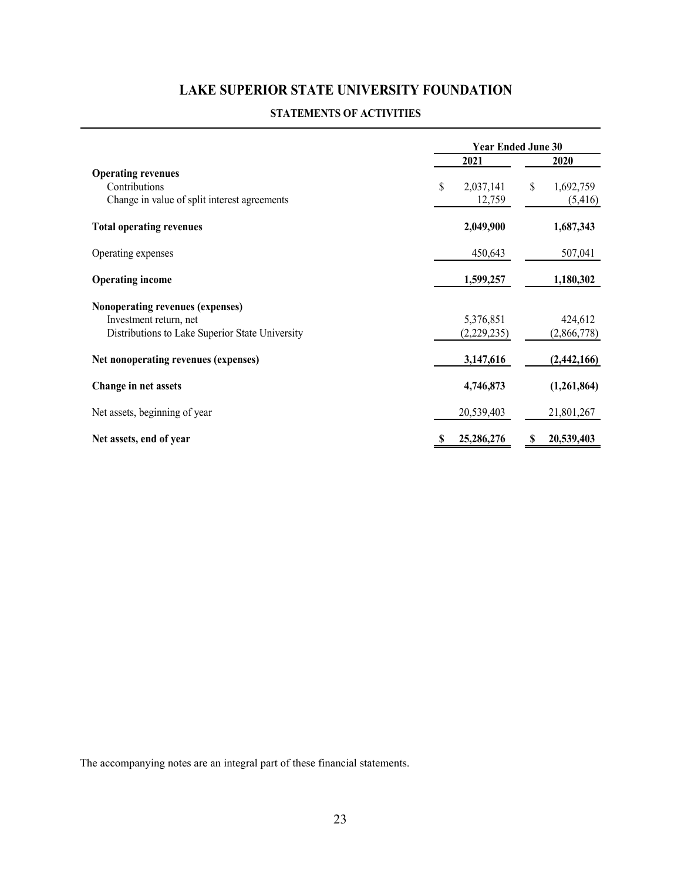# LAKE SUPERIOR STATE UNIVERSITY FOUNDATION

## STATEMENTS OF ACTIVITIES

| | Year Ended June 30 | |
|---|---|---|
| | 2021 | 2020 |
| **Operating revenues** | | |
| Contributions | $ 2,037,141 | $ 1,692,759 |
| Change in value of split interest agreements | 12,759 | (5,416) |
| **Total operating revenues** | **2,049,900** | **1,687,343** |
| Operating expenses | 450,643 | 507,041 |
| **Operating income** | **1,599,257** | **1,180,302** |
| **Nonoperating revenues (expenses)** | | |
| Investment return, net | 5,376,851 | 424,612 |
| Distributions to Lake Superior State University | (2,229,235) | (2,866,778) |
| **Net nonoperating revenues (expenses)** | **3,147,616** | **(2,442,166)** |
| **Change in net assets** | **4,746,873** | **(1,261,864)** |
| Net assets, beginning of year | 20,539,403 | 21,801,267 |
| **Net assets, end of year** | **$ 25,286,276** | **$ 20,539,403** |

The accompanying notes are an integral part of these financial statements.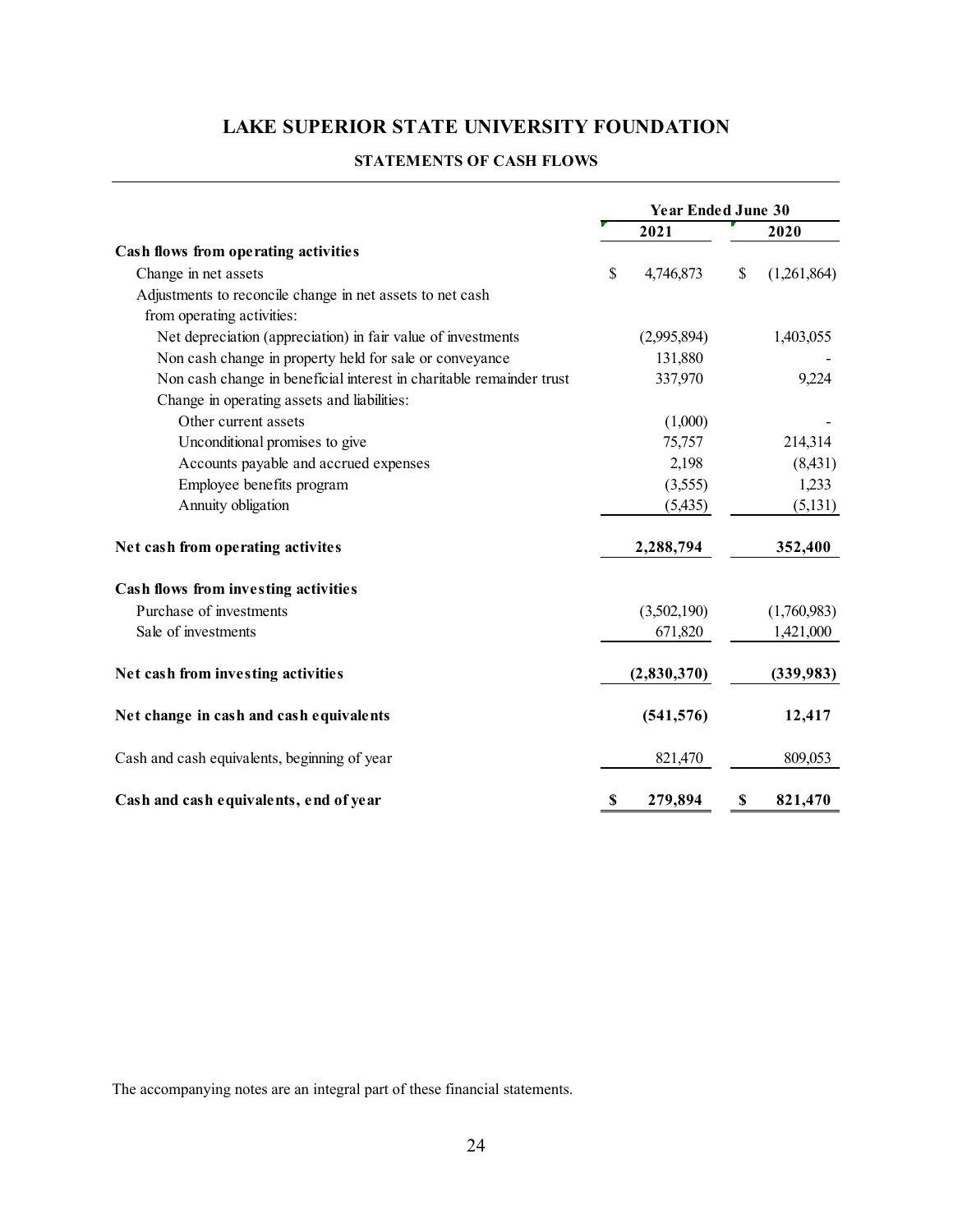# LAKE SUPERIOR STATE UNIVERSITY FOUNDATION

## STATEMENTS OF CASH FLOWS

| | Year Ended June 30 | |
|---|---|---|
| | 2021 | 2020 |
| **Cash flows from operating activities** | | |
| Change in net assets | $ 4,746,873 | $ (1,261,864) |
| Adjustments to reconcile change in net assets to net cash from operating activities: | | |
| Net depreciation (appreciation) in fair value of investments | (2,995,894) | 1,403,055 |
| Non cash change in property held for sale or conveyance | 131,880 | - |
| Non cash change in beneficial interest in charitable remainder trust | 337,970 | 9,224 |
| Change in operating assets and liabilities: | | |
| Other current assets | (1,000) | - |
| Unconditional promises to give | 75,757 | 214,314 |
| Accounts payable and accrued expenses | 2,198 | (8,431) |
| Employee benefits program | (3,555) | 1,233 |
| Annuity obligation | (5,435) | (5,131) |
| **Net cash from operating activites** | **2,288,794** | **352,400** |
| **Cash flows from investing activities** | | |
| Purchase of investments | (3,502,190) | (1,760,983) |
| Sale of investments | 671,820 | 1,421,000 |
| **Net cash from investing activities** | **(2,830,370)** | **(339,983)** |
| **Net change in cash and cash equivalents** | **(541,576)** | **12,417** |
| Cash and cash equivalents, beginning of year | 821,470 | 809,053 |
| **Cash and cash equivalents, end of year** | **$ 279,894** | **$ 821,470** |

The accompanying notes are an integral part of these financial statements.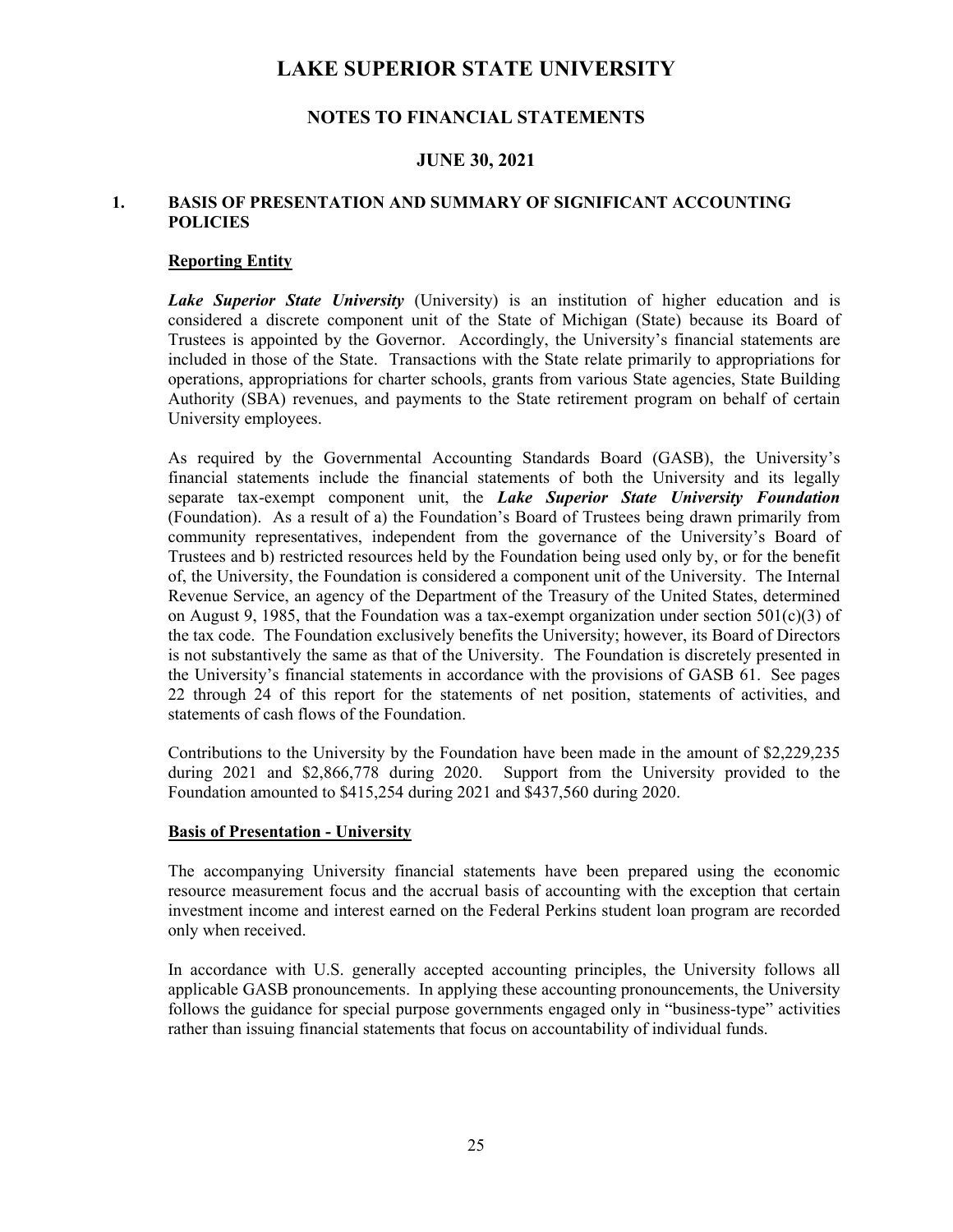# LAKE SUPERIOR STATE UNIVERSITY

## NOTES TO FINANCIAL STATEMENTS

## JUNE 30, 2021

### 1. BASIS OF PRESENTATION AND SUMMARY OF SIGNIFICANT ACCOUNTING POLICIES

**Reporting Entity**

***Lake Superior State University*** (University) is an institution of higher education and is considered a discrete component unit of the State of Michigan (State) because its Board of Trustees is appointed by the Governor. Accordingly, the University's financial statements are included in those of the State. Transactions with the State relate primarily to appropriations for operations, appropriations for charter schools, grants from various State agencies, State Building Authority (SBA) revenues, and payments to the State retirement program on behalf of certain University employees.

As required by the Governmental Accounting Standards Board (GASB), the University's financial statements include the financial statements of both the University and its legally separate tax-exempt component unit, the ***Lake Superior State University Foundation*** (Foundation). As a result of a) the Foundation's Board of Trustees being drawn primarily from community representatives, independent from the governance of the University's Board of Trustees and b) restricted resources held by the Foundation being used only by, or for the benefit of, the University, the Foundation is considered a component unit of the University. The Internal Revenue Service, an agency of the Department of the Treasury of the United States, determined on August 9, 1985, that the Foundation was a tax-exempt organization under section 501(c)(3) of the tax code. The Foundation exclusively benefits the University; however, its Board of Directors is not substantively the same as that of the University. The Foundation is discretely presented in the University's financial statements in accordance with the provisions of GASB 61. See pages 22 through 24 of this report for the statements of net position, statements of activities, and statements of cash flows of the Foundation.

Contributions to the University by the Foundation have been made in the amount of $2,229,235 during 2021 and $2,866,778 during 2020. Support from the University provided to the Foundation amounted to $415,254 during 2021 and $437,560 during 2020.

**Basis of Presentation - University**

The accompanying University financial statements have been prepared using the economic resource measurement focus and the accrual basis of accounting with the exception that certain investment income and interest earned on the Federal Perkins student loan program are recorded only when received.

In accordance with U.S. generally accepted accounting principles, the University follows all applicable GASB pronouncements. In applying these accounting pronouncements, the University follows the guidance for special purpose governments engaged only in "business-type" activities rather than issuing financial statements that focus on accountability of individual funds.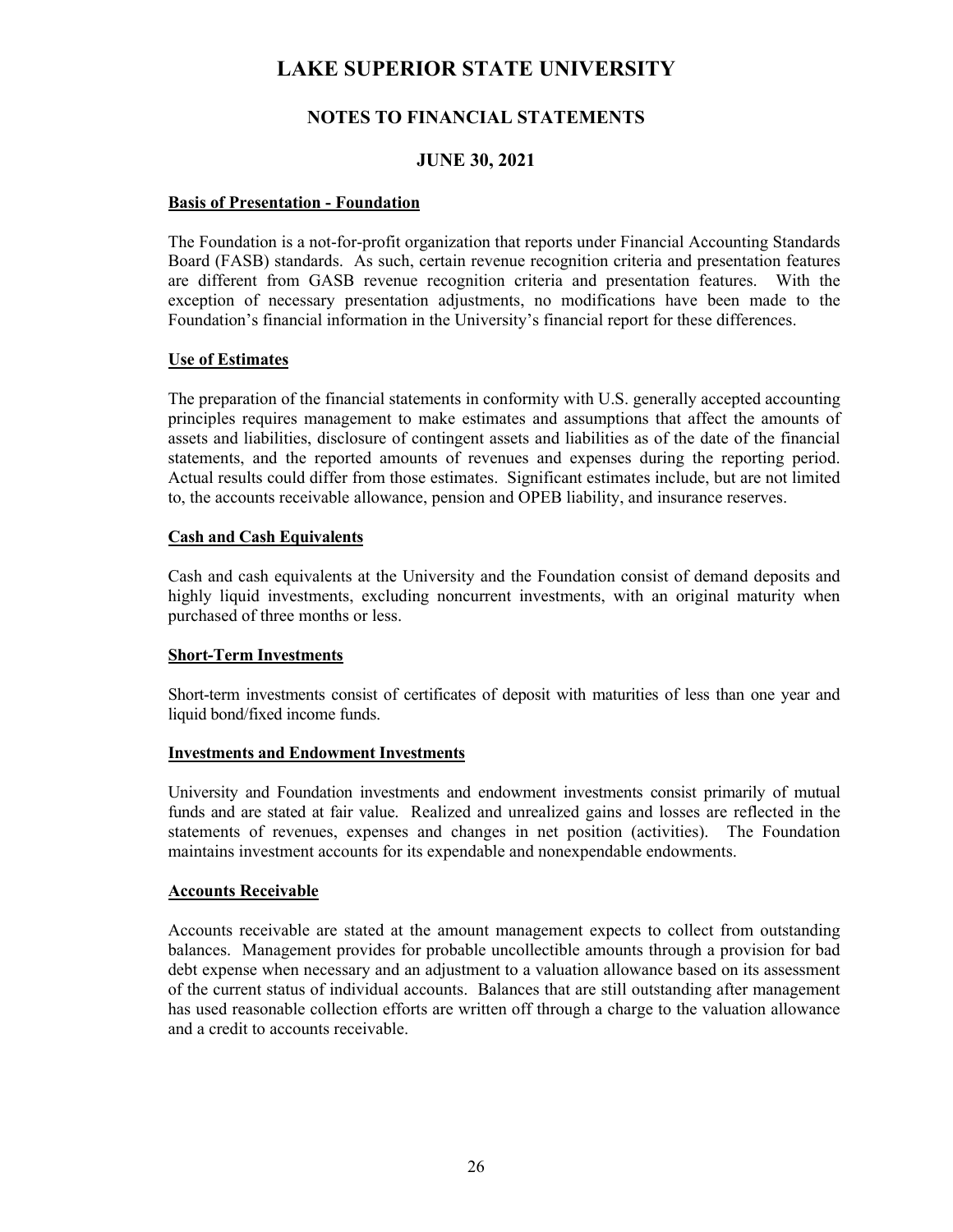### Basis of Presentation - Foundation

The Foundation is a not-for-profit organization that reports under Financial Accounting Standards Board (FASB) standards. As such, certain revenue recognition criteria and presentation features are different from GASB revenue recognition criteria and presentation features. With the exception of necessary presentation adjustments, no modifications have been made to the Foundation's financial information in the University's financial report for these differences.

### Use of Estimates

The preparation of the financial statements in conformity with U.S. generally accepted accounting principles requires management to make estimates and assumptions that affect the amounts of assets and liabilities, disclosure of contingent assets and liabilities as of the date of the financial statements, and the reported amounts of revenues and expenses during the reporting period. Actual results could differ from those estimates. Significant estimates include, but are not limited to, the accounts receivable allowance, pension and OPEB liability, and insurance reserves.

### Cash and Cash Equivalents

Cash and cash equivalents at the University and the Foundation consist of demand deposits and highly liquid investments, excluding noncurrent investments, with an original maturity when purchased of three months or less.

### Short-Term Investments

Short-term investments consist of certificates of deposit with maturities of less than one year and liquid bond/fixed income funds.

### Investments and Endowment Investments

University and Foundation investments and endowment investments consist primarily of mutual funds and are stated at fair value. Realized and unrealized gains and losses are reflected in the statements of revenues, expenses and changes in net position (activities). The Foundation maintains investment accounts for its expendable and nonexpendable endowments.

### Accounts Receivable

Accounts receivable are stated at the amount management expects to collect from outstanding balances. Management provides for probable uncollectible amounts through a provision for bad debt expense when necessary and an adjustment to a valuation allowance based on its assessment of the current status of individual accounts. Balances that are still outstanding after management has used reasonable collection efforts are written off through a charge to the valuation allowance and a credit to accounts receivable.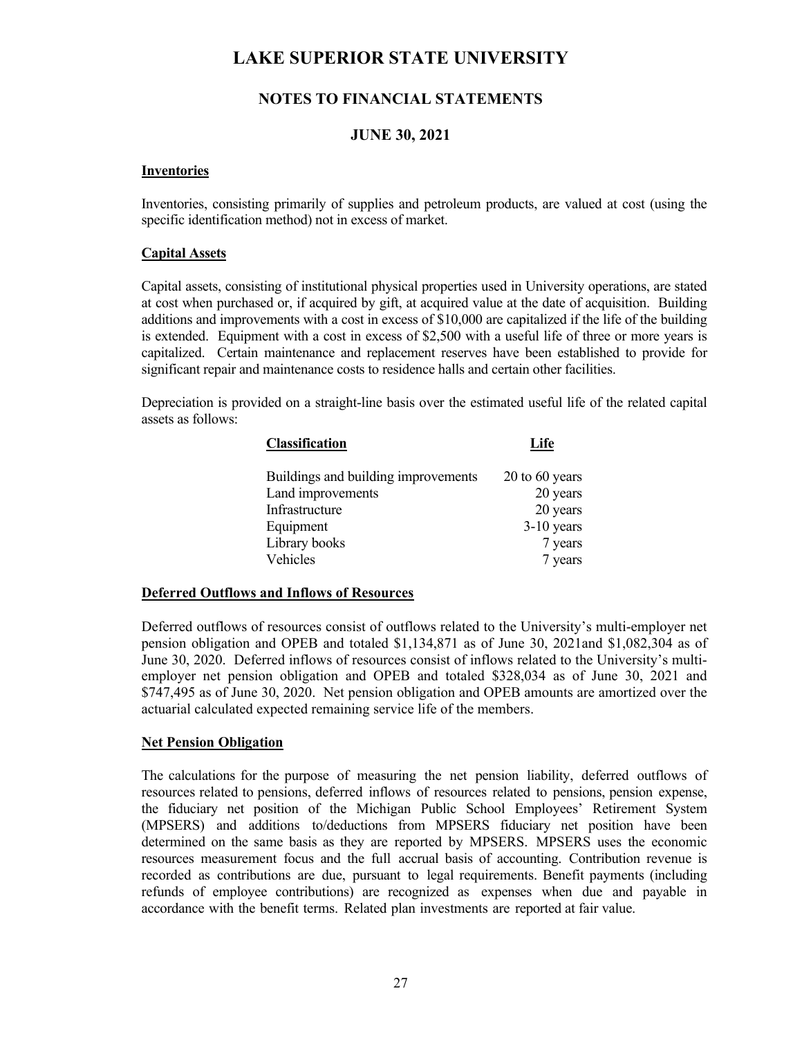# LAKE SUPERIOR STATE UNIVERSITY

## NOTES TO FINANCIAL STATEMENTS

### JUNE 30, 2021

**Inventories**

Inventories, consisting primarily of supplies and petroleum products, are valued at cost (using the specific identification method) not in excess of market.

**Capital Assets**

Capital assets, consisting of institutional physical properties used in University operations, are stated at cost when purchased or, if acquired by gift, at acquired value at the date of acquisition. Building additions and improvements with a cost in excess of $10,000 are capitalized if the life of the building is extended. Equipment with a cost in excess of $2,500 with a useful life of three or more years is capitalized. Certain maintenance and replacement reserves have been established to provide for significant repair and maintenance costs to residence halls and certain other facilities.

Depreciation is provided on a straight-line basis over the estimated useful life of the related capital assets as follows:

| Classification | Life |
|---|---|
| Buildings and building improvements | 20 to 60 years |
| Land improvements | 20 years |
| Infrastructure | 20 years |
| Equipment | 3-10 years |
| Library books | 7 years |
| Vehicles | 7 years |

**Deferred Outflows and Inflows of Resources**

Deferred outflows of resources consist of outflows related to the University's multi-employer net pension obligation and OPEB and totaled $1,134,871 as of June 30, 2021and $1,082,304 as of June 30, 2020. Deferred inflows of resources consist of inflows related to the University's multi-employer net pension obligation and OPEB and totaled $328,034 as of June 30, 2021 and $747,495 as of June 30, 2020. Net pension obligation and OPEB amounts are amortized over the actuarial calculated expected remaining service life of the members.

**Net Pension Obligation**

The calculations for the purpose of measuring the net pension liability, deferred outflows of resources related to pensions, deferred inflows of resources related to pensions, pension expense, the fiduciary net position of the Michigan Public School Employees' Retirement System (MPSERS) and additions to/deductions from MPSERS fiduciary net position have been determined on the same basis as they are reported by MPSERS. MPSERS uses the economic resources measurement focus and the full accrual basis of accounting. Contribution revenue is recorded as contributions are due, pursuant to legal requirements. Benefit payments (including refunds of employee contributions) are recognized as expenses when due and payable in accordance with the benefit terms. Related plan investments are reported at fair value.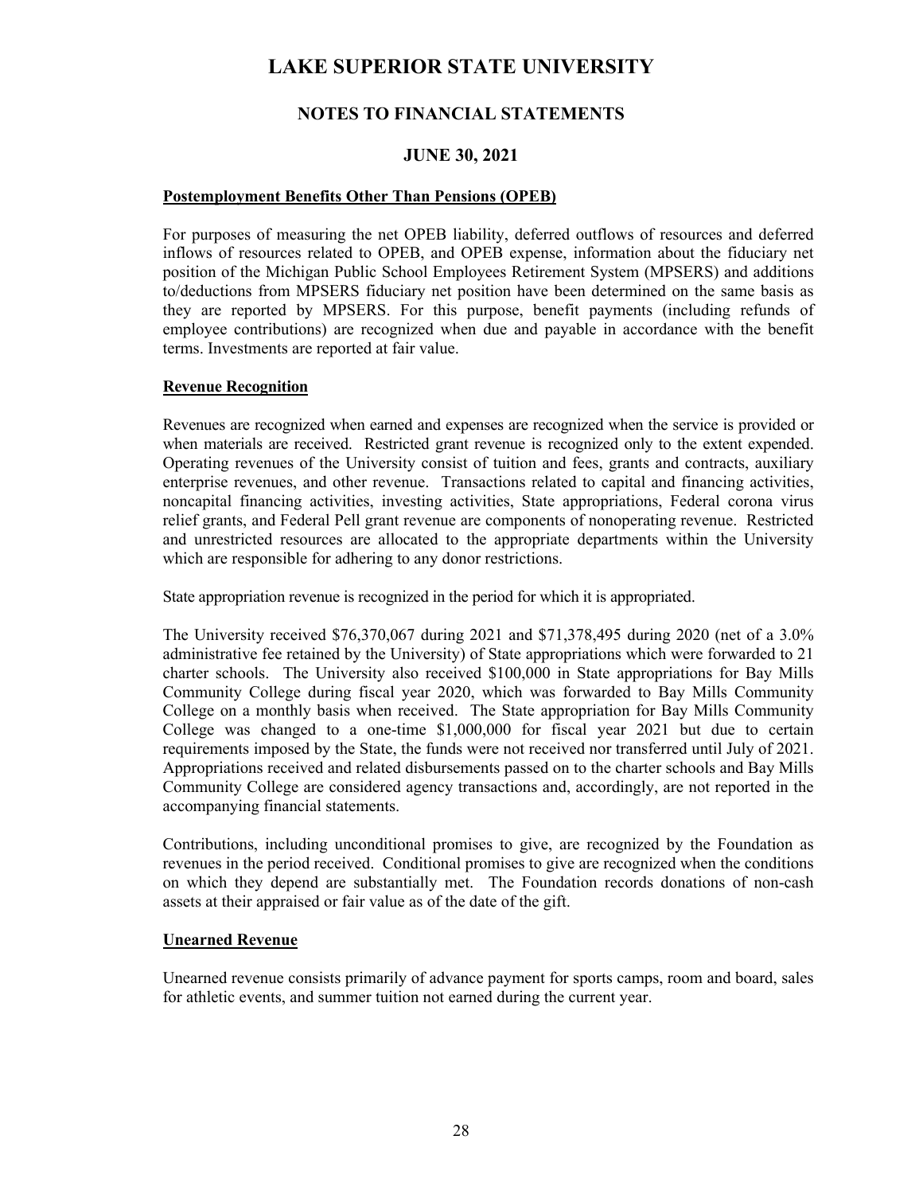# LAKE SUPERIOR STATE UNIVERSITY

## NOTES TO FINANCIAL STATEMENTS

## JUNE 30, 2021

**Postemployment Benefits Other Than Pensions (OPEB)**

For purposes of measuring the net OPEB liability, deferred outflows of resources and deferred inflows of resources related to OPEB, and OPEB expense, information about the fiduciary net position of the Michigan Public School Employees Retirement System (MPSERS) and additions to/deductions from MPSERS fiduciary net position have been determined on the same basis as they are reported by MPSERS. For this purpose, benefit payments (including refunds of employee contributions) are recognized when due and payable in accordance with the benefit terms. Investments are reported at fair value.

**Revenue Recognition**

Revenues are recognized when earned and expenses are recognized when the service is provided or when materials are received. Restricted grant revenue is recognized only to the extent expended. Operating revenues of the University consist of tuition and fees, grants and contracts, auxiliary enterprise revenues, and other revenue. Transactions related to capital and financing activities, noncapital financing activities, investing activities, State appropriations, Federal corona virus relief grants, and Federal Pell grant revenue are components of nonoperating revenue. Restricted and unrestricted resources are allocated to the appropriate departments within the University which are responsible for adhering to any donor restrictions.

State appropriation revenue is recognized in the period for which it is appropriated.

The University received $76,370,067 during 2021 and $71,378,495 during 2020 (net of a 3.0% administrative fee retained by the University) of State appropriations which were forwarded to 21 charter schools. The University also received $100,000 in State appropriations for Bay Mills Community College during fiscal year 2020, which was forwarded to Bay Mills Community College on a monthly basis when received. The State appropriation for Bay Mills Community College was changed to a one-time $1,000,000 for fiscal year 2021 but due to certain requirements imposed by the State, the funds were not received nor transferred until July of 2021. Appropriations received and related disbursements passed on to the charter schools and Bay Mills Community College are considered agency transactions and, accordingly, are not reported in the accompanying financial statements.

Contributions, including unconditional promises to give, are recognized by the Foundation as revenues in the period received. Conditional promises to give are recognized when the conditions on which they depend are substantially met. The Foundation records donations of non-cash assets at their appraised or fair value as of the date of the gift.

**Unearned Revenue**

Unearned revenue consists primarily of advance payment for sports camps, room and board, sales for athletic events, and summer tuition not earned during the current year.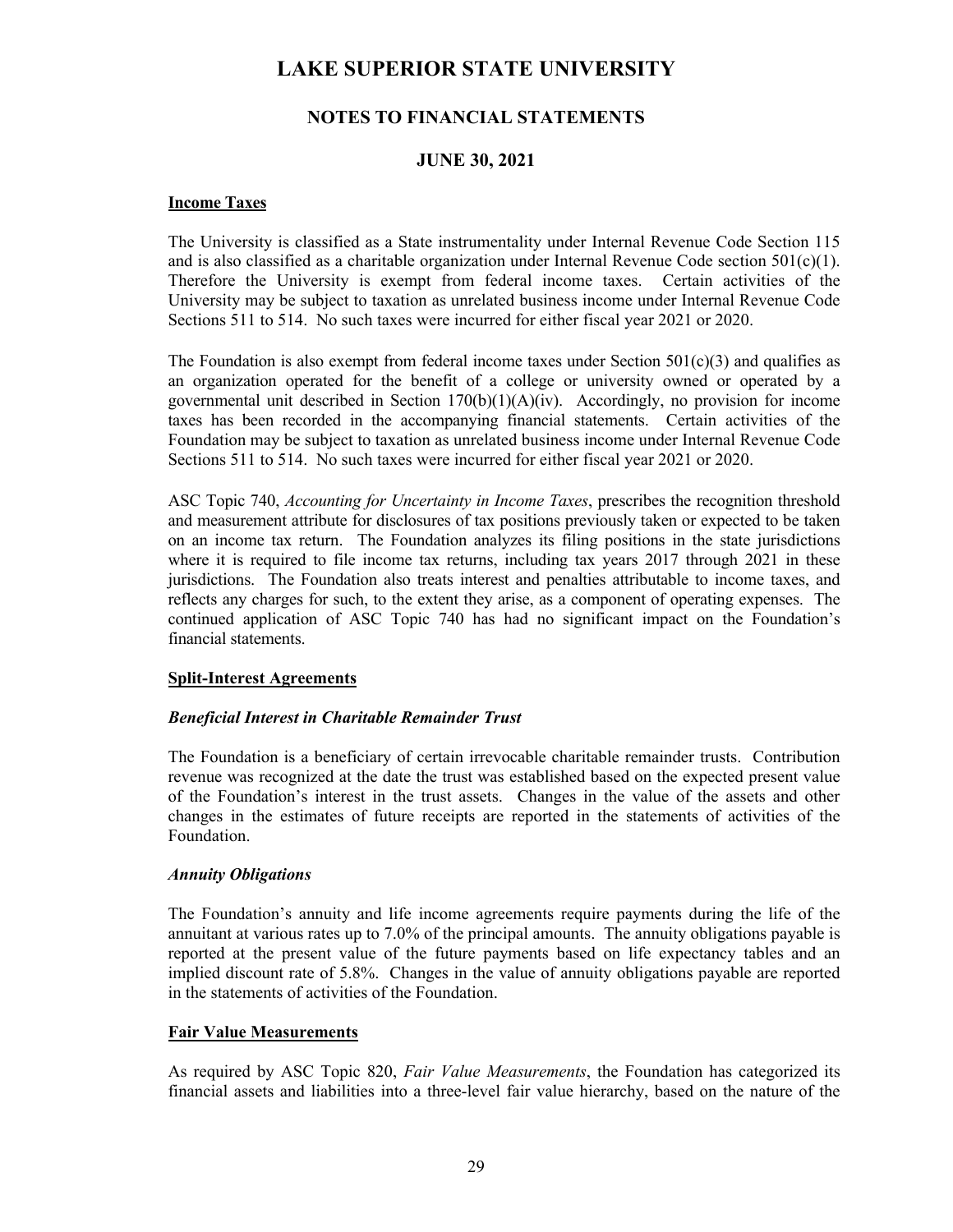## Income Taxes

The University is classified as a State instrumentality under Internal Revenue Code Section 115 and is also classified as a charitable organization under Internal Revenue Code section 501(c)(1). Therefore the University is exempt from federal income taxes. Certain activities of the University may be subject to taxation as unrelated business income under Internal Revenue Code Sections 511 to 514. No such taxes were incurred for either fiscal year 2021 or 2020.

The Foundation is also exempt from federal income taxes under Section 501(c)(3) and qualifies as an organization operated for the benefit of a college or university owned or operated by a governmental unit described in Section 170(b)(1)(A)(iv). Accordingly, no provision for income taxes has been recorded in the accompanying financial statements. Certain activities of the Foundation may be subject to taxation as unrelated business income under Internal Revenue Code Sections 511 to 514. No such taxes were incurred for either fiscal year 2021 or 2020.

ASC Topic 740, *Accounting for Uncertainty in Income Taxes*, prescribes the recognition threshold and measurement attribute for disclosures of tax positions previously taken or expected to be taken on an income tax return. The Foundation analyzes its filing positions in the state jurisdictions where it is required to file income tax returns, including tax years 2017 through 2021 in these jurisdictions. The Foundation also treats interest and penalties attributable to income taxes, and reflects any charges for such, to the extent they arise, as a component of operating expenses. The continued application of ASC Topic 740 has had no significant impact on the Foundation's financial statements.

## Split-Interest Agreements

### *Beneficial Interest in Charitable Remainder Trust*

The Foundation is a beneficiary of certain irrevocable charitable remainder trusts. Contribution revenue was recognized at the date the trust was established based on the expected present value of the Foundation's interest in the trust assets. Changes in the value of the assets and other changes in the estimates of future receipts are reported in the statements of activities of the Foundation.

### *Annuity Obligations*

The Foundation's annuity and life income agreements require payments during the life of the annuitant at various rates up to 7.0% of the principal amounts. The annuity obligations payable is reported at the present value of the future payments based on life expectancy tables and an implied discount rate of 5.8%. Changes in the value of annuity obligations payable are reported in the statements of activities of the Foundation.

## Fair Value Measurements

As required by ASC Topic 820, *Fair Value Measurements*, the Foundation has categorized its financial assets and liabilities into a three-level fair value hierarchy, based on the nature of the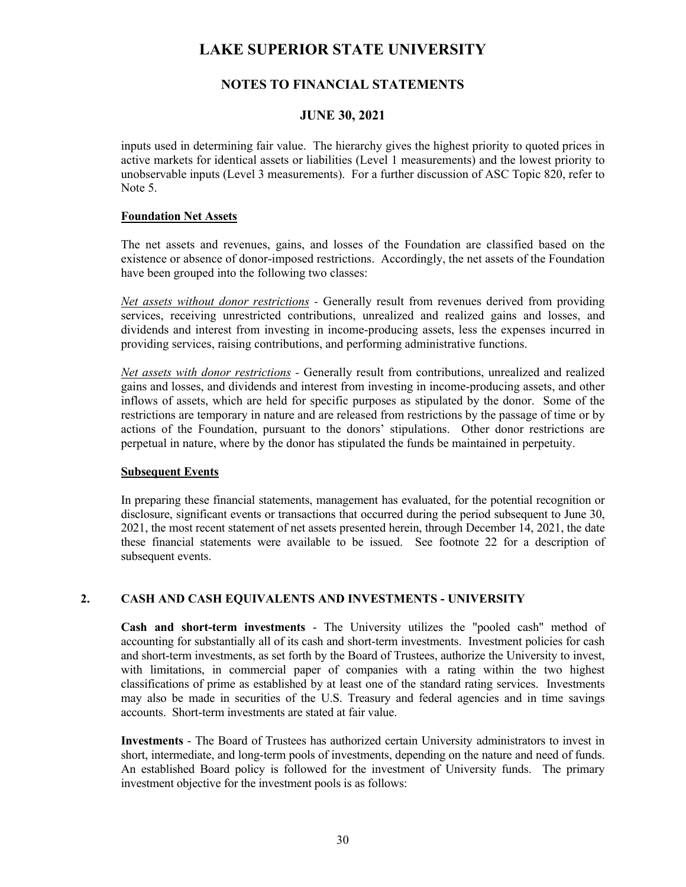inputs used in determining fair value. The hierarchy gives the highest priority to quoted prices in active markets for identical assets or liabilities (Level 1 measurements) and the lowest priority to unobservable inputs (Level 3 measurements). For a further discussion of ASC Topic 820, refer to Note 5.

**Foundation Net Assets**

The net assets and revenues, gains, and losses of the Foundation are classified based on the existence or absence of donor-imposed restrictions. Accordingly, the net assets of the Foundation have been grouped into the following two classes:

*Net assets without donor restrictions* - Generally result from revenues derived from providing services, receiving unrestricted contributions, unrealized and realized gains and losses, and dividends and interest from investing in income-producing assets, less the expenses incurred in providing services, raising contributions, and performing administrative functions.

*Net assets with donor restrictions* - Generally result from contributions, unrealized and realized gains and losses, and dividends and interest from investing in income-producing assets, and other inflows of assets, which are held for specific purposes as stipulated by the donor. Some of the restrictions are temporary in nature and are released from restrictions by the passage of time or by actions of the Foundation, pursuant to the donors' stipulations. Other donor restrictions are perpetual in nature, where by the donor has stipulated the funds be maintained in perpetuity.

**Subsequent Events**

In preparing these financial statements, management has evaluated, for the potential recognition or disclosure, significant events or transactions that occurred during the period subsequent to June 30, 2021, the most recent statement of net assets presented herein, through December 14, 2021, the date these financial statements were available to be issued. See footnote 22 for a description of subsequent events.

## 2. CASH AND CASH EQUIVALENTS AND INVESTMENTS - UNIVERSITY

**Cash and short-term investments** - The University utilizes the "pooled cash" method of accounting for substantially all of its cash and short-term investments. Investment policies for cash and short-term investments, as set forth by the Board of Trustees, authorize the University to invest, with limitations, in commercial paper of companies with a rating within the two highest classifications of prime as established by at least one of the standard rating services. Investments may also be made in securities of the U.S. Treasury and federal agencies and in time savings accounts. Short-term investments are stated at fair value.

**Investments** - The Board of Trustees has authorized certain University administrators to invest in short, intermediate, and long-term pools of investments, depending on the nature and need of funds. An established Board policy is followed for the investment of University funds. The primary investment objective for the investment pools is as follows: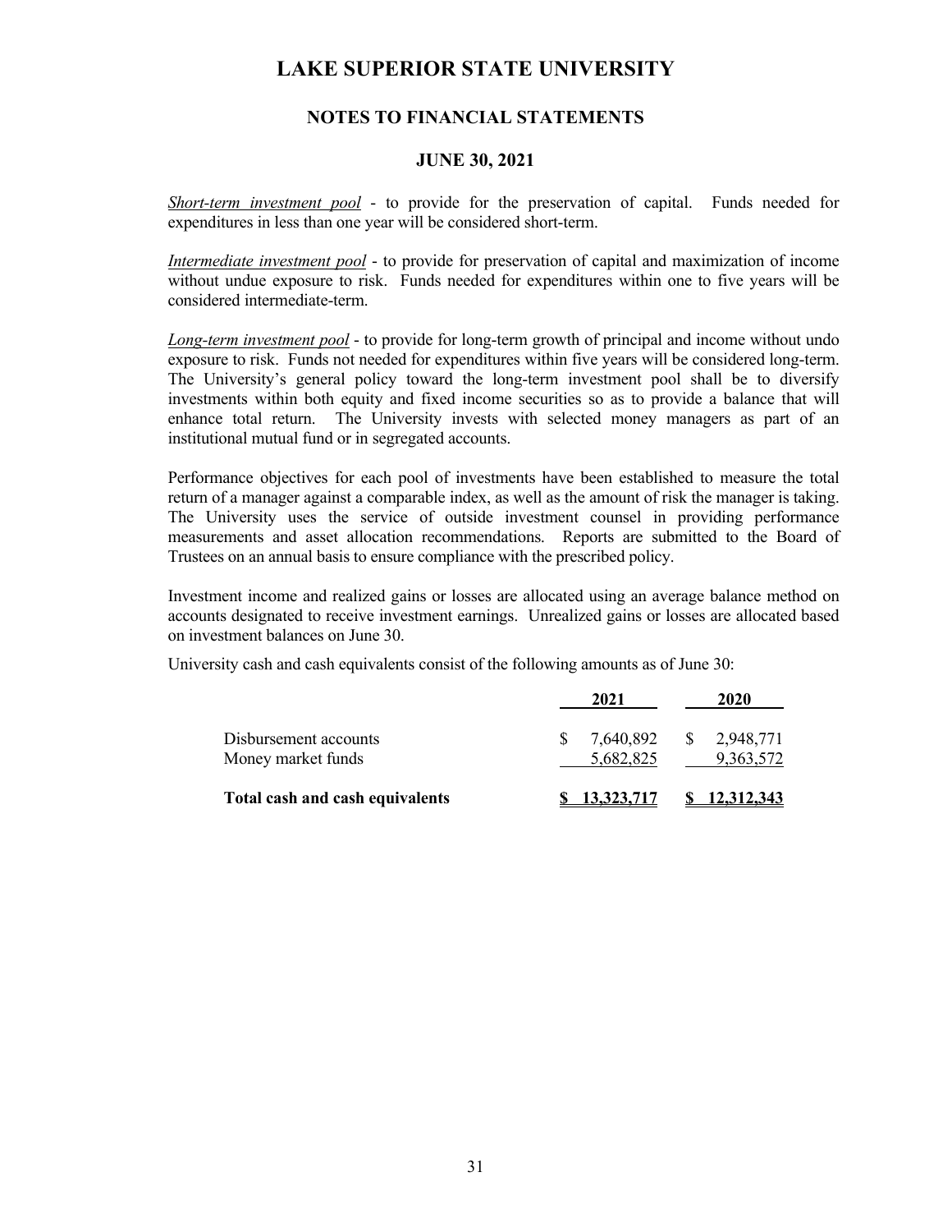*Short-term investment pool* - to provide for the preservation of capital. Funds needed for expenditures in less than one year will be considered short-term.

*Intermediate investment pool* - to provide for preservation of capital and maximization of income without undue exposure to risk. Funds needed for expenditures within one to five years will be considered intermediate-term.

*Long-term investment pool* - to provide for long-term growth of principal and income without undo exposure to risk. Funds not needed for expenditures within five years will be considered long-term. The University's general policy toward the long-term investment pool shall be to diversify investments within both equity and fixed income securities so as to provide a balance that will enhance total return. The University invests with selected money managers as part of an institutional mutual fund or in segregated accounts.

Performance objectives for each pool of investments have been established to measure the total return of a manager against a comparable index, as well as the amount of risk the manager is taking. The University uses the service of outside investment counsel in providing performance measurements and asset allocation recommendations. Reports are submitted to the Board of Trustees on an annual basis to ensure compliance with the prescribed policy.

Investment income and realized gains or losses are allocated using an average balance method on accounts designated to receive investment earnings. Unrealized gains or losses are allocated based on investment balances on June 30.

University cash and cash equivalents consist of the following amounts as of June 30:

| | 2021 | 2020 |
|---|---|---|
| Disbursement accounts | $ 7,640,892 | $ 2,948,771 |
| Money market funds | 5,682,825 | 9,363,572 |
| **Total cash and cash equivalents** | **$ 13,323,717** | **$ 12,312,343** |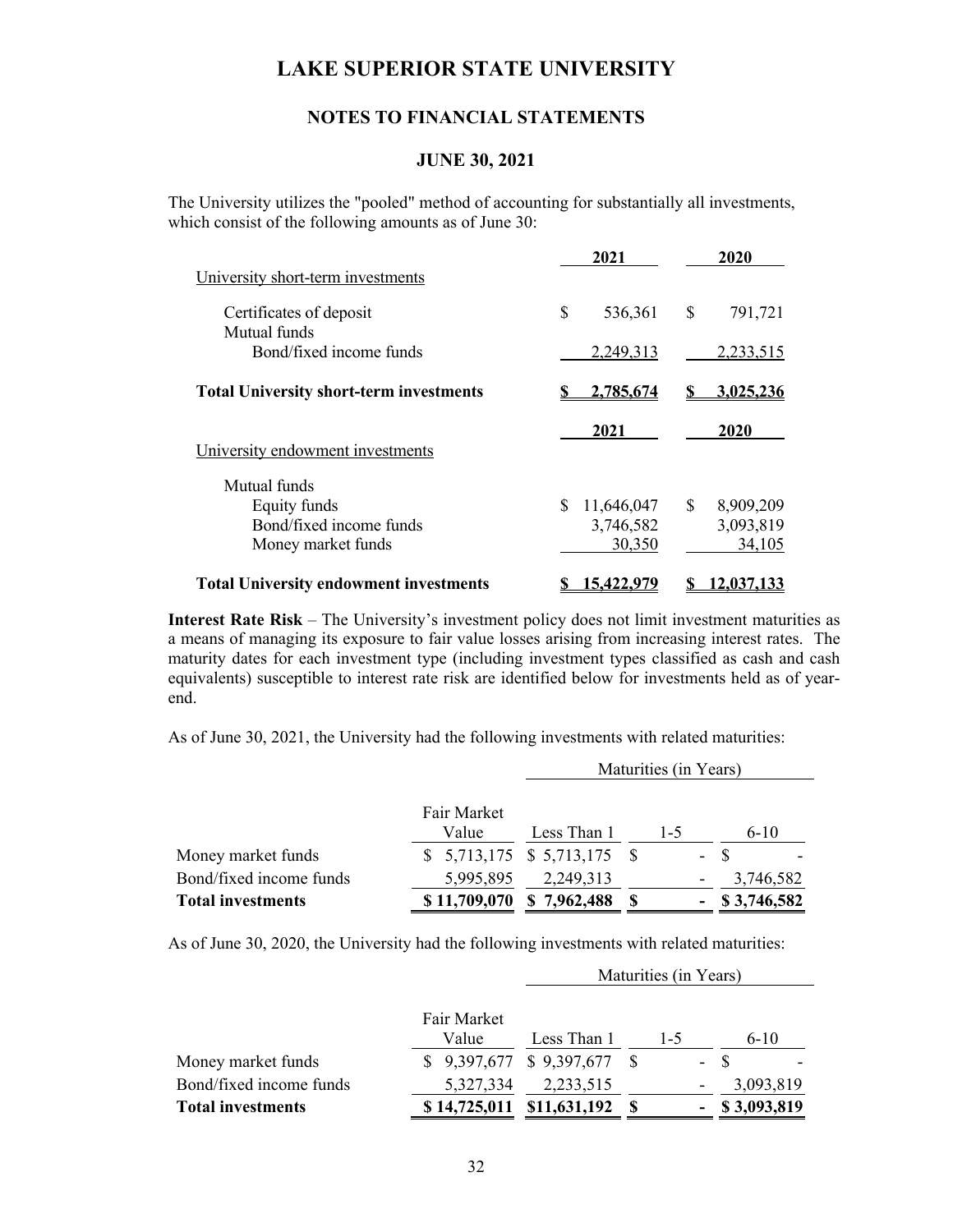# LAKE SUPERIOR STATE UNIVERSITY

## NOTES TO FINANCIAL STATEMENTS

### JUNE 30, 2021

The University utilizes the "pooled" method of accounting for substantially all investments, which consist of the following amounts as of June 30:

| | 2021 | 2020 |
|---|---|---|
| University short-term investments | | |
| Certificates of deposit | $ 536,361 | $ 791,721 |
| Mutual funds | | |
| Bond/fixed income funds | 2,249,313 | 2,233,515 |
| **Total University short-term investments** | **$ 2,785,674** | **$ 3,025,236** |

| | 2021 | 2020 |
|---|---|---|
| University endowment investments | | |
| Mutual funds | | |
| Equity funds | $ 11,646,047 | $ 8,909,209 |
| Bond/fixed income funds | 3,746,582 | 3,093,819 |
| Money market funds | 30,350 | 34,105 |
| **Total University endowment investments** | **$ 15,422,979** | **$ 12,037,133** |

**Interest Rate Risk** – The University's investment policy does not limit investment maturities as a means of managing its exposure to fair value losses arising from increasing interest rates. The maturity dates for each investment type (including investment types classified as cash and cash equivalents) susceptible to interest rate risk are identified below for investments held as of year-end.

As of June 30, 2021, the University had the following investments with related maturities:

| | | Maturities (in Years) | | |
|---|---|---|---|---|
| | Fair Market Value | Less Than 1 | 1-5 | 6-10 |
| Money market funds | $ 5,713,175 | $ 5,713,175 | $ - | $ - |
| Bond/fixed income funds | 5,995,895 | 2,249,313 | - | 3,746,582 |
| **Total investments** | **$ 11,709,070** | **$ 7,962,488** | **$ -** | **$ 3,746,582** |

As of June 30, 2020, the University had the following investments with related maturities:

| | | Maturities (in Years) | | |
|---|---|---|---|---|
| | Fair Market Value | Less Than 1 | 1-5 | 6-10 |
| Money market funds | $ 9,397,677 | $ 9,397,677 | $ - | $ - |
| Bond/fixed income funds | 5,327,334 | 2,233,515 | - | 3,093,819 |
| **Total investments** | **$ 14,725,011** | **$11,631,192** | **$ -** | **$ 3,093,819** |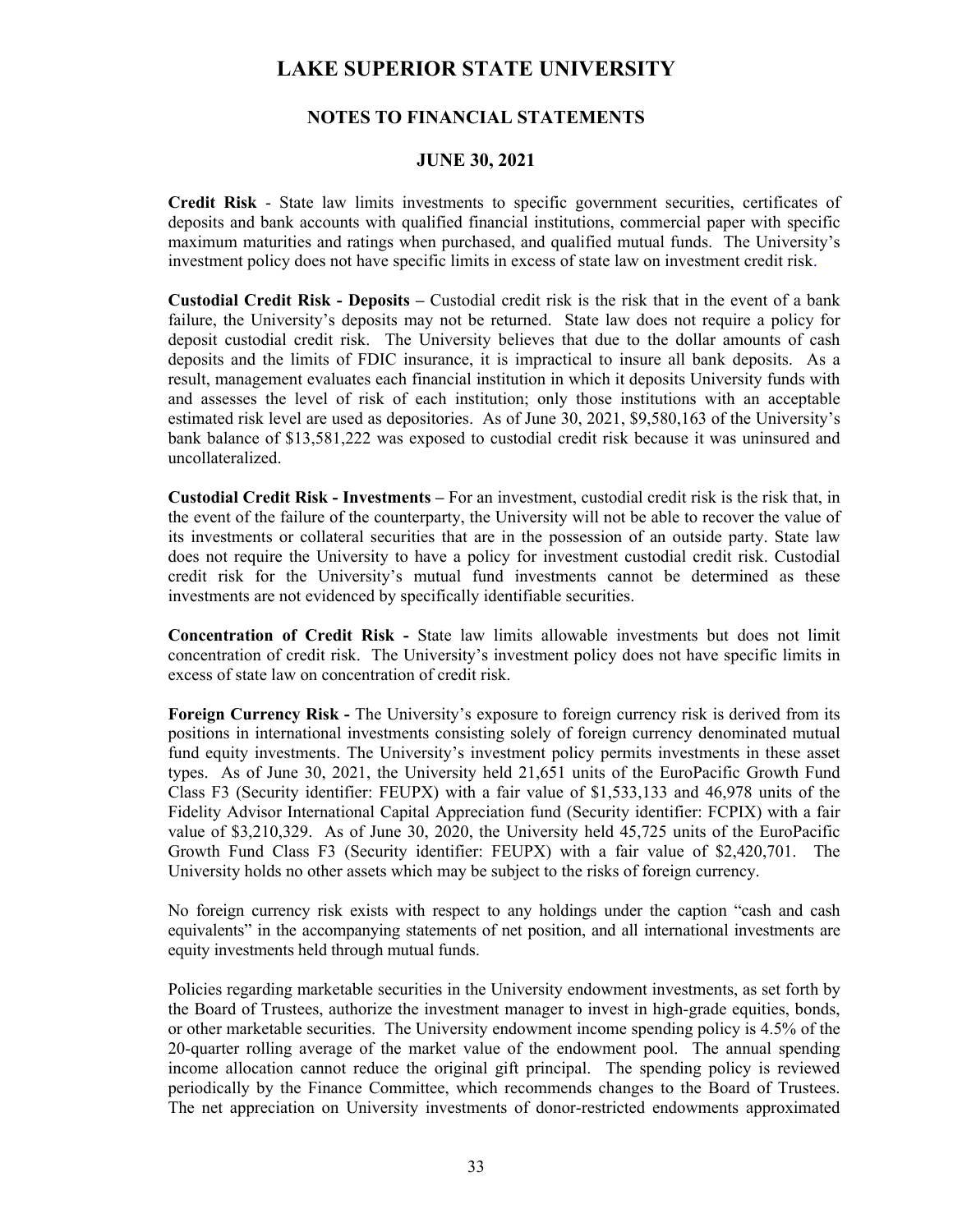**Credit Risk** - State law limits investments to specific government securities, certificates of deposits and bank accounts with qualified financial institutions, commercial paper with specific maximum maturities and ratings when purchased, and qualified mutual funds. The University's investment policy does not have specific limits in excess of state law on investment credit risk.

**Custodial Credit Risk - Deposits –** Custodial credit risk is the risk that in the event of a bank failure, the University's deposits may not be returned. State law does not require a policy for deposit custodial credit risk. The University believes that due to the dollar amounts of cash deposits and the limits of FDIC insurance, it is impractical to insure all bank deposits. As a result, management evaluates each financial institution in which it deposits University funds with and assesses the level of risk of each institution; only those institutions with an acceptable estimated risk level are used as depositories. As of June 30, 2021, $9,580,163 of the University's bank balance of $13,581,222 was exposed to custodial credit risk because it was uninsured and uncollateralized.

**Custodial Credit Risk - Investments –** For an investment, custodial credit risk is the risk that, in the event of the failure of the counterparty, the University will not be able to recover the value of its investments or collateral securities that are in the possession of an outside party. State law does not require the University to have a policy for investment custodial credit risk. Custodial credit risk for the University's mutual fund investments cannot be determined as these investments are not evidenced by specifically identifiable securities.

**Concentration of Credit Risk -** State law limits allowable investments but does not limit concentration of credit risk. The University's investment policy does not have specific limits in excess of state law on concentration of credit risk.

**Foreign Currency Risk -** The University's exposure to foreign currency risk is derived from its positions in international investments consisting solely of foreign currency denominated mutual fund equity investments. The University's investment policy permits investments in these asset types. As of June 30, 2021, the University held 21,651 units of the EuroPacific Growth Fund Class F3 (Security identifier: FEUPX) with a fair value of $1,533,133 and 46,978 units of the Fidelity Advisor International Capital Appreciation fund (Security identifier: FCPIX) with a fair value of $3,210,329. As of June 30, 2020, the University held 45,725 units of the EuroPacific Growth Fund Class F3 (Security identifier: FEUPX) with a fair value of $2,420,701. The University holds no other assets which may be subject to the risks of foreign currency.

No foreign currency risk exists with respect to any holdings under the caption "cash and cash equivalents" in the accompanying statements of net position, and all international investments are equity investments held through mutual funds.

Policies regarding marketable securities in the University endowment investments, as set forth by the Board of Trustees, authorize the investment manager to invest in high-grade equities, bonds, or other marketable securities. The University endowment income spending policy is 4.5% of the 20-quarter rolling average of the market value of the endowment pool. The annual spending income allocation cannot reduce the original gift principal. The spending policy is reviewed periodically by the Finance Committee, which recommends changes to the Board of Trustees. The net appreciation on University investments of donor-restricted endowments approximated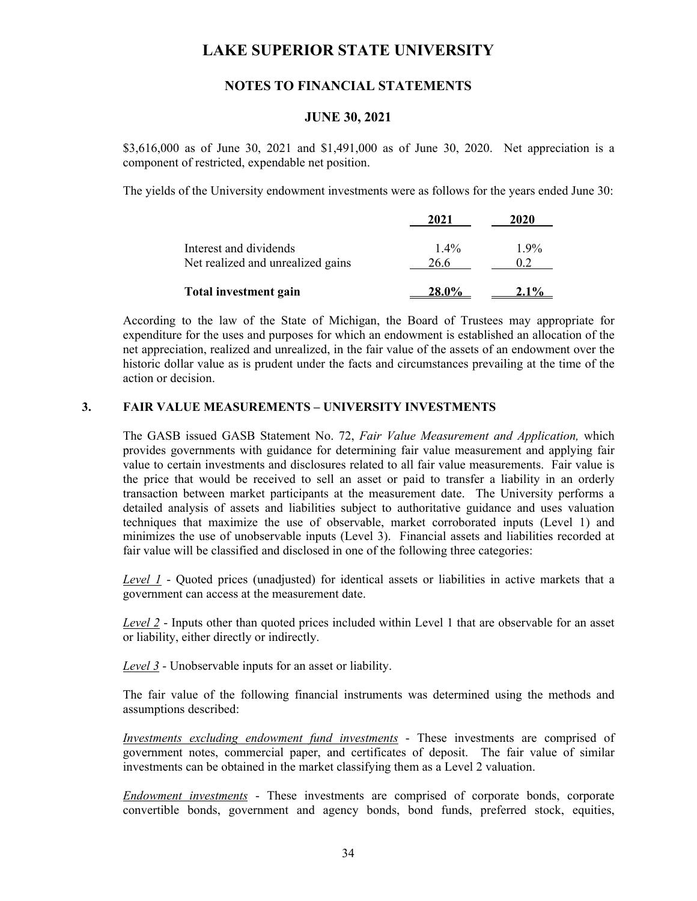$3,616,000 as of June 30, 2021 and $1,491,000 as of June 30, 2020. Net appreciation is a component of restricted, expendable net position.

The yields of the University endowment investments were as follows for the years ended June 30:

| | 2021 | 2020 |
|---|---|---|
| Interest and dividends | 1.4% | 1.9% |
| Net realized and unrealized gains | 26.6 | 0.2 |
| **Total investment gain** | **28.0%** | **2.1%** |

According to the law of the State of Michigan, the Board of Trustees may appropriate for expenditure for the uses and purposes for which an endowment is established an allocation of the net appreciation, realized and unrealized, in the fair value of the assets of an endowment over the historic dollar value as is prudent under the facts and circumstances prevailing at the time of the action or decision.

## 3. FAIR VALUE MEASUREMENTS – UNIVERSITY INVESTMENTS

The GASB issued GASB Statement No. 72, *Fair Value Measurement and Application,* which provides governments with guidance for determining fair value measurement and applying fair value to certain investments and disclosures related to all fair value measurements. Fair value is the price that would be received to sell an asset or paid to transfer a liability in an orderly transaction between market participants at the measurement date. The University performs a detailed analysis of assets and liabilities subject to authoritative guidance and uses valuation techniques that maximize the use of observable, market corroborated inputs (Level 1) and minimizes the use of unobservable inputs (Level 3). Financial assets and liabilities recorded at fair value will be classified and disclosed in one of the following three categories:

*Level 1* - Quoted prices (unadjusted) for identical assets or liabilities in active markets that a government can access at the measurement date.

*Level 2* - Inputs other than quoted prices included within Level 1 that are observable for an asset or liability, either directly or indirectly.

*Level 3* - Unobservable inputs for an asset or liability.

The fair value of the following financial instruments was determined using the methods and assumptions described:

*Investments excluding endowment fund investments* - These investments are comprised of government notes, commercial paper, and certificates of deposit. The fair value of similar investments can be obtained in the market classifying them as a Level 2 valuation.

*Endowment investments* - These investments are comprised of corporate bonds, corporate convertible bonds, government and agency bonds, bond funds, preferred stock, equities,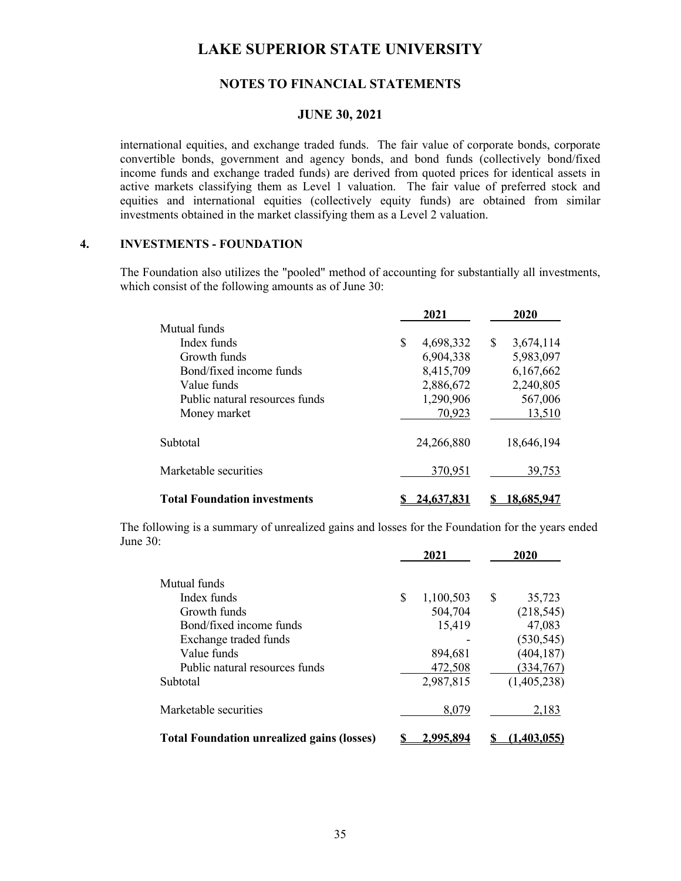international equities, and exchange traded funds. The fair value of corporate bonds, corporate convertible bonds, government and agency bonds, and bond funds (collectively bond/fixed income funds and exchange traded funds) are derived from quoted prices for identical assets in active markets classifying them as Level 1 valuation. The fair value of preferred stock and equities and international equities (collectively equity funds) are obtained from similar investments obtained in the market classifying them as a Level 2 valuation.

## 4. INVESTMENTS - FOUNDATION

The Foundation also utilizes the "pooled" method of accounting for substantially all investments, which consist of the following amounts as of June 30:

| | 2021 | 2020 |
|---|---|---|
| Mutual funds | | |
| Index funds | $ 4,698,332 | $ 3,674,114 |
| Growth funds | 6,904,338 | 5,983,097 |
| Bond/fixed income funds | 8,415,709 | 6,167,662 |
| Value funds | 2,886,672 | 2,240,805 |
| Public natural resources funds | 1,290,906 | 567,006 |
| Money market | 70,923 | 13,510 |
| Subtotal | 24,266,880 | 18,646,194 |
| Marketable securities | 370,951 | 39,753 |
| **Total Foundation investments** | **$ 24,637,831** | **$ 18,685,947** |

The following is a summary of unrealized gains and losses for the Foundation for the years ended June 30:

| | 2021 | 2020 |
|---|---|---|
| Mutual funds | | |
| Index funds | $ 1,100,503 | $ 35,723 |
| Growth funds | 504,704 | (218,545) |
| Bond/fixed income funds | 15,419 | 47,083 |
| Exchange traded funds | - | (530,545) |
| Value funds | 894,681 | (404,187) |
| Public natural resources funds | 472,508 | (334,767) |
| Subtotal | 2,987,815 | (1,405,238) |
| Marketable securities | 8,079 | 2,183 |
| **Total Foundation unrealized gains (losses)** | **$ 2,995,894** | **$ (1,403,055)** |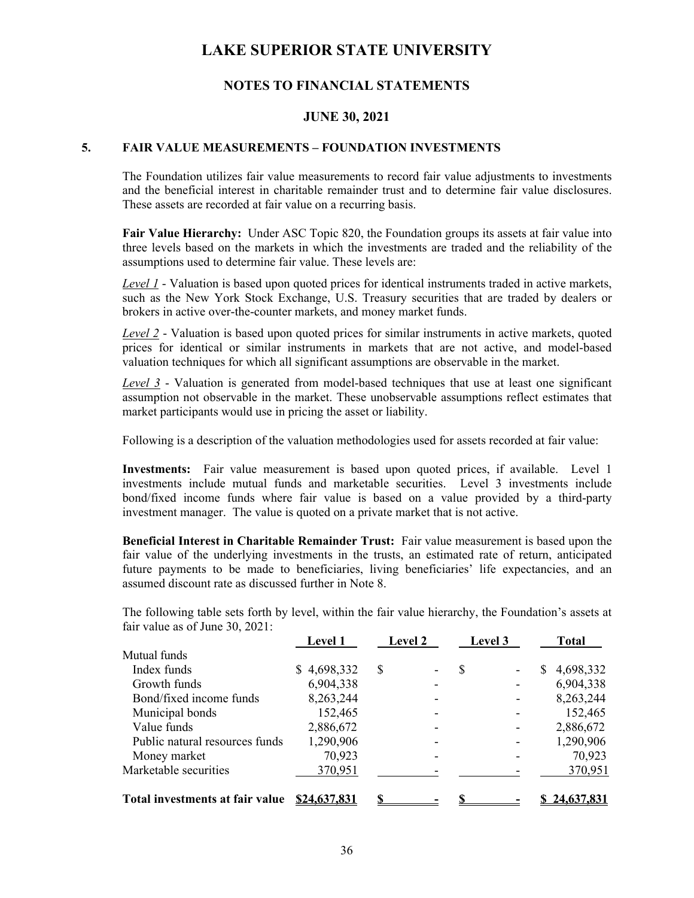# LAKE SUPERIOR STATE UNIVERSITY

## NOTES TO FINANCIAL STATEMENTS

## JUNE 30, 2021

### 5. FAIR VALUE MEASUREMENTS – FOUNDATION INVESTMENTS

The Foundation utilizes fair value measurements to record fair value adjustments to investments and the beneficial interest in charitable remainder trust and to determine fair value disclosures. These assets are recorded at fair value on a recurring basis.

**Fair Value Hierarchy:** Under ASC Topic 820, the Foundation groups its assets at fair value into three levels based on the markets in which the investments are traded and the reliability of the assumptions used to determine fair value. These levels are:

*Level 1* - Valuation is based upon quoted prices for identical instruments traded in active markets, such as the New York Stock Exchange, U.S. Treasury securities that are traded by dealers or brokers in active over-the-counter markets, and money market funds.

*Level 2* - Valuation is based upon quoted prices for similar instruments in active markets, quoted prices for identical or similar instruments in markets that are not active, and model-based valuation techniques for which all significant assumptions are observable in the market.

*Level 3* - Valuation is generated from model-based techniques that use at least one significant assumption not observable in the market. These unobservable assumptions reflect estimates that market participants would use in pricing the asset or liability.

Following is a description of the valuation methodologies used for assets recorded at fair value:

**Investments:** Fair value measurement is based upon quoted prices, if available. Level 1 investments include mutual funds and marketable securities. Level 3 investments include bond/fixed income funds where fair value is based on a value provided by a third-party investment manager. The value is quoted on a private market that is not active.

**Beneficial Interest in Charitable Remainder Trust:** Fair value measurement is based upon the fair value of the underlying investments in the trusts, an estimated rate of return, anticipated future payments to be made to beneficiaries, living beneficiaries' life expectancies, and an assumed discount rate as discussed further in Note 8.

The following table sets forth by level, within the fair value hierarchy, the Foundation's assets at fair value as of June 30, 2021:

| | Level 1 | Level 2 | Level 3 | Total |
|---|---|---|---|---|
| Mutual funds | | | | |
| Index funds | $ 4,698,332 | $ - | $ - | $ 4,698,332 |
| Growth funds | 6,904,338 | - | - | 6,904,338 |
| Bond/fixed income funds | 8,263,244 | - | - | 8,263,244 |
| Municipal bonds | 152,465 | - | - | 152,465 |
| Value funds | 2,886,672 | - | - | 2,886,672 |
| Public natural resources funds | 1,290,906 | - | - | 1,290,906 |
| Money market | 70,923 | - | - | 70,923 |
| Marketable securities | 370,951 | - | - | 370,951 |
| **Total investments at fair value** | **$24,637,831** | **$ -** | **$ -** | **$ 24,637,831** |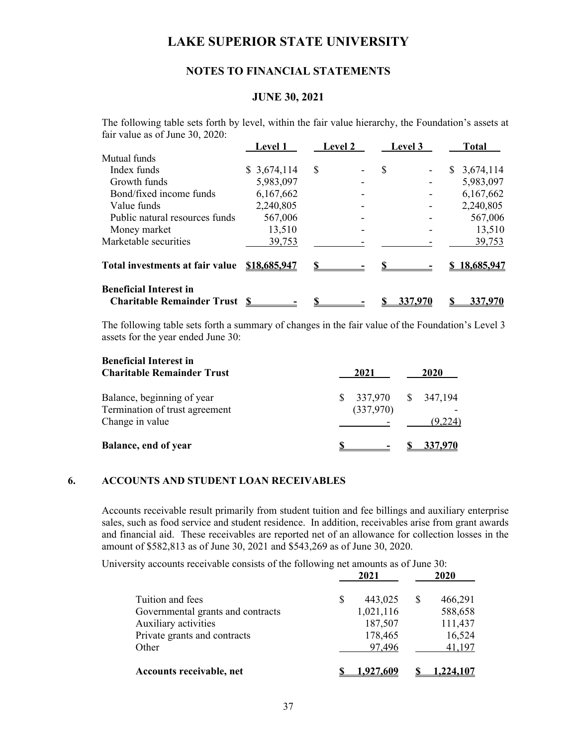The following table sets forth by level, within the fair value hierarchy, the Foundation's assets at fair value as of June 30, 2020:

| | Level 1 | Level 2 | Level 3 | Total |
|---|---|---|---|---|
| Mutual funds | | | | |
| Index funds | $ 3,674,114 | $ - | $ - | $ 3,674,114 |
| Growth funds | 5,983,097 | - | - | 5,983,097 |
| Bond/fixed income funds | 6,167,662 | - | - | 6,167,662 |
| Value funds | 2,240,805 | - | - | 2,240,805 |
| Public natural resources funds | 567,006 | - | - | 567,006 |
| Money market | 13,510 | - | - | 13,510 |
| Marketable securities | 39,753 | - | - | 39,753 |
| **Total investments at fair value** | **$18,685,947** | **$ -** | **$ -** | **$ 18,685,947** |
| **Beneficial Interest in Charitable Remainder Trust** | **$ -** | **$ -** | **$ 337,970** | **$ 337,970** |

The following table sets forth a summary of changes in the fair value of the Foundation's Level 3 assets for the year ended June 30:

| **Beneficial Interest in Charitable Remainder Trust** | 2021 | 2020 |
|---|---|---|
| Balance, beginning of year | $ 337,970 | $ 347,194 |
| Termination of trust agreement | (337,970) | - |
| Change in value | - | (9,224) |
| **Balance, end of year** | **$ -** | **$ 337,970** |

## 6. ACCOUNTS AND STUDENT LOAN RECEIVABLES

Accounts receivable result primarily from student tuition and fee billings and auxiliary enterprise sales, such as food service and student residence. In addition, receivables arise from grant awards and financial aid. These receivables are reported net of an allowance for collection losses in the amount of $582,813 as of June 30, 2021 and $543,269 as of June 30, 2020.

University accounts receivable consists of the following net amounts as of June 30:

| | 2021 | 2020 |
|---|---|---|
| Tuition and fees | $ 443,025 | $ 466,291 |
| Governmental grants and contracts | 1,021,116 | 588,658 |
| Auxiliary activities | 187,507 | 111,437 |
| Private grants and contracts | 178,465 | 16,524 |
| Other | 97,496 | 41,197 |
| **Accounts receivable, net** | **$ 1,927,609** | **$ 1,224,107** |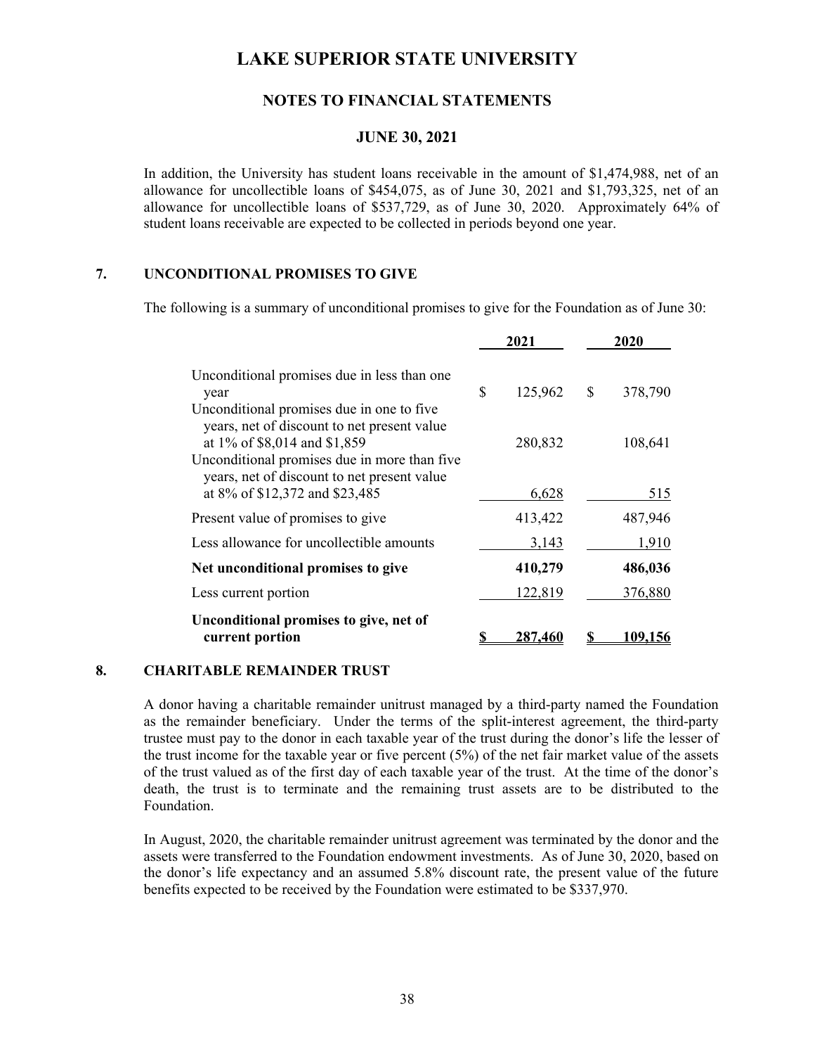# LAKE SUPERIOR STATE UNIVERSITY

## NOTES TO FINANCIAL STATEMENTS

### JUNE 30, 2021

In addition, the University has student loans receivable in the amount of $1,474,988, net of an allowance for uncollectible loans of $454,075, as of June 30, 2021 and $1,793,325, net of an allowance for uncollectible loans of $537,729, as of June 30, 2020. Approximately 64% of student loans receivable are expected to be collected in periods beyond one year.

## 7. UNCONDITIONAL PROMISES TO GIVE

The following is a summary of unconditional promises to give for the Foundation as of June 30:

| | 2021 | 2020 |
|---|---|---|
| Unconditional promises due in less than one year | $ 125,962 | $ 378,790 |
| Unconditional promises due in one to five years, net of discount to net present value at 1% of $8,014 and $1,859 | 280,832 | 108,641 |
| Unconditional promises due in more than five years, net of discount to net present value at 8% of $12,372 and $23,485 | 6,628 | 515 |
| Present value of promises to give | 413,422 | 487,946 |
| Less allowance for uncollectible amounts | 3,143 | 1,910 |
| **Net unconditional promises to give** | **410,279** | **486,036** |
| Less current portion | 122,819 | 376,880 |
| **Unconditional promises to give, net of current portion** | **$ 287,460** | **$ 109,156** |

## 8. CHARITABLE REMAINDER TRUST

A donor having a charitable remainder unitrust managed by a third-party named the Foundation as the remainder beneficiary. Under the terms of the split-interest agreement, the third-party trustee must pay to the donor in each taxable year of the trust during the donor's life the lesser of the trust income for the taxable year or five percent (5%) of the net fair market value of the assets of the trust valued as of the first day of each taxable year of the trust. At the time of the donor's death, the trust is to terminate and the remaining trust assets are to be distributed to the Foundation.

In August, 2020, the charitable remainder unitrust agreement was terminated by the donor and the assets were transferred to the Foundation endowment investments. As of June 30, 2020, based on the donor's life expectancy and an assumed 5.8% discount rate, the present value of the future benefits expected to be received by the Foundation were estimated to be $337,970.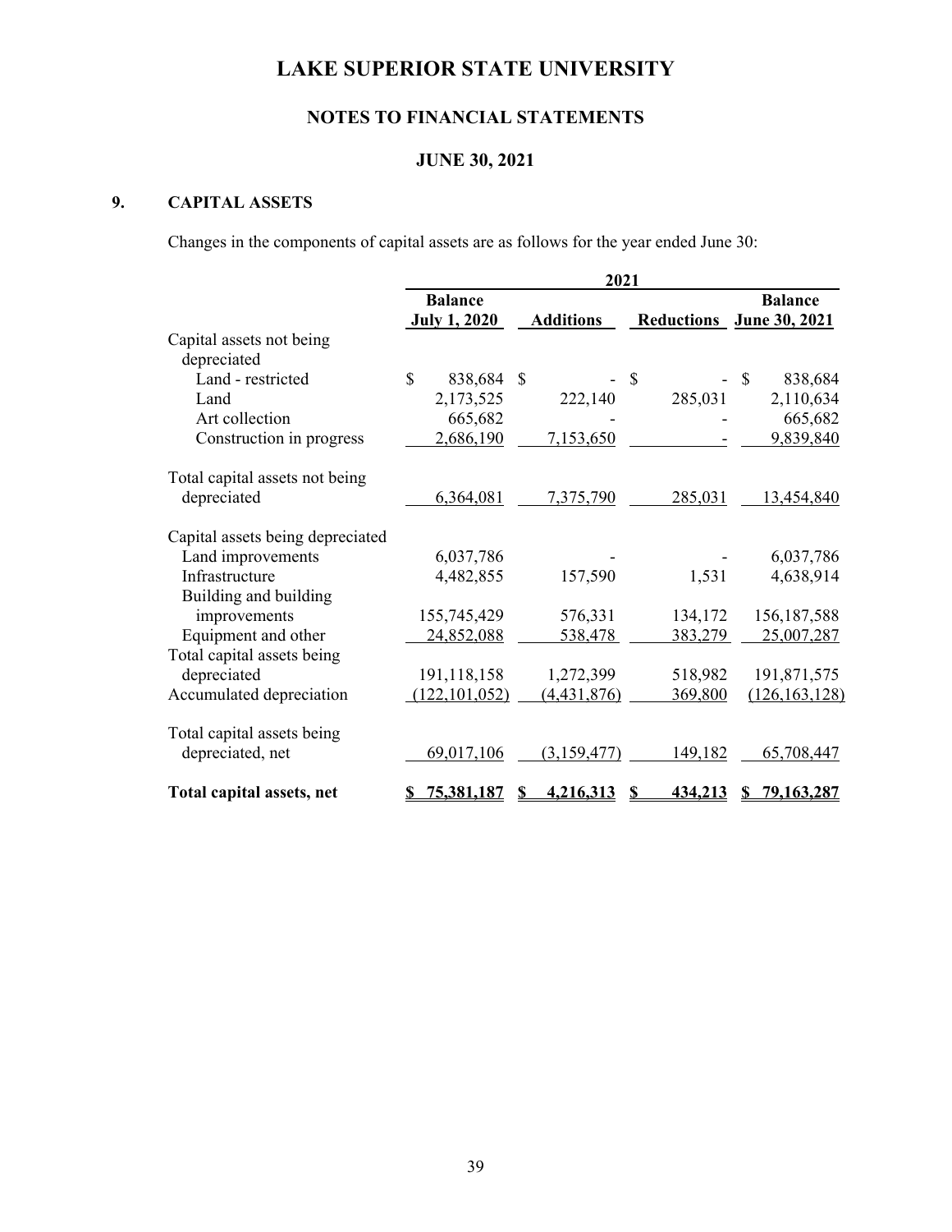# LAKE SUPERIOR STATE UNIVERSITY

## NOTES TO FINANCIAL STATEMENTS

## JUNE 30, 2021

### 9. CAPITAL ASSETS

Changes in the components of capital assets are as follows for the year ended June 30:

| | 2021 | | | |
|---|---|---|---|---|
| | Balance July 1, 2020 | Additions | Reductions | Balance June 30, 2021 |
| Capital assets not being depreciated | | | | |
| Land - restricted | $ 838,684 | $ - | $ - | $ 838,684 |
| Land | 2,173,525 | 222,140 | 285,031 | 2,110,634 |
| Art collection | 665,682 | - | - | 665,682 |
| Construction in progress | 2,686,190 | 7,153,650 | - | 9,839,840 |
| Total capital assets not being depreciated | 6,364,081 | 7,375,790 | 285,031 | 13,454,840 |
| Capital assets being depreciated | | | | |
| Land improvements | 6,037,786 | - | - | 6,037,786 |
| Infrastructure | 4,482,855 | 157,590 | 1,531 | 4,638,914 |
| Building and building improvements | 155,745,429 | 576,331 | 134,172 | 156,187,588 |
| Equipment and other | 24,852,088 | 538,478 | 383,279 | 25,007,287 |
| Total capital assets being depreciated | 191,118,158 | 1,272,399 | 518,982 | 191,871,575 |
| Accumulated depreciation | (122,101,052) | (4,431,876) | 369,800 | (126,163,128) |
| Total capital assets being depreciated, net | 69,017,106 | (3,159,477) | 149,182 | 65,708,447 |
| **Total capital assets, net** | **$ 75,381,187** | **$ 4,216,313** | **$ 434,213** | **$ 79,163,287** |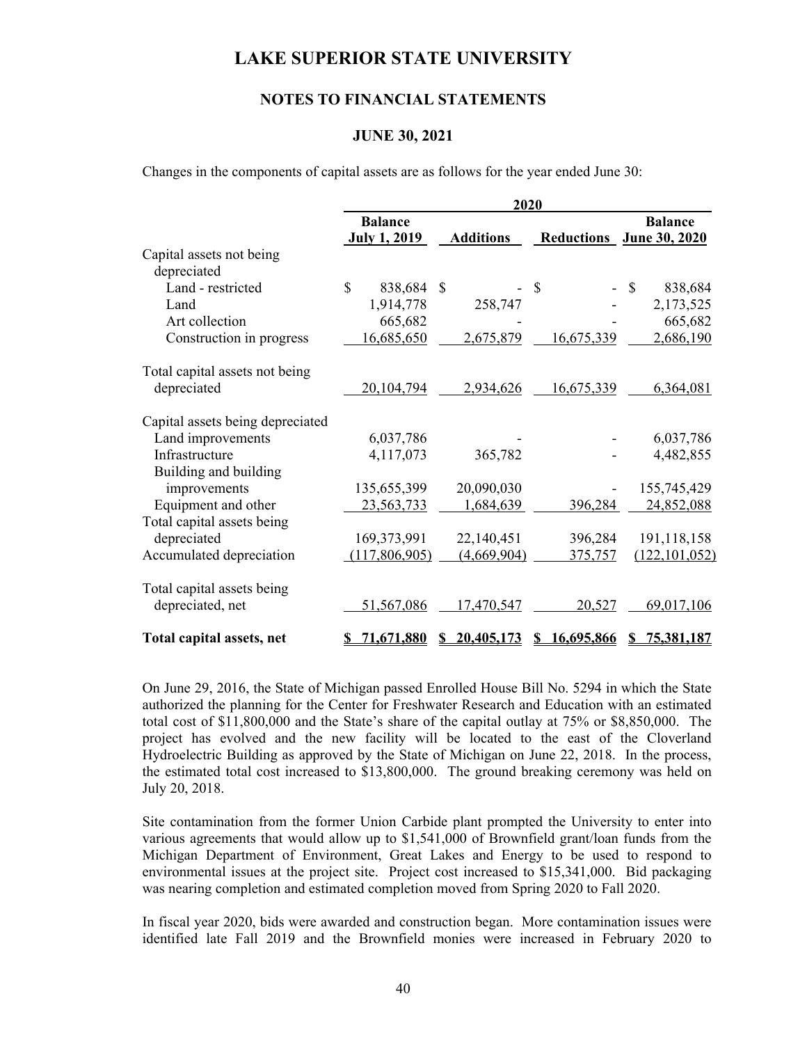# LAKE SUPERIOR STATE UNIVERSITY

## NOTES TO FINANCIAL STATEMENTS

### JUNE 30, 2021

Changes in the components of capital assets are as follows for the year ended June 30:

| | 2020 | | | |
|---|---|---|---|---|
| | Balance July 1, 2019 | Additions | Reductions | Balance June 30, 2020 |
| Capital assets not being depreciated | | | | |
| Land - restricted | $ 838,684 | $ - | $ - | $ 838,684 |
| Land | 1,914,778 | 258,747 | - | 2,173,525 |
| Art collection | 665,682 | - | - | 665,682 |
| Construction in progress | 16,685,650 | 2,675,879 | 16,675,339 | 2,686,190 |
| Total capital assets not being depreciated | 20,104,794 | 2,934,626 | 16,675,339 | 6,364,081 |
| Capital assets being depreciated | | | | |
| Land improvements | 6,037,786 | - | - | 6,037,786 |
| Infrastructure | 4,117,073 | 365,782 | - | 4,482,855 |
| Building and building improvements | 135,655,399 | 20,090,030 | - | 155,745,429 |
| Equipment and other | 23,563,733 | 1,684,639 | 396,284 | 24,852,088 |
| Total capital assets being depreciated | 169,373,991 | 22,140,451 | 396,284 | 191,118,158 |
| Accumulated depreciation | (117,806,905) | (4,669,904) | 375,757 | (122,101,052) |
| Total capital assets being depreciated, net | 51,567,086 | 17,470,547 | 20,527 | 69,017,106 |
| **Total capital assets, net** | **$ 71,671,880** | **$ 20,405,173** | **$ 16,695,866** | **$ 75,381,187** |

On June 29, 2016, the State of Michigan passed Enrolled House Bill No. 5294 in which the State authorized the planning for the Center for Freshwater Research and Education with an estimated total cost of $11,800,000 and the State's share of the capital outlay at 75% or $8,850,000. The project has evolved and the new facility will be located to the east of the Cloverland Hydroelectric Building as approved by the State of Michigan on June 22, 2018. In the process, the estimated total cost increased to $13,800,000. The ground breaking ceremony was held on July 20, 2018.

Site contamination from the former Union Carbide plant prompted the University to enter into various agreements that would allow up to $1,541,000 of Brownfield grant/loan funds from the Michigan Department of Environment, Great Lakes and Energy to be used to respond to environmental issues at the project site. Project cost increased to $15,341,000. Bid packaging was nearing completion and estimated completion moved from Spring 2020 to Fall 2020.

In fiscal year 2020, bids were awarded and construction began. More contamination issues were identified late Fall 2019 and the Brownfield monies were increased in February 2020 to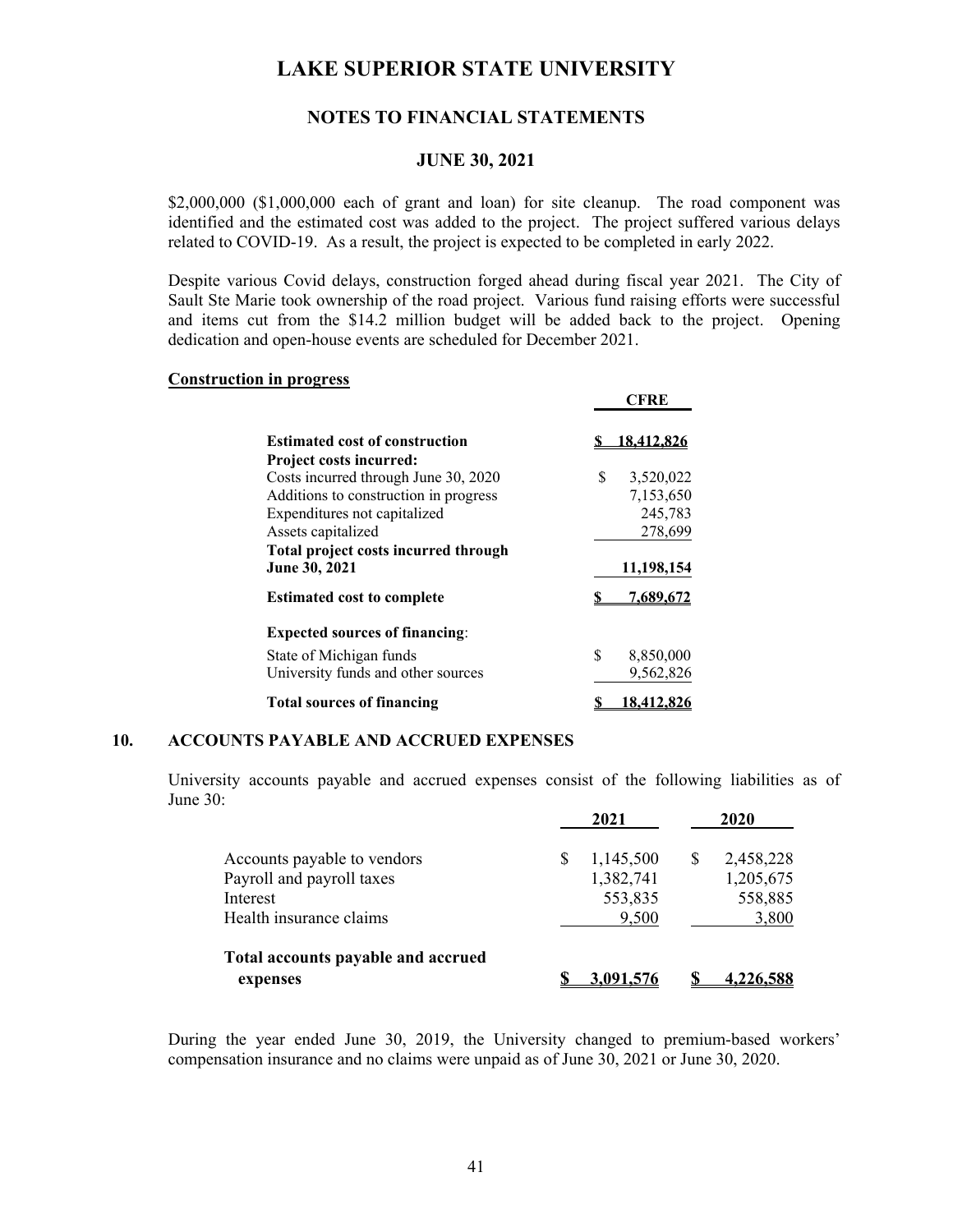$2,000,000 ($1,000,000 each of grant and loan) for site cleanup. The road component was identified and the estimated cost was added to the project. The project suffered various delays related to COVID-19. As a result, the project is expected to be completed in early 2022.

Despite various Covid delays, construction forged ahead during fiscal year 2021. The City of Sault Ste Marie took ownership of the road project. Various fund raising efforts were successful and items cut from the $14.2 million budget will be added back to the project. Opening dedication and open-house events are scheduled for December 2021.

**Construction in progress**

| | CFRE |
|---|---|
| **Estimated cost of construction** | $ 18,412,826 |
| **Project costs incurred:** | |
| Costs incurred through June 30, 2020 | $ 3,520,022 |
| Additions to construction in progress | 7,153,650 |
| Expenditures not capitalized | 245,783 |
| Assets capitalized | 278,699 |
| **Total project costs incurred through June 30, 2021** | **11,198,154** |
| **Estimated cost to complete** | **$ 7,689,672** |
| **Expected sources of financing:** | |
| State of Michigan funds | $ 8,850,000 |
| University funds and other sources | 9,562,826 |
| **Total sources of financing** | **$ 18,412,826** |

## 10. ACCOUNTS PAYABLE AND ACCRUED EXPENSES

University accounts payable and accrued expenses consist of the following liabilities as of June 30:

| | 2021 | 2020 |
|---|---|---|
| Accounts payable to vendors | $ 1,145,500 | $ 2,458,228 |
| Payroll and payroll taxes | 1,382,741 | 1,205,675 |
| Interest | 553,835 | 558,885 |
| Health insurance claims | 9,500 | 3,800 |
| **Total accounts payable and accrued expenses** | **$ 3,091,576** | **$ 4,226,588** |

During the year ended June 30, 2019, the University changed to premium-based workers' compensation insurance and no claims were unpaid as of June 30, 2021 or June 30, 2020.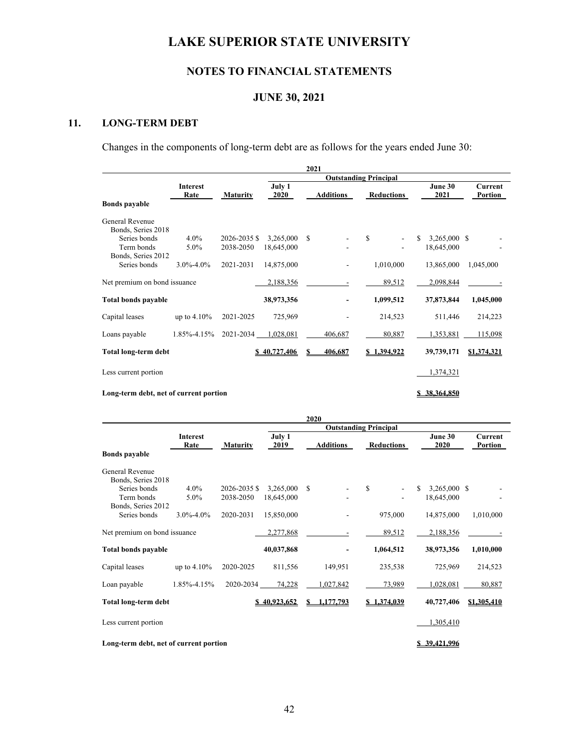# LAKE SUPERIOR STATE UNIVERSITY

## NOTES TO FINANCIAL STATEMENTS

## JUNE 30, 2021

### 11. LONG-TERM DEBT

Changes in the components of long-term debt are as follows for the years ended June 30:

| | | | 2021 | | | | |
|---|---|---|---|---|---|---|---|
| | | | Outstanding Principal | | | | |
| | Interest Rate | Maturity | July 1 2020 | Additions | Reductions | June 30 2021 | Current Portion |
| **Bonds payable** | | | | | | | |
| General Revenue Bonds, Series 2018 | | | | | | | |
| Series bonds | 4.0% | 2026-2035 | $ 3,265,000 | $ - | $ - | $ 3,265,000 | $ - |
| Term bonds | 5.0% | 2038-2050 | 18,645,000 | - | - | 18,645,000 | - |
| Bonds, Series 2012 | | | | | | | |
| Series bonds | 3.0%-4.0% | 2021-2031 | 14,875,000 | - | 1,010,000 | 13,865,000 | 1,045,000 |
| Net premium on bond issuance | | | 2,188,356 | - | 89,512 | 2,098,844 | - |
| **Total bonds payable** | | | 38,973,356 | - | 1,099,512 | 37,873,844 | 1,045,000 |
| Capital leases | up to 4.10% | 2021-2025 | 725,969 | - | 214,523 | 511,446 | 214,223 |
| Loans payable | 1.85%-4.15% | 2021-2034 | 1,028,081 | 406,687 | 80,887 | 1,353,881 | 115,098 |
| **Total long-term debt** | | | $ 40,727,406 | $ 406,687 | $ 1,394,922 | 39,739,171 | $1,374,321 |
| Less current portion | | | | | | 1,374,321 | |
| **Long-term debt, net of current portion** | | | | | | $ 38,364,850 | |

| | | | 2020 | | | | |
|---|---|---|---|---|---|---|---|
| | | | Outstanding Principal | | | | |
| | Interest Rate | Maturity | July 1 2019 | Additions | Reductions | June 30 2020 | Current Portion |
| **Bonds payable** | | | | | | | |
| General Revenue Bonds, Series 2018 | | | | | | | |
| Series bonds | 4.0% | 2026-2035 | $ 3,265,000 | $ - | $ - | $ 3,265,000 | $ - |
| Term bonds | 5.0% | 2038-2050 | 18,645,000 | - | - | 18,645,000 | - |
| Bonds, Series 2012 | | | | | | | |
| Series bonds | 3.0%-4.0% | 2020-2031 | 15,850,000 | - | 975,000 | 14,875,000 | 1,010,000 |
| Net premium on bond issuance | | | 2,277,868 | - | 89,512 | 2,188,356 | - |
| **Total bonds payable** | | | 40,037,868 | - | 1,064,512 | 38,973,356 | 1,010,000 |
| Capital leases | up to 4.10% | 2020-2025 | 811,556 | 149,951 | 235,538 | 725,969 | 214,523 |
| Loan payable | 1.85%-4.15% | 2020-2034 | 74,228 | 1,027,842 | 73,989 | 1,028,081 | 80,887 |
| **Total long-term debt** | | | $ 40,923,652 | $ 1,177,793 | $ 1,374,039 | 40,727,406 | $1,305,410 |
| Less current portion | | | | | | 1,305,410 | |
| **Long-term debt, net of current portion** | | | | | | $ 39,421,996 | |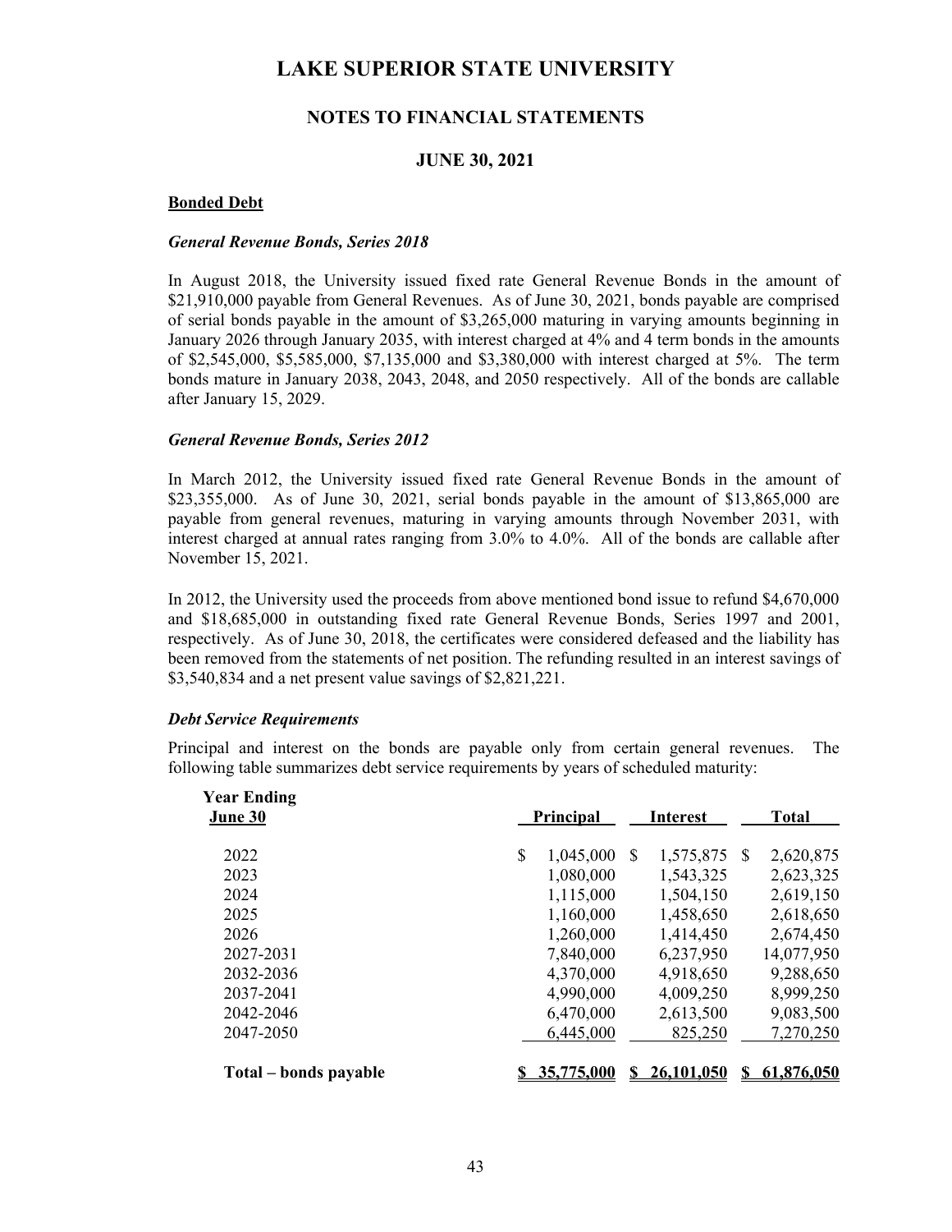# LAKE SUPERIOR STATE UNIVERSITY

## NOTES TO FINANCIAL STATEMENTS

## JUNE 30, 2021

**Bonded Debt**

***General Revenue Bonds, Series 2018***

In August 2018, the University issued fixed rate General Revenue Bonds in the amount of $21,910,000 payable from General Revenues. As of June 30, 2021, bonds payable are comprised of serial bonds payable in the amount of $3,265,000 maturing in varying amounts beginning in January 2026 through January 2035, with interest charged at 4% and 4 term bonds in the amounts of $2,545,000, $5,585,000, $7,135,000 and $3,380,000 with interest charged at 5%. The term bonds mature in January 2038, 2043, 2048, and 2050 respectively. All of the bonds are callable after January 15, 2029.

***General Revenue Bonds, Series 2012***

In March 2012, the University issued fixed rate General Revenue Bonds in the amount of $23,355,000. As of June 30, 2021, serial bonds payable in the amount of $13,865,000 are payable from general revenues, maturing in varying amounts through November 2031, with interest charged at annual rates ranging from 3.0% to 4.0%. All of the bonds are callable after November 15, 2021.

In 2012, the University used the proceeds from above mentioned bond issue to refund $4,670,000 and $18,685,000 in outstanding fixed rate General Revenue Bonds, Series 1997 and 2001, respectively. As of June 30, 2018, the certificates were considered defeased and the liability has been removed from the statements of net position. The refunding resulted in an interest savings of $3,540,834 and a net present value savings of $2,821,221.

***Debt Service Requirements***

Principal and interest on the bonds are payable only from certain general revenues. The following table summarizes debt service requirements by years of scheduled maturity:

| Year Ending June 30 | Principal | Interest | Total |
|---|---|---|---|
| 2022 | $ 1,045,000 | $ 1,575,875 | $ 2,620,875 |
| 2023 | 1,080,000 | 1,543,325 | 2,623,325 |
| 2024 | 1,115,000 | 1,504,150 | 2,619,150 |
| 2025 | 1,160,000 | 1,458,650 | 2,618,650 |
| 2026 | 1,260,000 | 1,414,450 | 2,674,450 |
| 2027-2031 | 7,840,000 | 6,237,950 | 14,077,950 |
| 2032-2036 | 4,370,000 | 4,918,650 | 9,288,650 |
| 2037-2041 | 4,990,000 | 4,009,250 | 8,999,250 |
| 2042-2046 | 6,470,000 | 2,613,500 | 9,083,500 |
| 2047-2050 | 6,445,000 | 825,250 | 7,270,250 |
| **Total – bonds payable** | **$ 35,775,000** | **$ 26,101,050** | **$ 61,876,050** |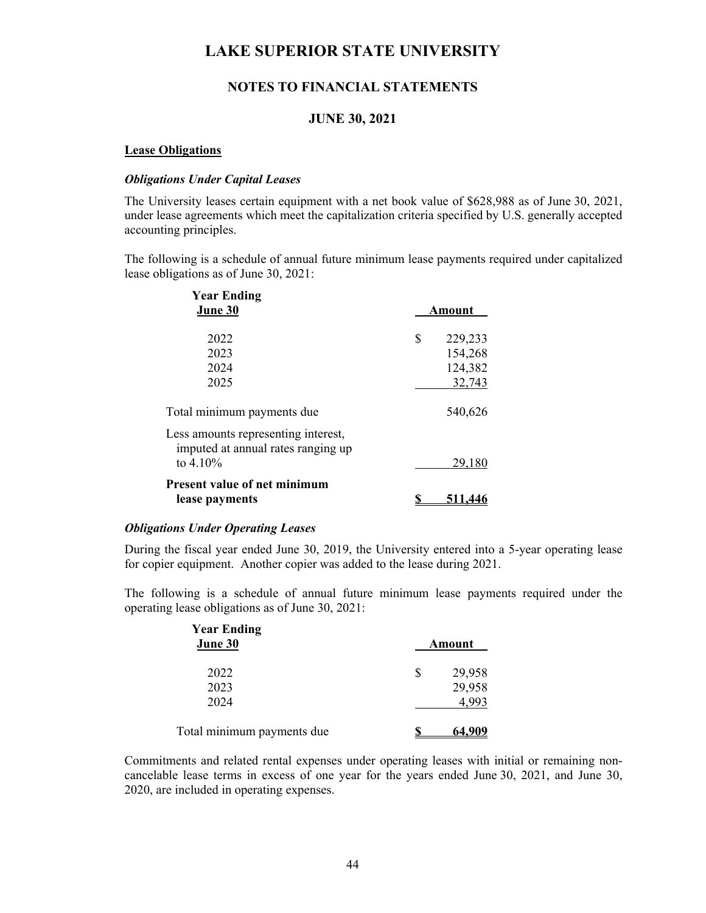# LAKE SUPERIOR STATE UNIVERSITY

## NOTES TO FINANCIAL STATEMENTS

## JUNE 30, 2021

**Lease Obligations**

***Obligations Under Capital Leases***

The University leases certain equipment with a net book value of $628,988 as of June 30, 2021, under lease agreements which meet the capitalization criteria specified by U.S. generally accepted accounting principles.

The following is a schedule of annual future minimum lease payments required under capitalized lease obligations as of June 30, 2021:

| Year Ending June 30 | Amount |
|---|---|
| 2022 | $ 229,233 |
| 2023 | 154,268 |
| 2024 | 124,382 |
| 2025 | 32,743 |
| Total minimum payments due | 540,626 |
| Less amounts representing interest, imputed at annual rates ranging up to 4.10% | 29,180 |
| **Present value of net minimum lease payments** | **$ 511,446** |

***Obligations Under Operating Leases***

During the fiscal year ended June 30, 2019, the University entered into a 5-year operating lease for copier equipment. Another copier was added to the lease during 2021.

The following is a schedule of annual future minimum lease payments required under the operating lease obligations as of June 30, 2021:

| Year Ending June 30 | Amount |
|---|---|
| 2022 | $ 29,958 |
| 2023 | 29,958 |
| 2024 | 4,993 |
| Total minimum payments due | **$ 64,909** |

Commitments and related rental expenses under operating leases with initial or remaining non-cancelable lease terms in excess of one year for the years ended June 30, 2021, and June 30, 2020, are included in operating expenses.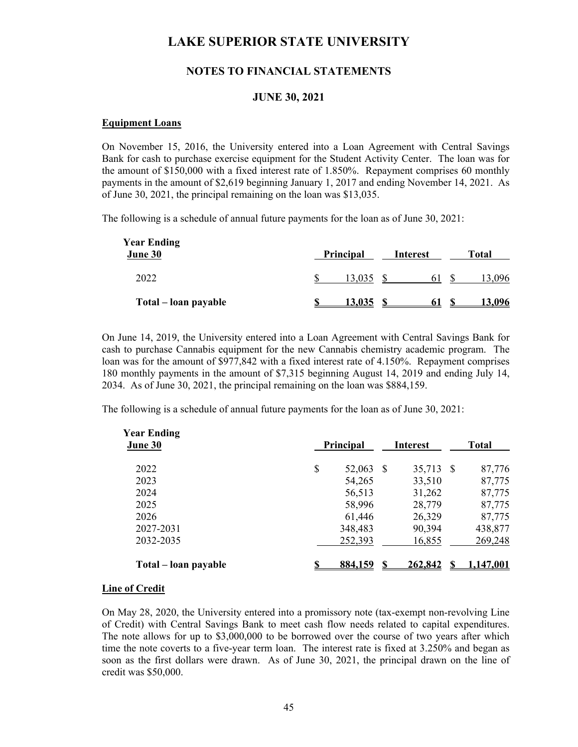## Equipment Loans

On November 15, 2016, the University entered into a Loan Agreement with Central Savings Bank for cash to purchase exercise equipment for the Student Activity Center. The loan was for the amount of $150,000 with a fixed interest rate of 1.850%. Repayment comprises 60 monthly payments in the amount of $2,619 beginning January 1, 2017 and ending November 14, 2021. As of June 30, 2021, the principal remaining on the loan was $13,035.

The following is a schedule of annual future payments for the loan as of June 30, 2021:

| Year Ending June 30 | Principal | Interest | Total |
|---|---|---|---|
| 2022 | $ 13,035 | $ 61 | $ 13,096 |
| **Total – loan payable** | **$ 13,035** | **$ 61** | **$ 13,096** |

On June 14, 2019, the University entered into a Loan Agreement with Central Savings Bank for cash to purchase Cannabis equipment for the new Cannabis chemistry academic program. The loan was for the amount of $977,842 with a fixed interest rate of 4.150%. Repayment comprises 180 monthly payments in the amount of $7,315 beginning August 14, 2019 and ending July 14, 2034. As of June 30, 2021, the principal remaining on the loan was $884,159.

The following is a schedule of annual future payments for the loan as of June 30, 2021:

| Year Ending June 30 | Principal | Interest | Total |
|---|---|---|---|
| 2022 | $ 52,063 | $ 35,713 | $ 87,776 |
| 2023 | 54,265 | 33,510 | 87,775 |
| 2024 | 56,513 | 31,262 | 87,775 |
| 2025 | 58,996 | 28,779 | 87,775 |
| 2026 | 61,446 | 26,329 | 87,775 |
| 2027-2031 | 348,483 | 90,394 | 438,877 |
| 2032-2035 | 252,393 | 16,855 | 269,248 |
| **Total – loan payable** | **$ 884,159** | **$ 262,842** | **$ 1,147,001** |

## Line of Credit

On May 28, 2020, the University entered into a promissory note (tax-exempt non-revolving Line of Credit) with Central Savings Bank to meet cash flow needs related to capital expenditures. The note allows for up to $3,000,000 to be borrowed over the course of two years after which time the note coverts to a five-year term loan. The interest rate is fixed at 3.250% and began as soon as the first dollars were drawn. As of June 30, 2021, the principal drawn on the line of credit was $50,000.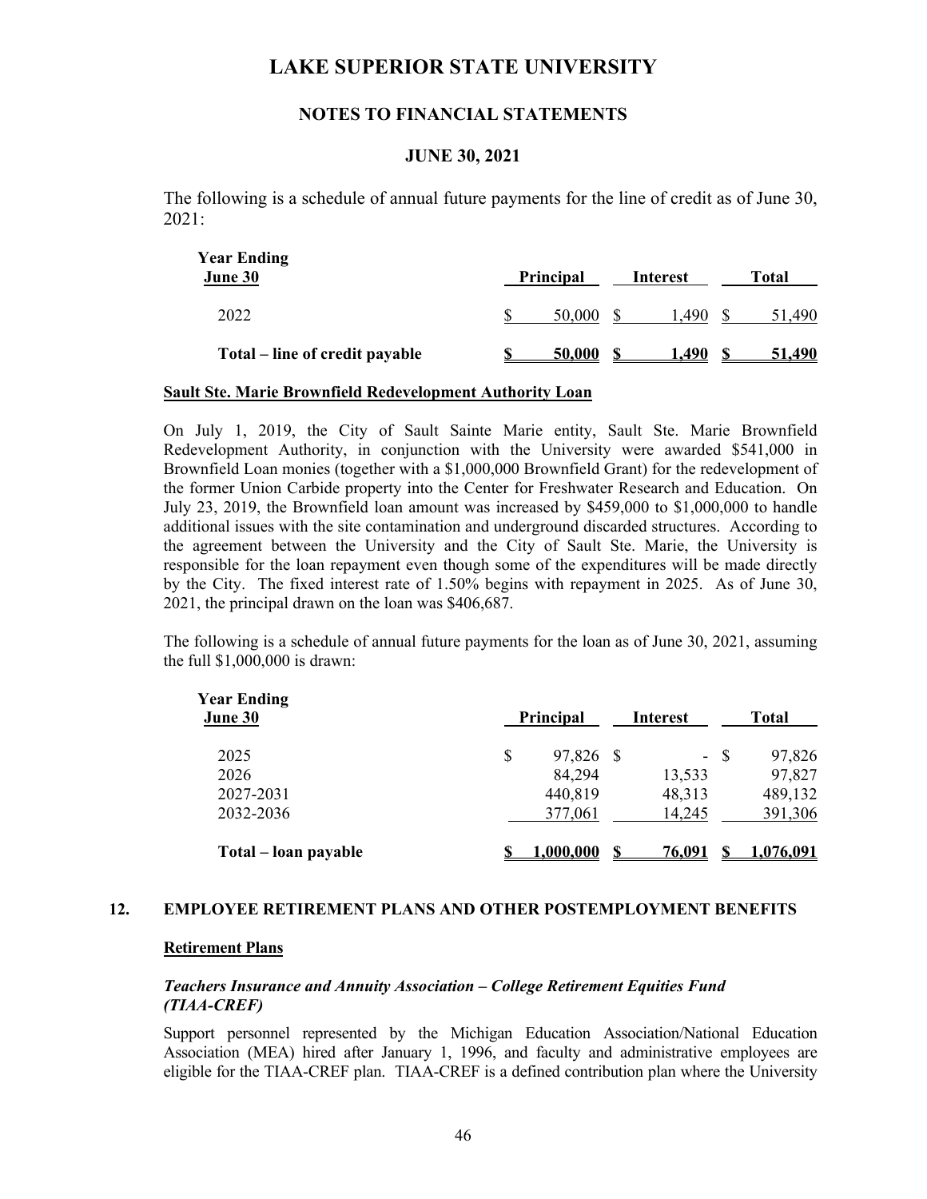The following is a schedule of annual future payments for the line of credit as of June 30, 2021:

| Year Ending June 30 | Principal | Interest | Total |
|---|---|---|---|
| 2022 | $ 50,000 | $ 1,490 | $ 51,490 |
| **Total – line of credit payable** | **$ 50,000** | **$ 1,490** | **$ 51,490** |

**Sault Ste. Marie Brownfield Redevelopment Authority Loan**

On July 1, 2019, the City of Sault Sainte Marie entity, Sault Ste. Marie Brownfield Redevelopment Authority, in conjunction with the University were awarded $541,000 in Brownfield Loan monies (together with a $1,000,000 Brownfield Grant) for the redevelopment of the former Union Carbide property into the Center for Freshwater Research and Education. On July 23, 2019, the Brownfield loan amount was increased by $459,000 to $1,000,000 to handle additional issues with the site contamination and underground discarded structures. According to the agreement between the University and the City of Sault Ste. Marie, the University is responsible for the loan repayment even though some of the expenditures will be made directly by the City. The fixed interest rate of 1.50% begins with repayment in 2025. As of June 30, 2021, the principal drawn on the loan was $406,687.

The following is a schedule of annual future payments for the loan as of June 30, 2021, assuming the full $1,000,000 is drawn:

| Year Ending June 30 | Principal | Interest | Total |
|---|---|---|---|
| 2025 | $ 97,826 | $ - | $ 97,826 |
| 2026 | 84,294 | 13,533 | 97,827 |
| 2027-2031 | 440,819 | 48,313 | 489,132 |
| 2032-2036 | 377,061 | 14,245 | 391,306 |
| **Total – loan payable** | **$ 1,000,000** | **$ 76,091** | **$ 1,076,091** |

## 12. EMPLOYEE RETIREMENT PLANS AND OTHER POSTEMPLOYMENT BENEFITS

**Retirement Plans**

***Teachers Insurance and Annuity Association – College Retirement Equities Fund (TIAA-CREF)***

Support personnel represented by the Michigan Education Association/National Education Association (MEA) hired after January 1, 1996, and faculty and administrative employees are eligible for the TIAA-CREF plan. TIAA-CREF is a defined contribution plan where the University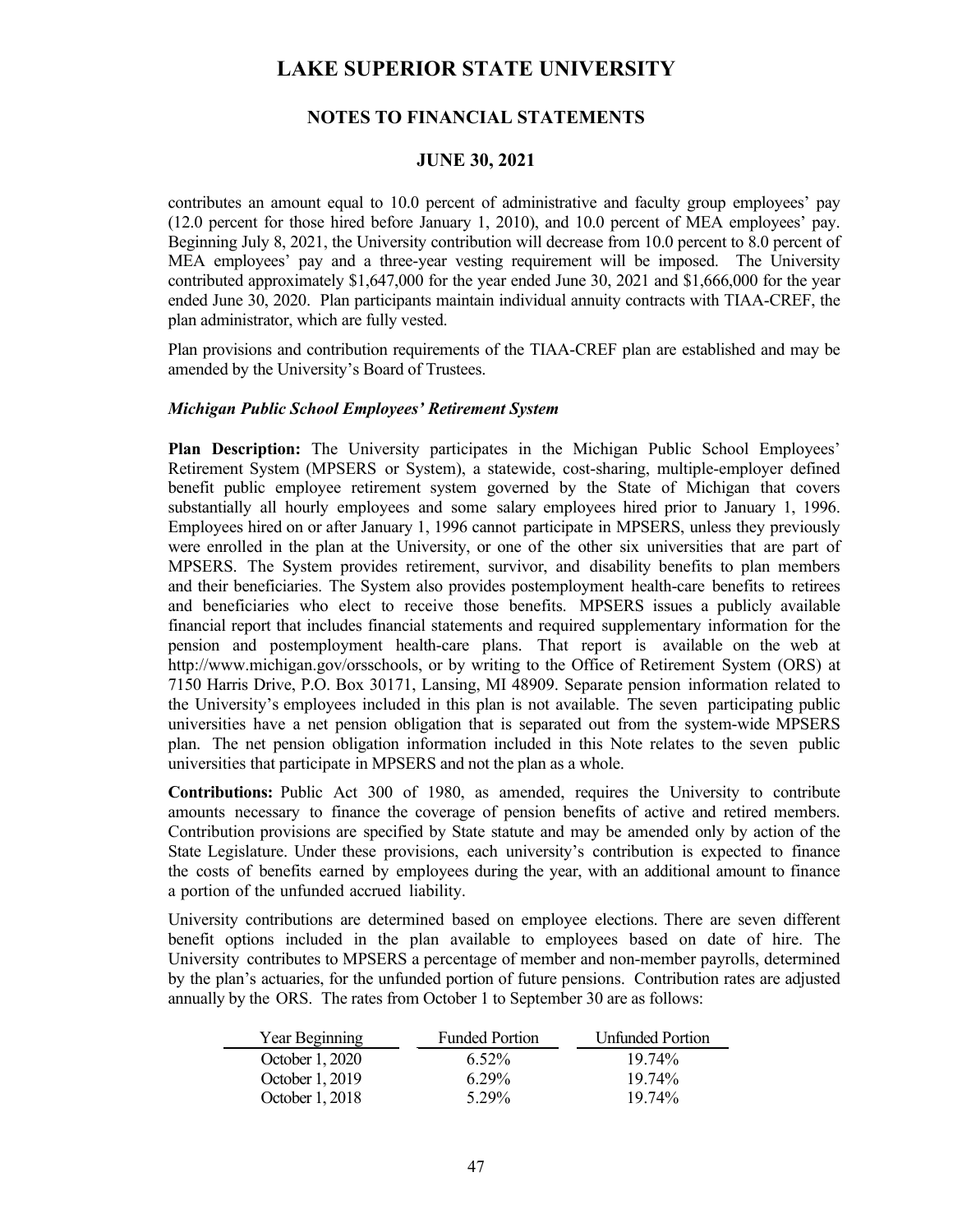contributes an amount equal to 10.0 percent of administrative and faculty group employees' pay (12.0 percent for those hired before January 1, 2010), and 10.0 percent of MEA employees' pay. Beginning July 8, 2021, the University contribution will decrease from 10.0 percent to 8.0 percent of MEA employees' pay and a three-year vesting requirement will be imposed. The University contributed approximately $1,647,000 for the year ended June 30, 2021 and $1,666,000 for the year ended June 30, 2020. Plan participants maintain individual annuity contracts with TIAA-CREF, the plan administrator, which are fully vested.

Plan provisions and contribution requirements of the TIAA-CREF plan are established and may be amended by the University's Board of Trustees.

***Michigan Public School Employees' Retirement System***

**Plan Description:** The University participates in the Michigan Public School Employees' Retirement System (MPSERS or System), a statewide, cost-sharing, multiple-employer defined benefit public employee retirement system governed by the State of Michigan that covers substantially all hourly employees and some salary employees hired prior to January 1, 1996. Employees hired on or after January 1, 1996 cannot participate in MPSERS, unless they previously were enrolled in the plan at the University, or one of the other six universities that are part of MPSERS. The System provides retirement, survivor, and disability benefits to plan members and their beneficiaries. The System also provides postemployment health-care benefits to retirees and beneficiaries who elect to receive those benefits. MPSERS issues a publicly available financial report that includes financial statements and required supplementary information for the pension and postemployment health-care plans. That report is available on the web at http://www.michigan.gov/orsschools, or by writing to the Office of Retirement System (ORS) at 7150 Harris Drive, P.O. Box 30171, Lansing, MI 48909. Separate pension information related to the University's employees included in this plan is not available. The seven participating public universities have a net pension obligation that is separated out from the system-wide MPSERS plan. The net pension obligation information included in this Note relates to the seven public universities that participate in MPSERS and not the plan as a whole.

**Contributions:** Public Act 300 of 1980, as amended, requires the University to contribute amounts necessary to finance the coverage of pension benefits of active and retired members. Contribution provisions are specified by State statute and may be amended only by action of the State Legislature. Under these provisions, each university's contribution is expected to finance the costs of benefits earned by employees during the year, with an additional amount to finance a portion of the unfunded accrued liability.

University contributions are determined based on employee elections. There are seven different benefit options included in the plan available to employees based on date of hire. The University contributes to MPSERS a percentage of member and non-member payrolls, determined by the plan's actuaries, for the unfunded portion of future pensions. Contribution rates are adjusted annually by the ORS. The rates from October 1 to September 30 are as follows:

| Year Beginning | Funded Portion | Unfunded Portion |
|---|---|---|
| October 1, 2020 | 6.52% | 19.74% |
| October 1, 2019 | 6.29% | 19.74% |
| October 1, 2018 | 5.29% | 19.74% |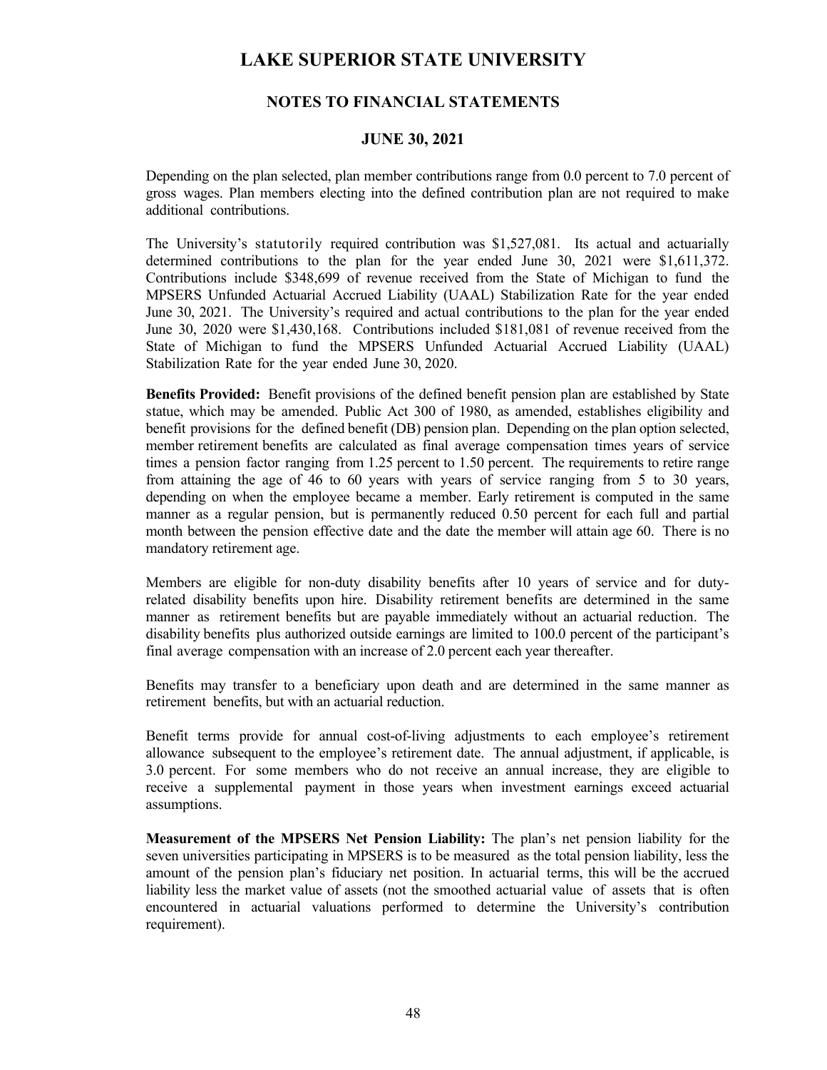# LAKE SUPERIOR STATE UNIVERSITY

## NOTES TO FINANCIAL STATEMENTS

### JUNE 30, 2021

Depending on the plan selected, plan member contributions range from 0.0 percent to 7.0 percent of gross wages. Plan members electing into the defined contribution plan are not required to make additional contributions.

The University's statutorily required contribution was $1,527,081. Its actual and actuarially determined contributions to the plan for the year ended June 30, 2021 were $1,611,372. Contributions include $348,699 of revenue received from the State of Michigan to fund the MPSERS Unfunded Actuarial Accrued Liability (UAAL) Stabilization Rate for the year ended June 30, 2021. The University's required and actual contributions to the plan for the year ended June 30, 2020 were $1,430,168. Contributions included $181,081 of revenue received from the State of Michigan to fund the MPSERS Unfunded Actuarial Accrued Liability (UAAL) Stabilization Rate for the year ended June 30, 2020.

**Benefits Provided:** Benefit provisions of the defined benefit pension plan are established by State statue, which may be amended. Public Act 300 of 1980, as amended, establishes eligibility and benefit provisions for the defined benefit (DB) pension plan. Depending on the plan option selected, member retirement benefits are calculated as final average compensation times years of service times a pension factor ranging from 1.25 percent to 1.50 percent. The requirements to retire range from attaining the age of 46 to 60 years with years of service ranging from 5 to 30 years, depending on when the employee became a member. Early retirement is computed in the same manner as a regular pension, but is permanently reduced 0.50 percent for each full and partial month between the pension effective date and the date the member will attain age 60. There is no mandatory retirement age.

Members are eligible for non-duty disability benefits after 10 years of service and for duty-related disability benefits upon hire. Disability retirement benefits are determined in the same manner as retirement benefits but are payable immediately without an actuarial reduction. The disability benefits plus authorized outside earnings are limited to 100.0 percent of the participant's final average compensation with an increase of 2.0 percent each year thereafter.

Benefits may transfer to a beneficiary upon death and are determined in the same manner as retirement benefits, but with an actuarial reduction.

Benefit terms provide for annual cost-of-living adjustments to each employee's retirement allowance subsequent to the employee's retirement date. The annual adjustment, if applicable, is 3.0 percent. For some members who do not receive an annual increase, they are eligible to receive a supplemental payment in those years when investment earnings exceed actuarial assumptions.

**Measurement of the MPSERS Net Pension Liability:** The plan's net pension liability for the seven universities participating in MPSERS is to be measured as the total pension liability, less the amount of the pension plan's fiduciary net position. In actuarial terms, this will be the accrued liability less the market value of assets (not the smoothed actuarial value of assets that is often encountered in actuarial valuations performed to determine the University's contribution requirement).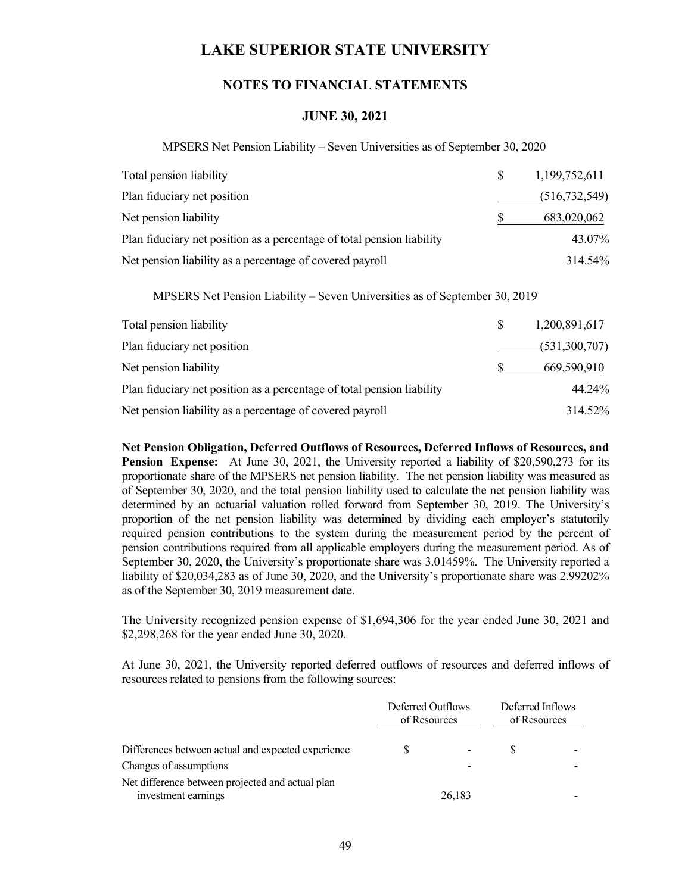# LAKE SUPERIOR STATE UNIVERSITY

## NOTES TO FINANCIAL STATEMENTS

### JUNE 30, 2021

MPSERS Net Pension Liability – Seven Universities as of September 30, 2020

| | |
|---|---|
| Total pension liability | $ 1,199,752,611 |
| Plan fiduciary net position | (516,732,549) |
| Net pension liability | $ 683,020,062 |
| Plan fiduciary net position as a percentage of total pension liability | 43.07% |
| Net pension liability as a percentage of covered payroll | 314.54% |

MPSERS Net Pension Liability – Seven Universities as of September 30, 2019

| | |
|---|---|
| Total pension liability | $ 1,200,891,617 |
| Plan fiduciary net position | (531,300,707) |
| Net pension liability | $ 669,590,910 |
| Plan fiduciary net position as a percentage of total pension liability | 44.24% |
| Net pension liability as a percentage of covered payroll | 314.52% |

**Net Pension Obligation, Deferred Outflows of Resources, Deferred Inflows of Resources, and Pension Expense:** At June 30, 2021, the University reported a liability of $20,590,273 for its proportionate share of the MPSERS net pension liability. The net pension liability was measured as of September 30, 2020, and the total pension liability used to calculate the net pension liability was determined by an actuarial valuation rolled forward from September 30, 2019. The University's proportion of the net pension liability was determined by dividing each employer's statutorily required pension contributions to the system during the measurement period by the percent of pension contributions required from all applicable employers during the measurement period. As of September 30, 2020, the University's proportionate share was 3.01459%. The University reported a liability of $20,034,283 as of June 30, 2020, and the University's proportionate share was 2.99202% as of the September 30, 2019 measurement date.

The University recognized pension expense of $1,694,306 for the year ended June 30, 2021 and $2,298,268 for the year ended June 30, 2020.

At June 30, 2021, the University reported deferred outflows of resources and deferred inflows of resources related to pensions from the following sources:

| | Deferred Outflows of Resources | Deferred Inflows of Resources |
|---|---|---|
| Differences between actual and expected experience | $ - | $ - |
| Changes of assumptions | - | - |
| Net difference between projected and actual plan investment earnings | 26,183 | - |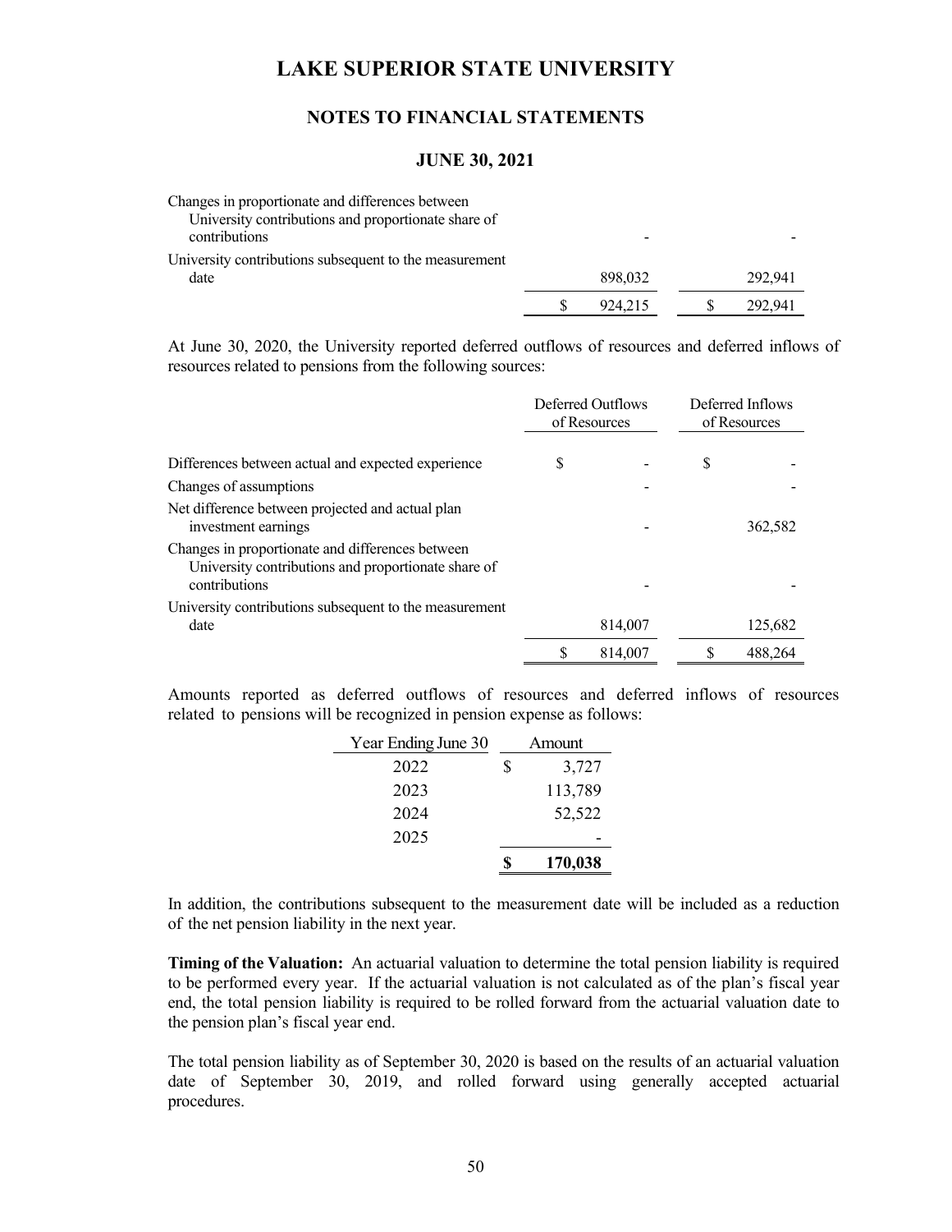# LAKE SUPERIOR STATE UNIVERSITY

## NOTES TO FINANCIAL STATEMENTS

### JUNE 30, 2021

| | | |
|---|---|---|
| Changes in proportionate and differences between University contributions and proportionate share of contributions | - | - |
| University contributions subsequent to the measurement date | 898,032 | 292,941 |
| | $ 924,215 | $ 292,941 |

At June 30, 2020, the University reported deferred outflows of resources and deferred inflows of resources related to pensions from the following sources:

| | Deferred Outflows of Resources | Deferred Inflows of Resources |
|---|---|---|
| Differences between actual and expected experience | $ - | $ - |
| Changes of assumptions | - | - |
| Net difference between projected and actual plan investment earnings | - | 362,582 |
| Changes in proportionate and differences between University contributions and proportionate share of contributions | - | - |
| University contributions subsequent to the measurement date | 814,007 | 125,682 |
| | $ 814,007 | $ 488,264 |

Amounts reported as deferred outflows of resources and deferred inflows of resources related to pensions will be recognized in pension expense as follows:

| Year Ending June 30 | Amount |
|---|---|
| 2022 | $ 3,727 |
| 2023 | 113,789 |
| 2024 | 52,522 |
| 2025 | - |
| | **$ 170,038** |

In addition, the contributions subsequent to the measurement date will be included as a reduction of the net pension liability in the next year.

**Timing of the Valuation:** An actuarial valuation to determine the total pension liability is required to be performed every year. If the actuarial valuation is not calculated as of the plan's fiscal year end, the total pension liability is required to be rolled forward from the actuarial valuation date to the pension plan's fiscal year end.

The total pension liability as of September 30, 2020 is based on the results of an actuarial valuation date of September 30, 2019, and rolled forward using generally accepted actuarial procedures.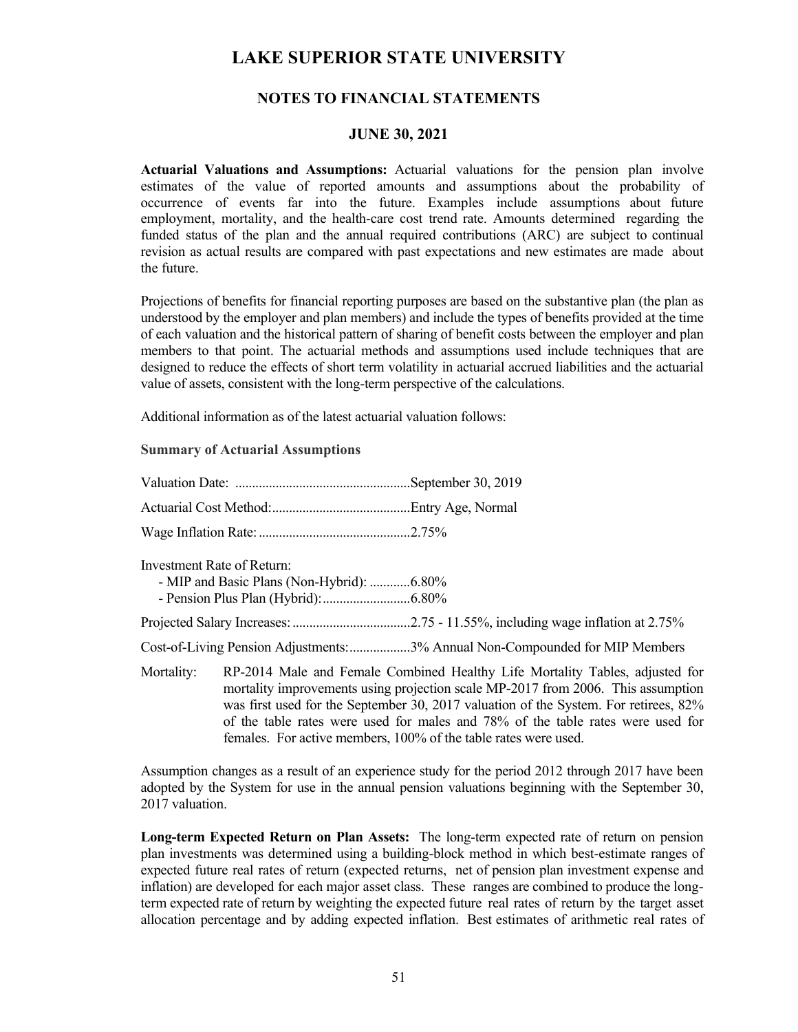**Actuarial Valuations and Assumptions:** Actuarial valuations for the pension plan involve estimates of the value of reported amounts and assumptions about the probability of occurrence of events far into the future. Examples include assumptions about future employment, mortality, and the health-care cost trend rate. Amounts determined regarding the funded status of the plan and the annual required contributions (ARC) are subject to continual revision as actual results are compared with past expectations and new estimates are made about the future.

Projections of benefits for financial reporting purposes are based on the substantive plan (the plan as understood by the employer and plan members) and include the types of benefits provided at the time of each valuation and the historical pattern of sharing of benefit costs between the employer and plan members to that point. The actuarial methods and assumptions used include techniques that are designed to reduce the effects of short term volatility in actuarial accrued liabilities and the actuarial value of assets, consistent with the long-term perspective of the calculations.

Additional information as of the latest actuarial valuation follows:

**Summary of Actuarial Assumptions**

Valuation Date: ....................................................September 30, 2019

Actuarial Cost Method:.........................................Entry Age, Normal

Wage Inflation Rate: .............................................2.75%

Investment Rate of Return:
- MIP and Basic Plans (Non-Hybrid): ............6.80%
- Pension Plus Plan (Hybrid):..........................6.80%

Projected Salary Increases: ...................................2.75 - 11.55%, including wage inflation at 2.75%

Cost-of-Living Pension Adjustments:..................3% Annual Non-Compounded for MIP Members

Mortality: RP-2014 Male and Female Combined Healthy Life Mortality Tables, adjusted for mortality improvements using projection scale MP-2017 from 2006. This assumption was first used for the September 30, 2017 valuation of the System. For retirees, 82% of the table rates were used for males and 78% of the table rates were used for females. For active members, 100% of the table rates were used.

Assumption changes as a result of an experience study for the period 2012 through 2017 have been adopted by the System for use in the annual pension valuations beginning with the September 30, 2017 valuation.

**Long-term Expected Return on Plan Assets:** The long-term expected rate of return on pension plan investments was determined using a building-block method in which best-estimate ranges of expected future real rates of return (expected returns, net of pension plan investment expense and inflation) are developed for each major asset class. These ranges are combined to produce the long-term expected rate of return by weighting the expected future real rates of return by the target asset allocation percentage and by adding expected inflation. Best estimates of arithmetic real rates of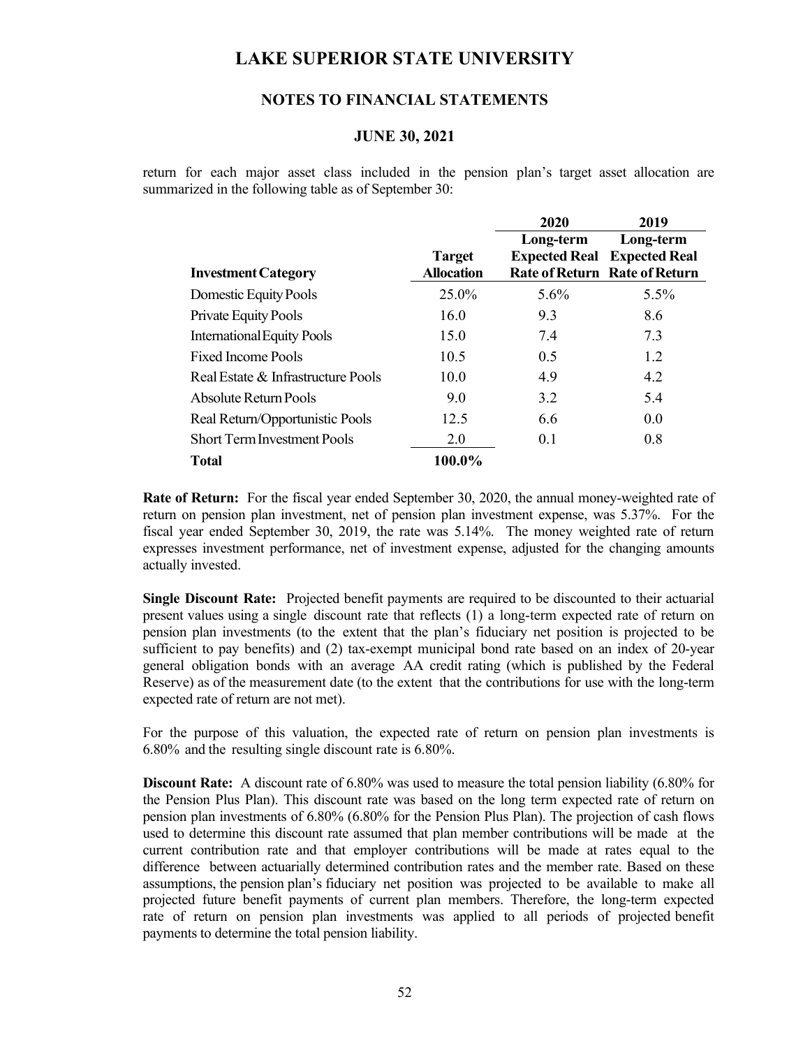return for each major asset class included in the pension plan's target asset allocation are summarized in the following table as of September 30:

| Investment Category | Target Allocation | 2020 Long-term Expected Real Rate of Return | 2019 Long-term Expected Real Rate of Return |
|---|---|---|---|
| Domestic Equity Pools | 25.0% | 5.6% | 5.5% |
| Private Equity Pools | 16.0 | 9.3 | 8.6 |
| International Equity Pools | 15.0 | 7.4 | 7.3 |
| Fixed Income Pools | 10.5 | 0.5 | 1.2 |
| Real Estate & Infrastructure Pools | 10.0 | 4.9 | 4.2 |
| Absolute Return Pools | 9.0 | 3.2 | 5.4 |
| Real Return/Opportunistic Pools | 12.5 | 6.6 | 0.0 |
| Short Term Investment Pools | 2.0 | 0.1 | 0.8 |
| **Total** | **100.0%** | | |

**Rate of Return:** For the fiscal year ended September 30, 2020, the annual money-weighted rate of return on pension plan investment, net of pension plan investment expense, was 5.37%. For the fiscal year ended September 30, 2019, the rate was 5.14%. The money weighted rate of return expresses investment performance, net of investment expense, adjusted for the changing amounts actually invested.

**Single Discount Rate:** Projected benefit payments are required to be discounted to their actuarial present values using a single discount rate that reflects (1) a long-term expected rate of return on pension plan investments (to the extent that the plan's fiduciary net position is projected to be sufficient to pay benefits) and (2) tax-exempt municipal bond rate based on an index of 20-year general obligation bonds with an average AA credit rating (which is published by the Federal Reserve) as of the measurement date (to the extent that the contributions for use with the long-term expected rate of return are not met).

For the purpose of this valuation, the expected rate of return on pension plan investments is 6.80% and the resulting single discount rate is 6.80%.

**Discount Rate:** A discount rate of 6.80% was used to measure the total pension liability (6.80% for the Pension Plus Plan). This discount rate was based on the long term expected rate of return on pension plan investments of 6.80% (6.80% for the Pension Plus Plan). The projection of cash flows used to determine this discount rate assumed that plan member contributions will be made at the current contribution rate and that employer contributions will be made at rates equal to the difference between actuarially determined contribution rates and the member rate. Based on these assumptions, the pension plan's fiduciary net position was projected to be available to make all projected future benefit payments of current plan members. Therefore, the long-term expected rate of return on pension plan investments was applied to all periods of projected benefit payments to determine the total pension liability.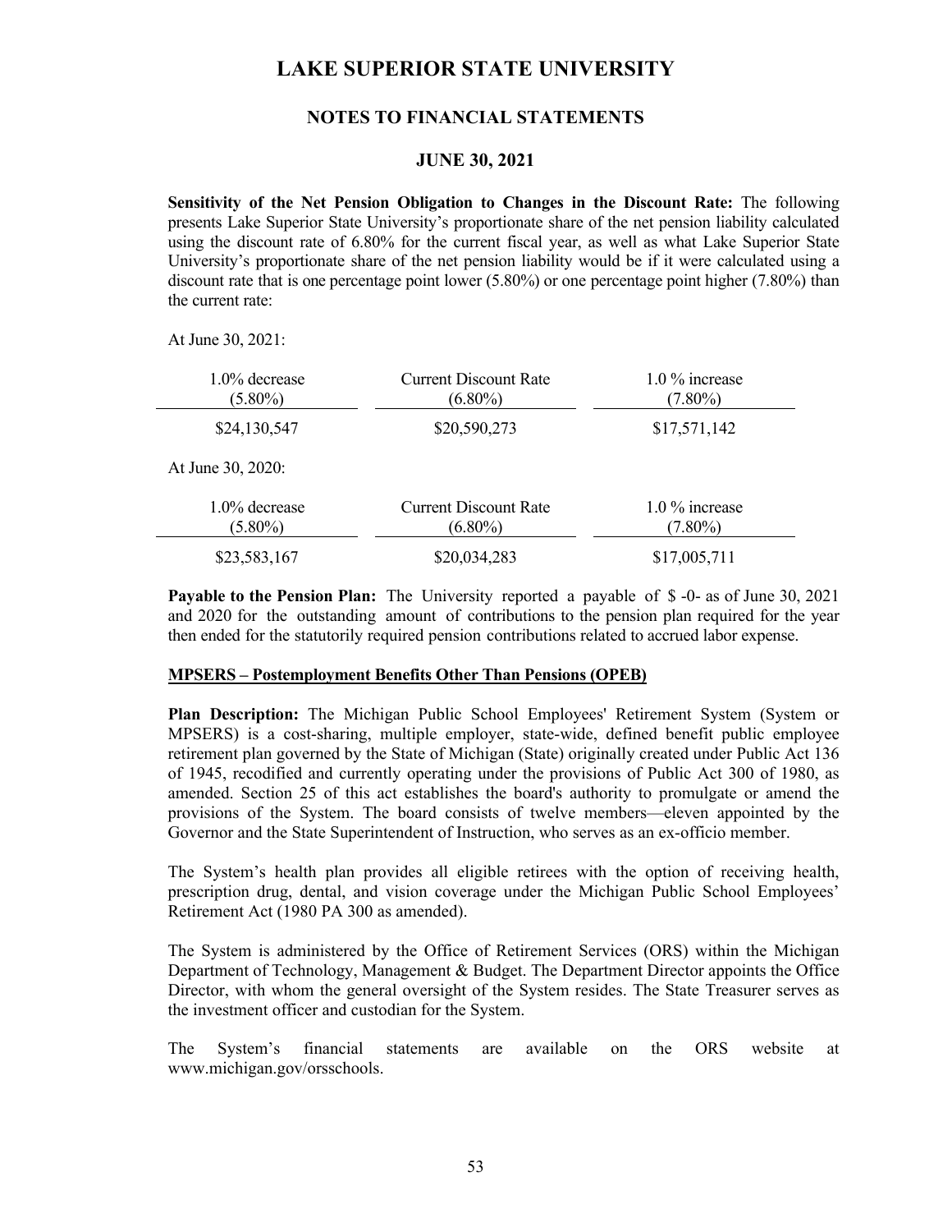**Sensitivity of the Net Pension Obligation to Changes in the Discount Rate:** The following presents Lake Superior State University's proportionate share of the net pension liability calculated using the discount rate of 6.80% for the current fiscal year, as well as what Lake Superior State University's proportionate share of the net pension liability would be if it were calculated using a discount rate that is one percentage point lower (5.80%) or one percentage point higher (7.80%) than the current rate:

At June 30, 2021:

| 1.0% decrease (5.80%) | Current Discount Rate (6.80%) | 1.0 % increase (7.80%) |
|---|---|---|
| $24,130,547 | $20,590,273 | $17,571,142 |

At June 30, 2020:

| 1.0% decrease (5.80%) | Current Discount Rate (6.80%) | 1.0 % increase (7.80%) |
|---|---|---|
| $23,583,167 | $20,034,283 | $17,005,711 |

**Payable to the Pension Plan:** The University reported a payable of $ -0- as of June 30, 2021 and 2020 for the outstanding amount of contributions to the pension plan required for the year then ended for the statutorily required pension contributions related to accrued labor expense.

**MPSERS – Postemployment Benefits Other Than Pensions (OPEB)**

**Plan Description:** The Michigan Public School Employees' Retirement System (System or MPSERS) is a cost-sharing, multiple employer, state-wide, defined benefit public employee retirement plan governed by the State of Michigan (State) originally created under Public Act 136 of 1945, recodified and currently operating under the provisions of Public Act 300 of 1980, as amended. Section 25 of this act establishes the board's authority to promulgate or amend the provisions of the System. The board consists of twelve members—eleven appointed by the Governor and the State Superintendent of Instruction, who serves as an ex-officio member.

The System's health plan provides all eligible retirees with the option of receiving health, prescription drug, dental, and vision coverage under the Michigan Public School Employees' Retirement Act (1980 PA 300 as amended).

The System is administered by the Office of Retirement Services (ORS) within the Michigan Department of Technology, Management & Budget. The Department Director appoints the Office Director, with whom the general oversight of the System resides. The State Treasurer serves as the investment officer and custodian for the System.

The System's financial statements are available on the ORS website at www.michigan.gov/orsschools.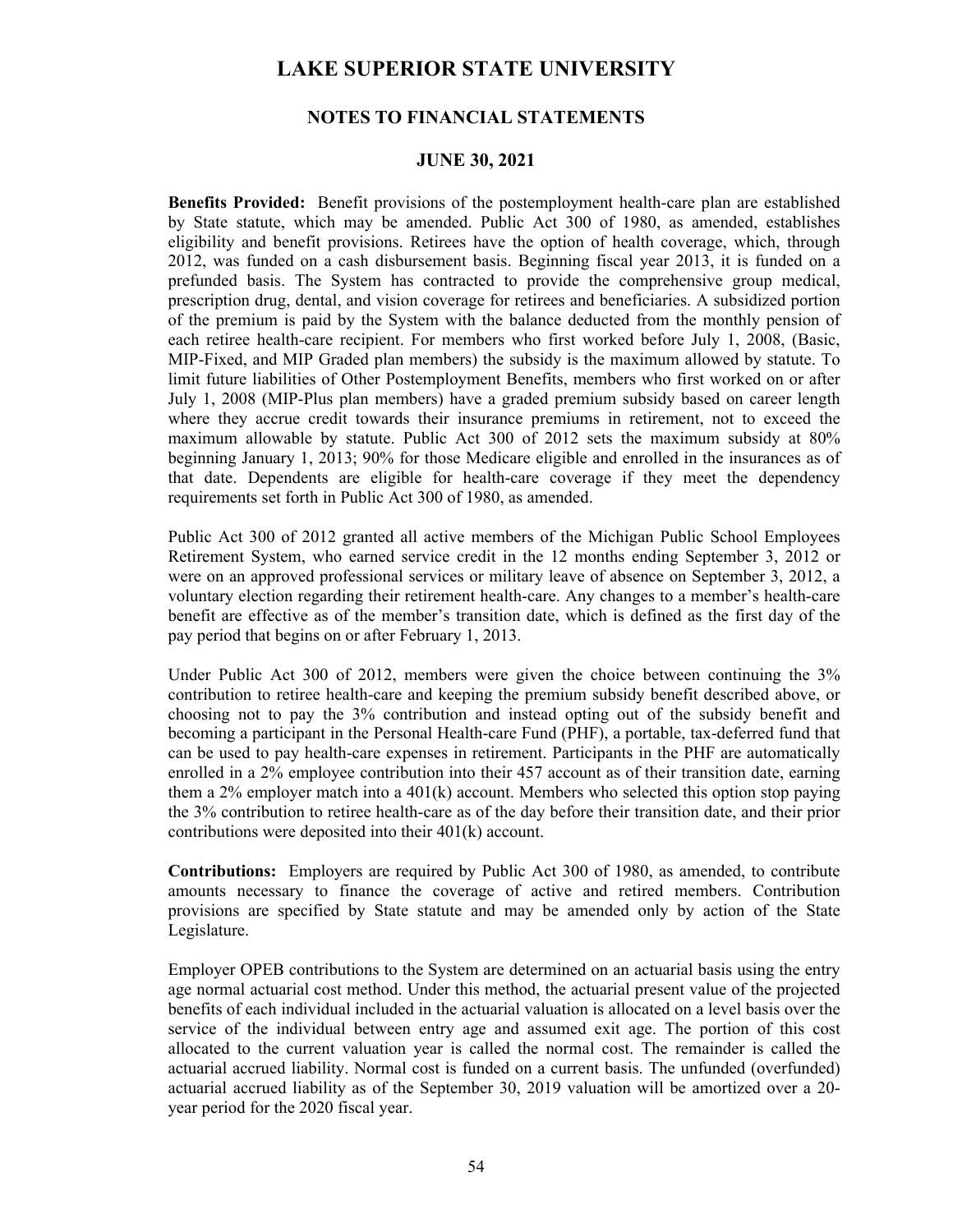**Benefits Provided:** Benefit provisions of the postemployment health-care plan are established by State statute, which may be amended. Public Act 300 of 1980, as amended, establishes eligibility and benefit provisions. Retirees have the option of health coverage, which, through 2012, was funded on a cash disbursement basis. Beginning fiscal year 2013, it is funded on a prefunded basis. The System has contracted to provide the comprehensive group medical, prescription drug, dental, and vision coverage for retirees and beneficiaries. A subsidized portion of the premium is paid by the System with the balance deducted from the monthly pension of each retiree health-care recipient. For members who first worked before July 1, 2008, (Basic, MIP-Fixed, and MIP Graded plan members) the subsidy is the maximum allowed by statute. To limit future liabilities of Other Postemployment Benefits, members who first worked on or after July 1, 2008 (MIP-Plus plan members) have a graded premium subsidy based on career length where they accrue credit towards their insurance premiums in retirement, not to exceed the maximum allowable by statute. Public Act 300 of 2012 sets the maximum subsidy at 80% beginning January 1, 2013; 90% for those Medicare eligible and enrolled in the insurances as of that date. Dependents are eligible for health-care coverage if they meet the dependency requirements set forth in Public Act 300 of 1980, as amended.

Public Act 300 of 2012 granted all active members of the Michigan Public School Employees Retirement System, who earned service credit in the 12 months ending September 3, 2012 or were on an approved professional services or military leave of absence on September 3, 2012, a voluntary election regarding their retirement health-care. Any changes to a member's health-care benefit are effective as of the member's transition date, which is defined as the first day of the pay period that begins on or after February 1, 2013.

Under Public Act 300 of 2012, members were given the choice between continuing the 3% contribution to retiree health-care and keeping the premium subsidy benefit described above, or choosing not to pay the 3% contribution and instead opting out of the subsidy benefit and becoming a participant in the Personal Health-care Fund (PHF), a portable, tax-deferred fund that can be used to pay health-care expenses in retirement. Participants in the PHF are automatically enrolled in a 2% employee contribution into their 457 account as of their transition date, earning them a 2% employer match into a 401(k) account. Members who selected this option stop paying the 3% contribution to retiree health-care as of the day before their transition date, and their prior contributions were deposited into their 401(k) account.

**Contributions:** Employers are required by Public Act 300 of 1980, as amended, to contribute amounts necessary to finance the coverage of active and retired members. Contribution provisions are specified by State statute and may be amended only by action of the State Legislature.

Employer OPEB contributions to the System are determined on an actuarial basis using the entry age normal actuarial cost method. Under this method, the actuarial present value of the projected benefits of each individual included in the actuarial valuation is allocated on a level basis over the service of the individual between entry age and assumed exit age. The portion of this cost allocated to the current valuation year is called the normal cost. The remainder is called the actuarial accrued liability. Normal cost is funded on a current basis. The unfunded (overfunded) actuarial accrued liability as of the September 30, 2019 valuation will be amortized over a 20-year period for the 2020 fiscal year.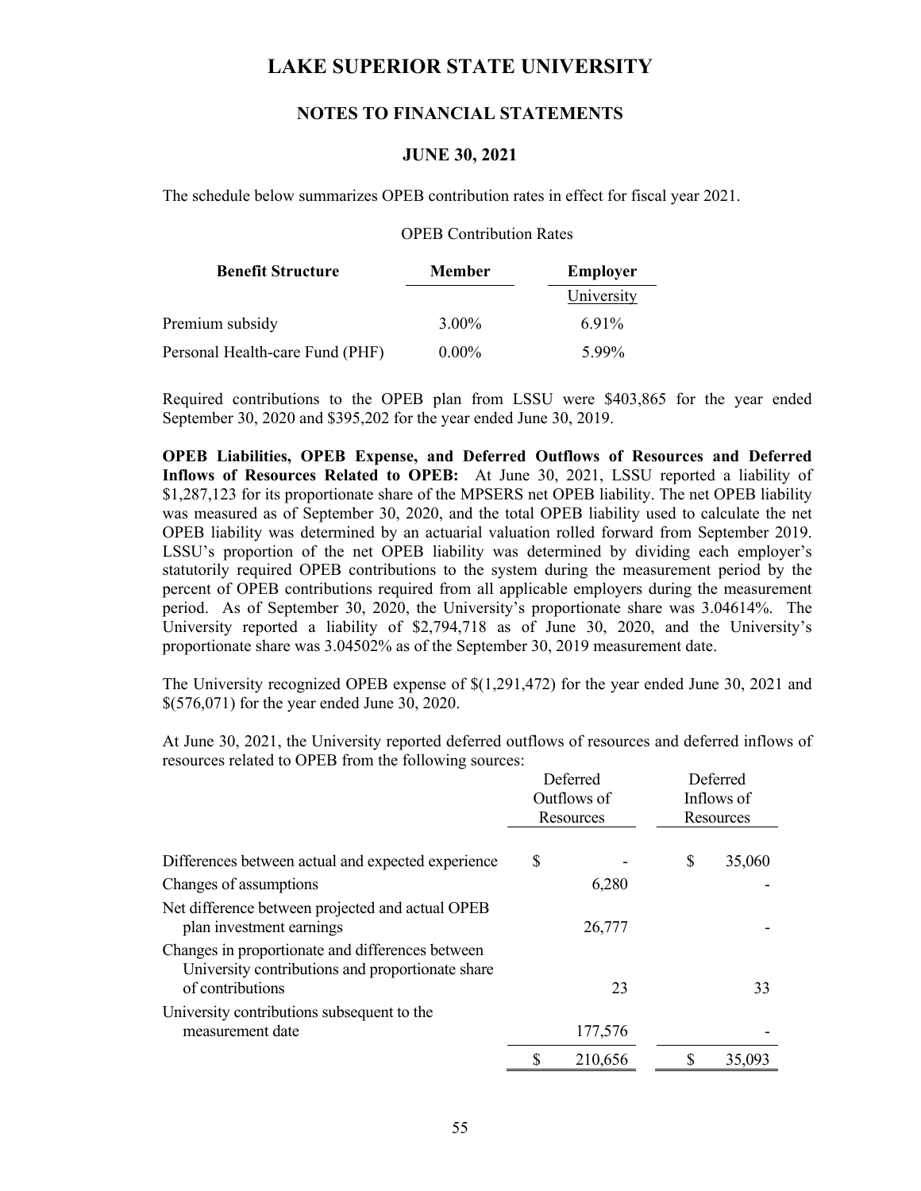The schedule below summarizes OPEB contribution rates in effect for fiscal year 2021.

OPEB Contribution Rates

| Benefit Structure | Member | Employer |
|---|---|---|
| | | University |
| Premium subsidy | 3.00% | 6.91% |
| Personal Health-care Fund (PHF) | 0.00% | 5.99% |

Required contributions to the OPEB plan from LSSU were $403,865 for the year ended September 30, 2020 and $395,202 for the year ended June 30, 2019.

**OPEB Liabilities, OPEB Expense, and Deferred Outflows of Resources and Deferred Inflows of Resources Related to OPEB:** At June 30, 2021, LSSU reported a liability of $1,287,123 for its proportionate share of the MPSERS net OPEB liability. The net OPEB liability was measured as of September 30, 2020, and the total OPEB liability used to calculate the net OPEB liability was determined by an actuarial valuation rolled forward from September 2019. LSSU's proportion of the net OPEB liability was determined by dividing each employer's statutorily required OPEB contributions to the system during the measurement period by the percent of OPEB contributions required from all applicable employers during the measurement period. As of September 30, 2020, the University's proportionate share was 3.04614%. The University reported a liability of $2,794,718 as of June 30, 2020, and the University's proportionate share was 3.04502% as of the September 30, 2019 measurement date.

The University recognized OPEB expense of $(1,291,472) for the year ended June 30, 2021 and $(576,071) for the year ended June 30, 2020.

At June 30, 2021, the University reported deferred outflows of resources and deferred inflows of resources related to OPEB from the following sources:

| | Deferred Outflows of Resources | Deferred Inflows of Resources |
|---|---|---|
| Differences between actual and expected experience | $ - | $ 35,060 |
| Changes of assumptions | 6,280 | - |
| Net difference between projected and actual OPEB plan investment earnings | 26,777 | - |
| Changes in proportionate and differences between University contributions and proportionate share of contributions | 23 | 33 |
| University contributions subsequent to the measurement date | 177,576 | - |
| | $ 210,656 | $ 35,093 |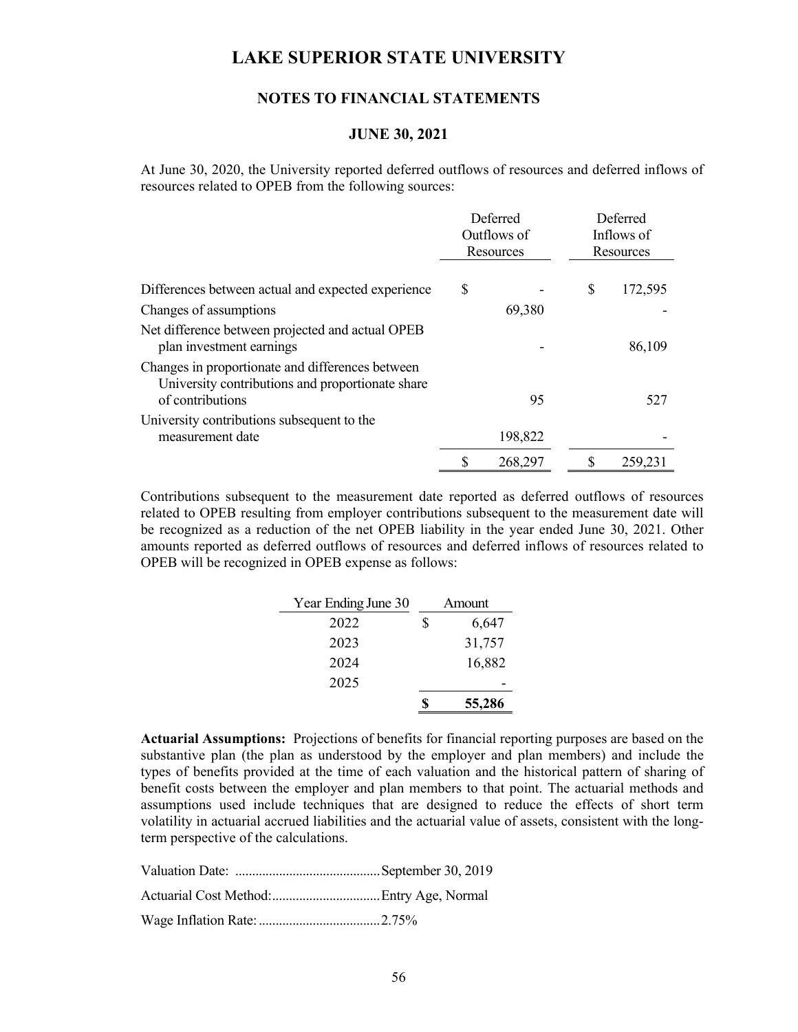# LAKE SUPERIOR STATE UNIVERSITY

## NOTES TO FINANCIAL STATEMENTS

### JUNE 30, 2021

At June 30, 2020, the University reported deferred outflows of resources and deferred inflows of resources related to OPEB from the following sources:

| | Deferred Outflows of Resources | Deferred Inflows of Resources |
|---|---|---|
| Differences between actual and expected experience | $ - | $ 172,595 |
| Changes of assumptions | 69,380 | - |
| Net difference between projected and actual OPEB plan investment earnings | - | 86,109 |
| Changes in proportionate and differences between University contributions and proportionate share of contributions | 95 | 527 |
| University contributions subsequent to the measurement date | 198,822 | - |
| | $ 268,297 | $ 259,231 |

Contributions subsequent to the measurement date reported as deferred outflows of resources related to OPEB resulting from employer contributions subsequent to the measurement date will be recognized as a reduction of the net OPEB liability in the year ended June 30, 2021. Other amounts reported as deferred outflows of resources and deferred inflows of resources related to OPEB will be recognized in OPEB expense as follows:

| Year Ending June 30 | Amount |
|---|---|
| 2022 | $ 6,647 |
| 2023 | 31,757 |
| 2024 | 16,882 |
| 2025 | - |
| | **$ 55,286** |

**Actuarial Assumptions:** Projections of benefits for financial reporting purposes are based on the substantive plan (the plan as understood by the employer and plan members) and include the types of benefits provided at the time of each valuation and the historical pattern of sharing of benefit costs between the employer and plan members to that point. The actuarial methods and assumptions used include techniques that are designed to reduce the effects of short term volatility in actuarial accrued liabilities and the actuarial value of assets, consistent with the long-term perspective of the calculations.

Valuation Date: ..........................................September 30, 2019

Actuarial Cost Method:...............................Entry Age, Normal

Wage Inflation Rate:...................................2.75%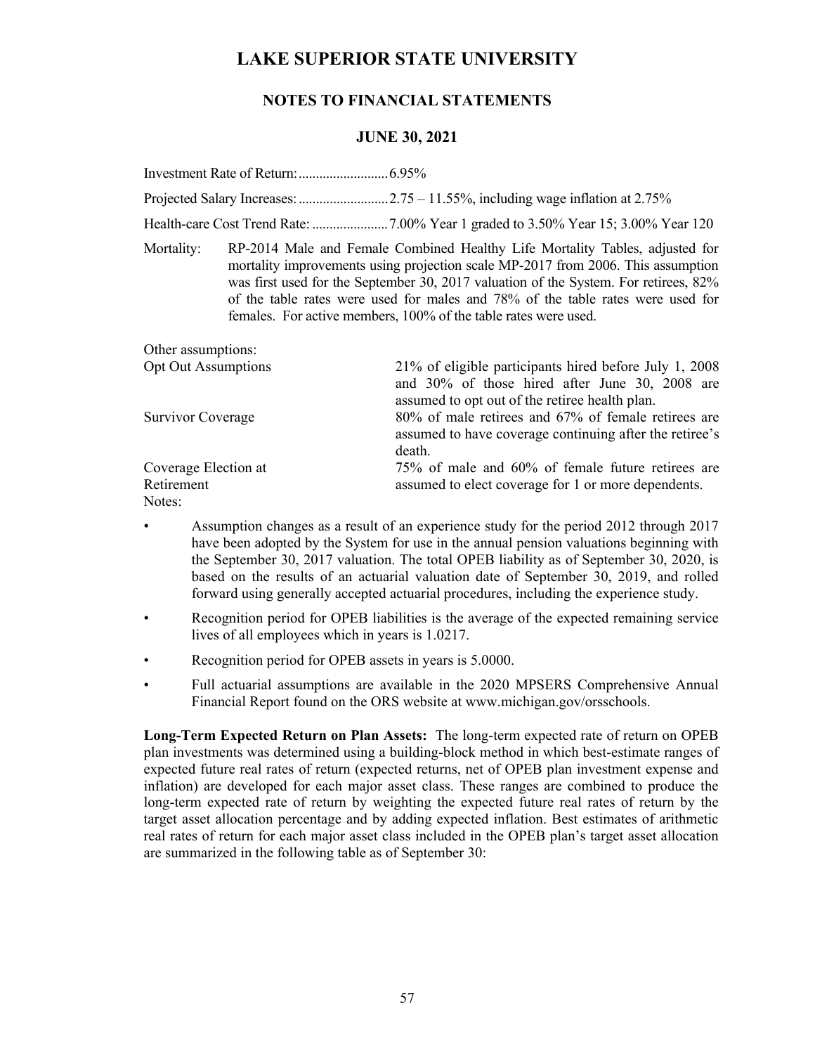Investment Rate of Return: .......................... 6.95%

Projected Salary Increases: .......................... 2.75 – 11.55%, including wage inflation at 2.75%

Health-care Cost Trend Rate: ...................... 7.00% Year 1 graded to 3.50% Year 15; 3.00% Year 120

Mortality: RP-2014 Male and Female Combined Healthy Life Mortality Tables, adjusted for mortality improvements using projection scale MP-2017 from 2006. This assumption was first used for the September 30, 2017 valuation of the System. For retirees, 82% of the table rates were used for males and 78% of the table rates were used for females. For active members, 100% of the table rates were used.

Other assumptions:

| | |
|---|---|
| Opt Out Assumptions | 21% of eligible participants hired before July 1, 2008 and 30% of those hired after June 30, 2008 are assumed to opt out of the retiree health plan. |
| Survivor Coverage | 80% of male retirees and 67% of female retirees are assumed to have coverage continuing after the retiree's death. |
| Coverage Election at Retirement | 75% of male and 60% of female future retirees are assumed to elect coverage for 1 or more dependents. |

Notes:

- Assumption changes as a result of an experience study for the period 2012 through 2017 have been adopted by the System for use in the annual pension valuations beginning with the September 30, 2017 valuation. The total OPEB liability as of September 30, 2020, is based on the results of an actuarial valuation date of September 30, 2019, and rolled forward using generally accepted actuarial procedures, including the experience study.
- Recognition period for OPEB liabilities is the average of the expected remaining service lives of all employees which in years is 1.0217.
- Recognition period for OPEB assets in years is 5.0000.
- Full actuarial assumptions are available in the 2020 MPSERS Comprehensive Annual Financial Report found on the ORS website at www.michigan.gov/orsschools.

**Long-Term Expected Return on Plan Assets:** The long-term expected rate of return on OPEB plan investments was determined using a building-block method in which best-estimate ranges of expected future real rates of return (expected returns, net of OPEB plan investment expense and inflation) are developed for each major asset class. These ranges are combined to produce the long-term expected rate of return by weighting the expected future real rates of return by the target asset allocation percentage and by adding expected inflation. Best estimates of arithmetic real rates of return for each major asset class included in the OPEB plan's target asset allocation are summarized in the following table as of September 30: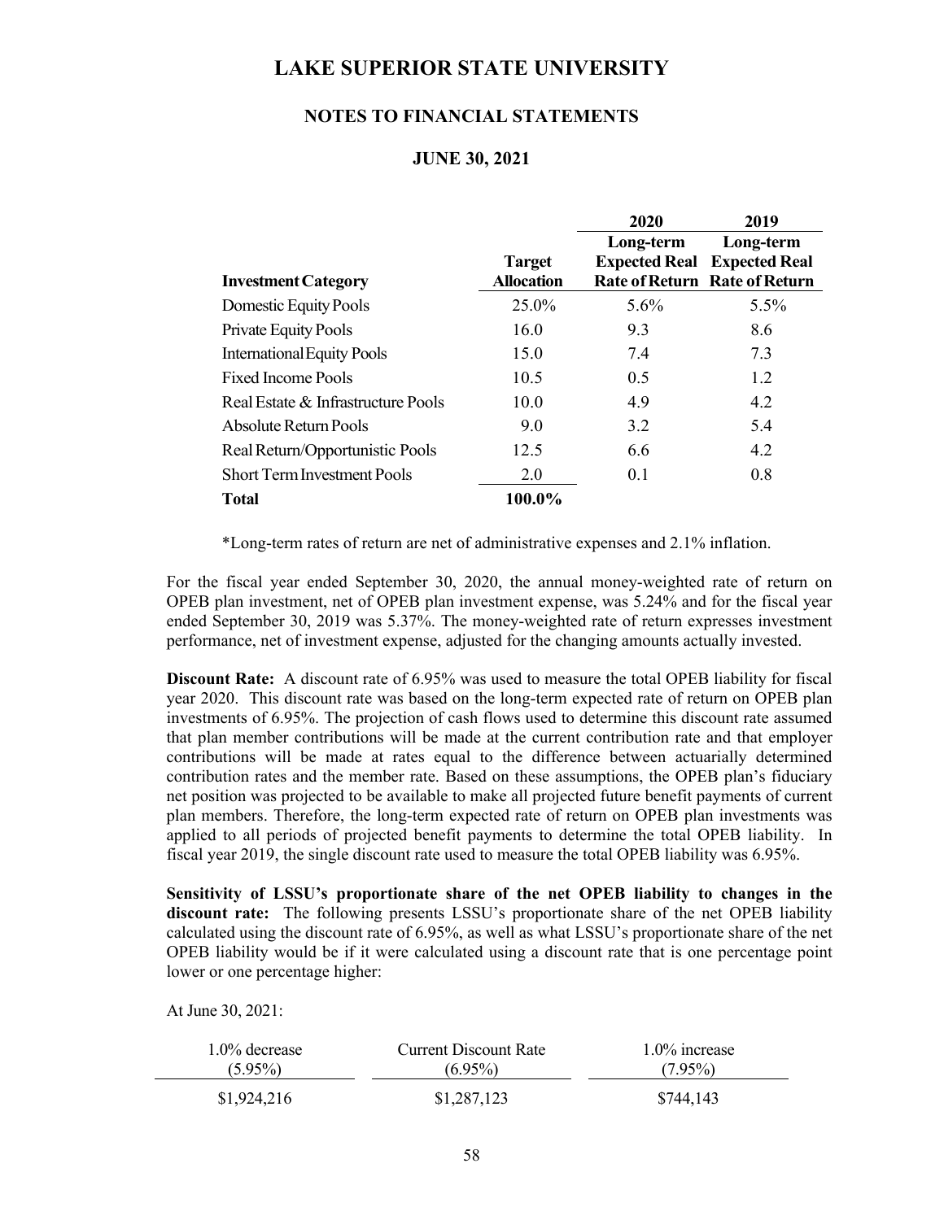# LAKE SUPERIOR STATE UNIVERSITY

## NOTES TO FINANCIAL STATEMENTS

### JUNE 30, 2021

| Investment Category | Target Allocation | 2020 Long-term Expected Real Rate of Return | 2019 Long-term Expected Real Rate of Return |
|---|---|---|---|
| Domestic Equity Pools | 25.0% | 5.6% | 5.5% |
| Private Equity Pools | 16.0 | 9.3 | 8.6 |
| International Equity Pools | 15.0 | 7.4 | 7.3 |
| Fixed Income Pools | 10.5 | 0.5 | 1.2 |
| Real Estate & Infrastructure Pools | 10.0 | 4.9 | 4.2 |
| Absolute Return Pools | 9.0 | 3.2 | 5.4 |
| Real Return/Opportunistic Pools | 12.5 | 6.6 | 4.2 |
| Short Term Investment Pools | 2.0 | 0.1 | 0.8 |
| **Total** | **100.0%** | | |

*Long-term rates of return are net of administrative expenses and 2.1% inflation.

For the fiscal year ended September 30, 2020, the annual money-weighted rate of return on OPEB plan investment, net of OPEB plan investment expense, was 5.24% and for the fiscal year ended September 30, 2019 was 5.37%. The money-weighted rate of return expresses investment performance, net of investment expense, adjusted for the changing amounts actually invested.

**Discount Rate:** A discount rate of 6.95% was used to measure the total OPEB liability for fiscal year 2020. This discount rate was based on the long-term expected rate of return on OPEB plan investments of 6.95%. The projection of cash flows used to determine this discount rate assumed that plan member contributions will be made at the current contribution rate and that employer contributions will be made at rates equal to the difference between actuarially determined contribution rates and the member rate. Based on these assumptions, the OPEB plan's fiduciary net position was projected to be available to make all projected future benefit payments of current plan members. Therefore, the long-term expected rate of return on OPEB plan investments was applied to all periods of projected benefit payments to determine the total OPEB liability. In fiscal year 2019, the single discount rate used to measure the total OPEB liability was 6.95%.

**Sensitivity of LSSU's proportionate share of the net OPEB liability to changes in the discount rate:** The following presents LSSU's proportionate share of the net OPEB liability calculated using the discount rate of 6.95%, as well as what LSSU's proportionate share of the net OPEB liability would be if it were calculated using a discount rate that is one percentage point lower or one percentage higher:

At June 30, 2021:

| 1.0% decrease (5.95%) | Current Discount Rate (6.95%) | 1.0% increase (7.95%) |
|---|---|---|
| $1,924,216 | $1,287,123 | $744,143 |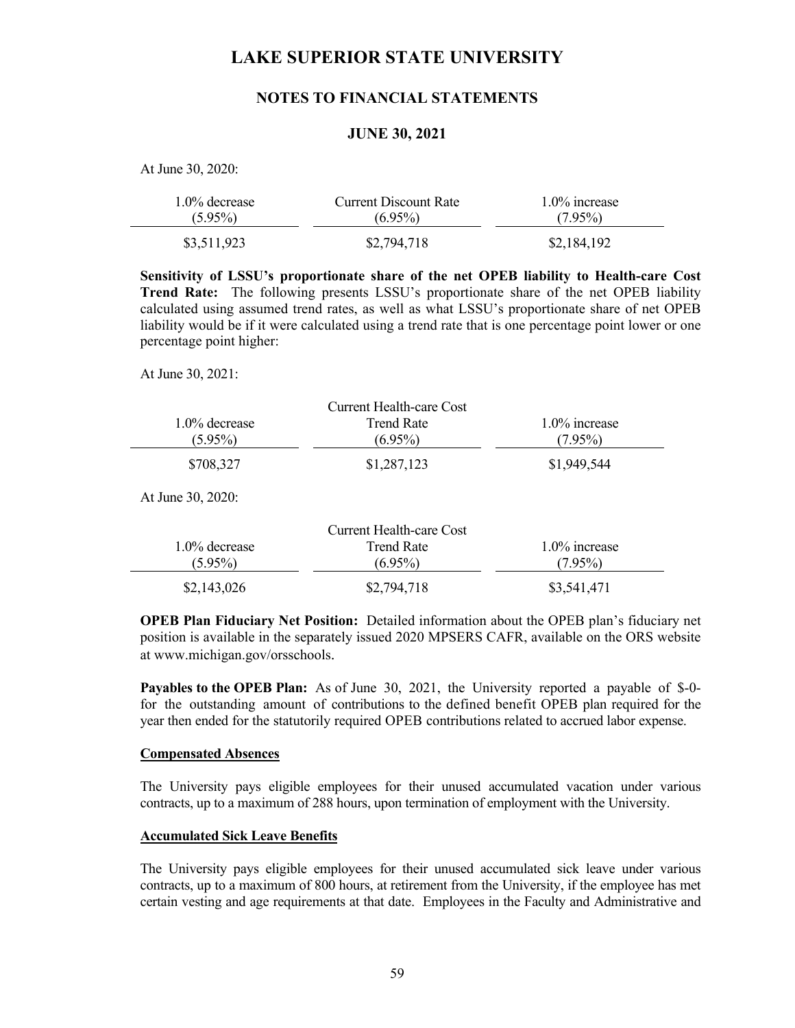At June 30, 2020:

| 1.0% decrease (5.95%) | Current Discount Rate (6.95%) | 1.0% increase (7.95%) |
|---|---|---|
| \$3,511,923 | \$2,794,718 | \$2,184,192 |

**Sensitivity of LSSU's proportionate share of the net OPEB liability to Health-care Cost Trend Rate:** The following presents LSSU's proportionate share of the net OPEB liability calculated using assumed trend rates, as well as what LSSU's proportionate share of net OPEB liability would be if it were calculated using a trend rate that is one percentage point lower or one percentage point higher:

At June 30, 2021:

| 1.0% decrease (5.95%) | Current Health-care Cost Trend Rate (6.95%) | 1.0% increase (7.95%) |
|---|---|---|
| \$708,327 | \$1,287,123 | \$1,949,544 |

At June 30, 2020:

| 1.0% decrease (5.95%) | Current Health-care Cost Trend Rate (6.95%) | 1.0% increase (7.95%) |
|---|---|---|
| \$2,143,026 | \$2,794,718 | \$3,541,471 |

**OPEB Plan Fiduciary Net Position:** Detailed information about the OPEB plan's fiduciary net position is available in the separately issued 2020 MPSERS CAFR, available on the ORS website at www.michigan.gov/orsschools.

**Payables to the OPEB Plan:** As of June 30, 2021, the University reported a payable of \$-0- for the outstanding amount of contributions to the defined benefit OPEB plan required for the year then ended for the statutorily required OPEB contributions related to accrued labor expense.

**Compensated Absences**

The University pays eligible employees for their unused accumulated vacation under various contracts, up to a maximum of 288 hours, upon termination of employment with the University.

**Accumulated Sick Leave Benefits**

The University pays eligible employees for their unused accumulated sick leave under various contracts, up to a maximum of 800 hours, at retirement from the University, if the employee has met certain vesting and age requirements at that date. Employees in the Faculty and Administrative and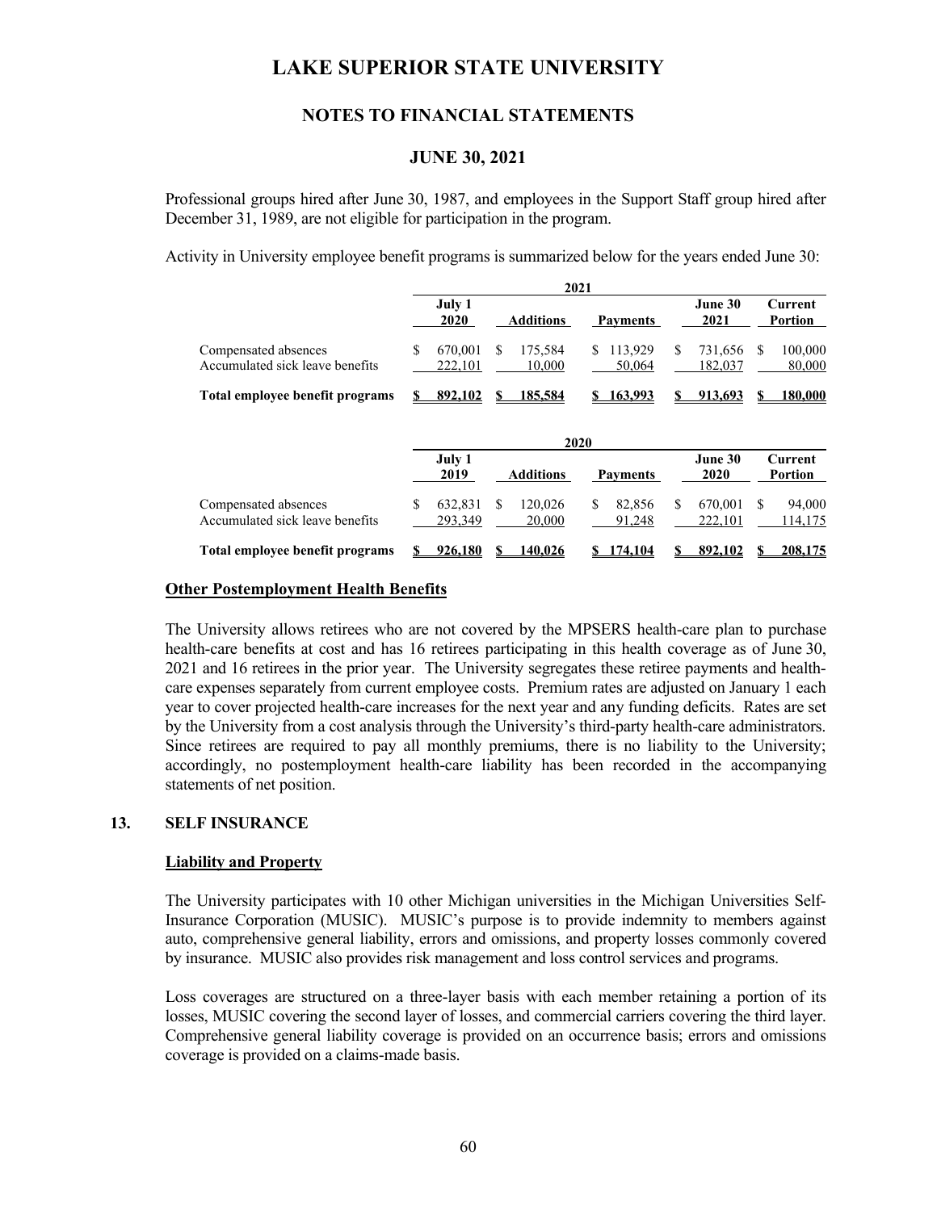Professional groups hired after June 30, 1987, and employees in the Support Staff group hired after December 31, 1989, are not eligible for participation in the program.

Activity in University employee benefit programs is summarized below for the years ended June 30:

| | 2021 | | | | |
|---|---|---|---|---|---|
| | July 1 2020 | Additions | Payments | June 30 2021 | Current Portion |
| Compensated absences | $ 670,001 | $ 175,584 | $ 113,929 | $ 731,656 | $ 100,000 |
| Accumulated sick leave benefits | 222,101 | 10,000 | 50,064 | 182,037 | 80,000 |
| **Total employee benefit programs** | **$ 892,102** | **$ 185,584** | **$ 163,993** | **$ 913,693** | **$ 180,000** |

| | 2020 | | | | |
|---|---|---|---|---|---|
| | July 1 2019 | Additions | Payments | June 30 2020 | Current Portion |
| Compensated absences | $ 632,831 | $ 120,026 | $ 82,856 | $ 670,001 | $ 94,000 |
| Accumulated sick leave benefits | 293,349 | 20,000 | 91,248 | 222,101 | 114,175 |
| **Total employee benefit programs** | **$ 926,180** | **$ 140,026** | **$ 174,104** | **$ 892,102** | **$ 208,175** |

**Other Postemployment Health Benefits**

The University allows retirees who are not covered by the MPSERS health-care plan to purchase health-care benefits at cost and has 16 retirees participating in this health coverage as of June 30, 2021 and 16 retirees in the prior year. The University segregates these retiree payments and health-care expenses separately from current employee costs. Premium rates are adjusted on January 1 each year to cover projected health-care increases for the next year and any funding deficits. Rates are set by the University from a cost analysis through the University's third-party health-care administrators. Since retirees are required to pay all monthly premiums, there is no liability to the University; accordingly, no postemployment health-care liability has been recorded in the accompanying statements of net position.

## 13. SELF INSURANCE

**Liability and Property**

The University participates with 10 other Michigan universities in the Michigan Universities Self-Insurance Corporation (MUSIC). MUSIC's purpose is to provide indemnity to members against auto, comprehensive general liability, errors and omissions, and property losses commonly covered by insurance. MUSIC also provides risk management and loss control services and programs.

Loss coverages are structured on a three-layer basis with each member retaining a portion of its losses, MUSIC covering the second layer of losses, and commercial carriers covering the third layer. Comprehensive general liability coverage is provided on an occurrence basis; errors and omissions coverage is provided on a claims-made basis.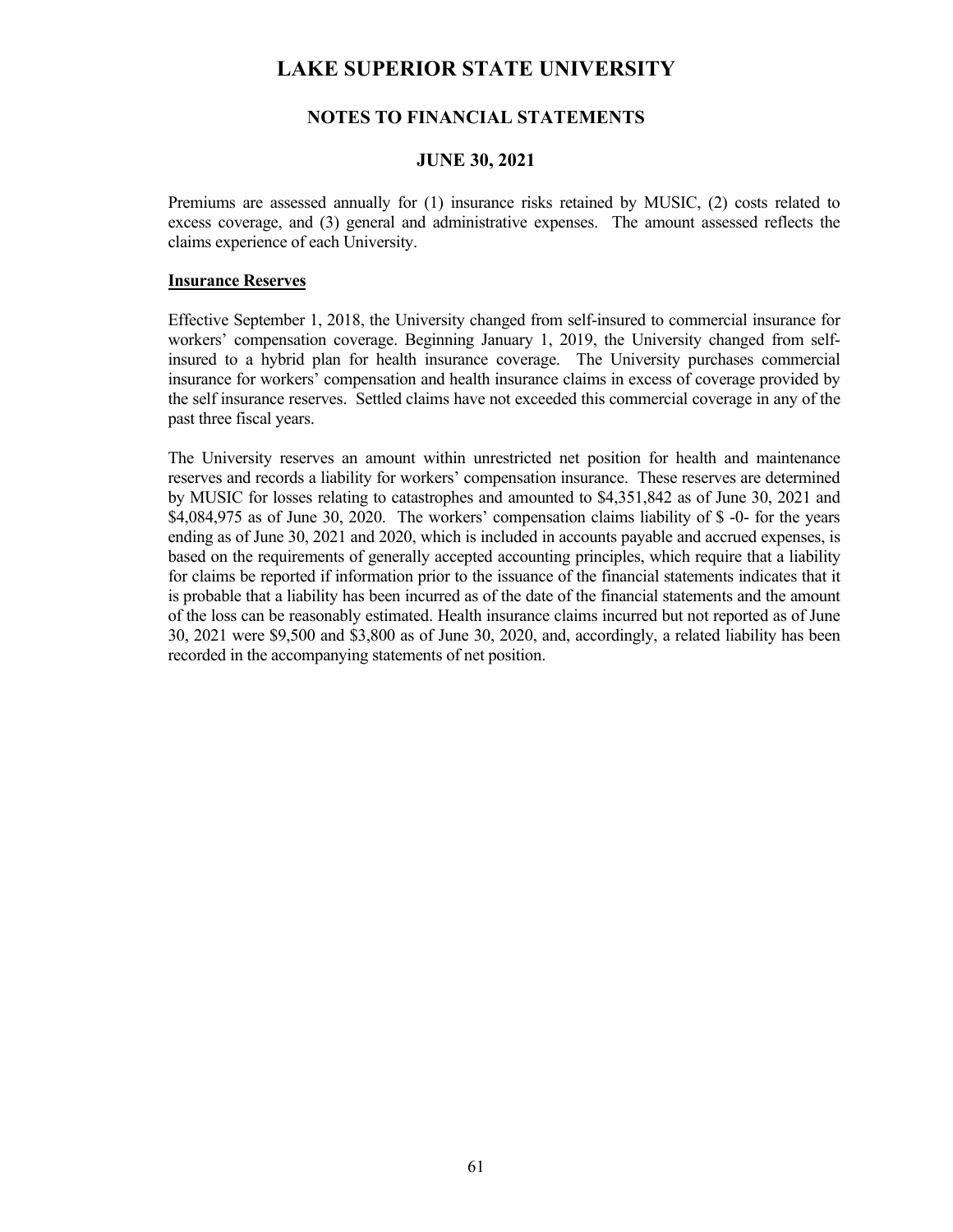Premiums are assessed annually for (1) insurance risks retained by MUSIC, (2) costs related to excess coverage, and (3) general and administrative expenses. The amount assessed reflects the claims experience of each University.

**Insurance Reserves**

Effective September 1, 2018, the University changed from self-insured to commercial insurance for workers' compensation coverage. Beginning January 1, 2019, the University changed from self-insured to a hybrid plan for health insurance coverage. The University purchases commercial insurance for workers' compensation and health insurance claims in excess of coverage provided by the self insurance reserves. Settled claims have not exceeded this commercial coverage in any of the past three fiscal years.

The University reserves an amount within unrestricted net position for health and maintenance reserves and records a liability for workers' compensation insurance. These reserves are determined by MUSIC for losses relating to catastrophes and amounted to $4,351,842 as of June 30, 2021 and $4,084,975 as of June 30, 2020. The workers' compensation claims liability of $ -0- for the years ending as of June 30, 2021 and 2020, which is included in accounts payable and accrued expenses, is based on the requirements of generally accepted accounting principles, which require that a liability for claims be reported if information prior to the issuance of the financial statements indicates that it is probable that a liability has been incurred as of the date of the financial statements and the amount of the loss can be reasonably estimated. Health insurance claims incurred but not reported as of June 30, 2021 were $9,500 and $3,800 as of June 30, 2020, and, accordingly, a related liability has been recorded in the accompanying statements of net position.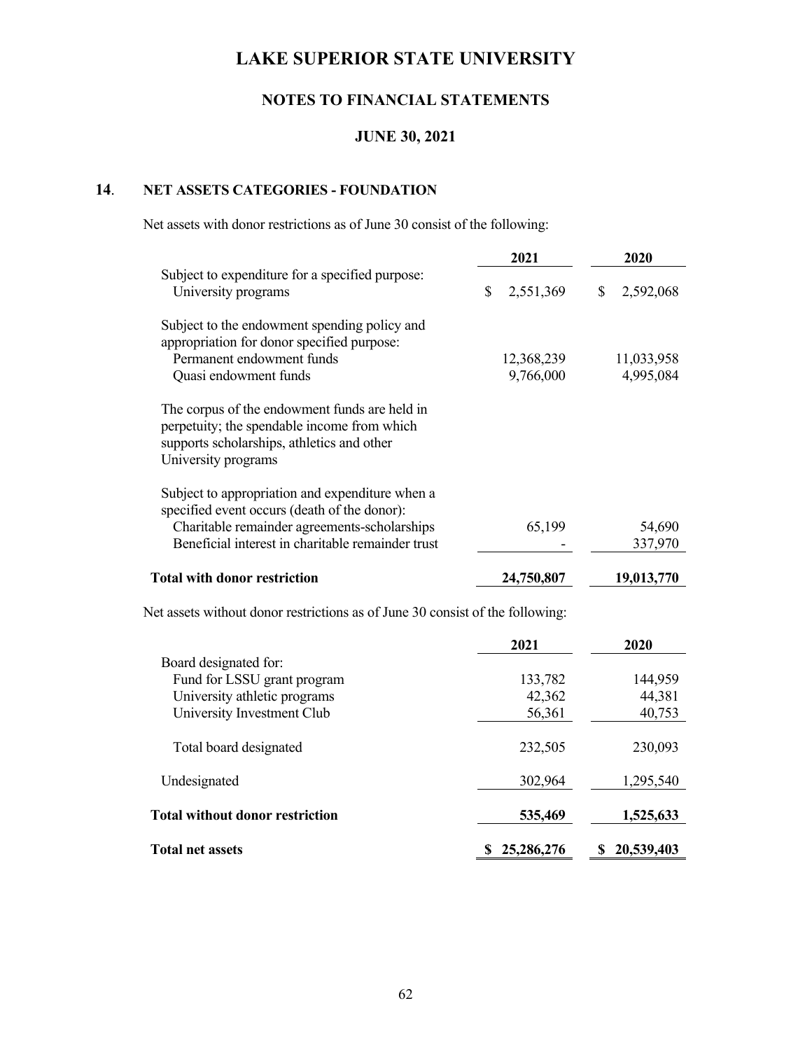# LAKE SUPERIOR STATE UNIVERSITY

## NOTES TO FINANCIAL STATEMENTS

## JUNE 30, 2021

### 14. NET ASSETS CATEGORIES - FOUNDATION

Net assets with donor restrictions as of June 30 consist of the following:

| | 2021 | 2020 |
|---|---|---|
| Subject to expenditure for a specified purpose: | | |
| University programs | $ 2,551,369 | $ 2,592,068 |
| Subject to the endowment spending policy and appropriation for donor specified purpose: | | |
| Permanent endowment funds | 12,368,239 | 11,033,958 |
| Quasi endowment funds | 9,766,000 | 4,995,084 |
| The corpus of the endowment funds are held in perpetuity; the spendable income from which supports scholarships, athletics and other University programs | | |
| Subject to appropriation and expenditure when a specified event occurs (death of the donor): | | |
| Charitable remainder agreements-scholarships | 65,199 | 54,690 |
| Beneficial interest in charitable remainder trust | - | 337,970 |
| **Total with donor restriction** | **24,750,807** | **19,013,770** |

Net assets without donor restrictions as of June 30 consist of the following:

| | 2021 | 2020 |
|---|---|---|
| Board designated for: | | |
| Fund for LSSU grant program | 133,782 | 144,959 |
| University athletic programs | 42,362 | 44,381 |
| University Investment Club | 56,361 | 40,753 |
| Total board designated | 232,505 | 230,093 |
| Undesignated | 302,964 | 1,295,540 |
| **Total without donor restriction** | **535,469** | **1,525,633** |
| **Total net assets** | **$ 25,286,276** | **$ 20,539,403** |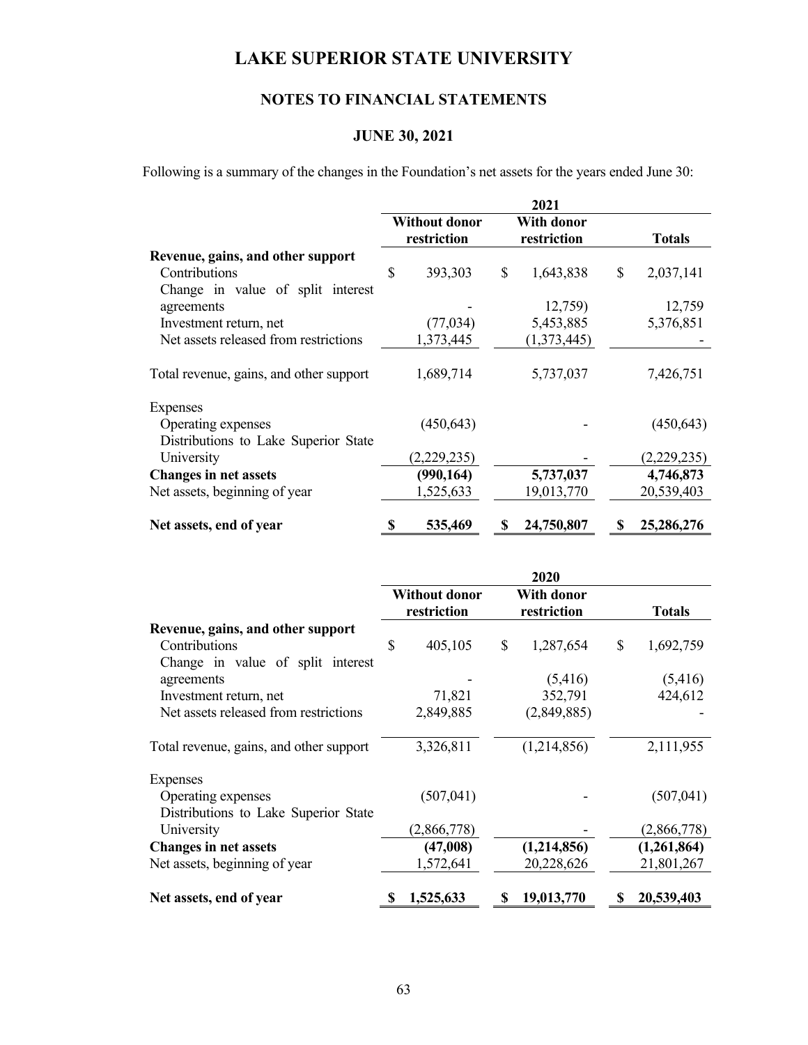# LAKE SUPERIOR STATE UNIVERSITY

## NOTES TO FINANCIAL STATEMENTS

### JUNE 30, 2021

Following is a summary of the changes in the Foundation's net assets for the years ended June 30:

| | 2021 | | |
|---|---|---|---|
| | Without donor restriction | With donor restriction | Totals |
| **Revenue, gains, and other support** | | | |
| Contributions | $ 393,303 | $ 1,643,838 | $ 2,037,141 |
| Change in value of split interest agreements | - | 12,759) | 12,759 |
| Investment return, net | (77,034) | 5,453,885 | 5,376,851 |
| Net assets released from restrictions | 1,373,445 | (1,373,445) | - |
| Total revenue, gains, and other support | 1,689,714 | 5,737,037 | 7,426,751 |
| Expenses | | | |
| Operating expenses | (450,643) | - | (450,643) |
| Distributions to Lake Superior State University | (2,229,235) | - | (2,229,235) |
| **Changes in net assets** | **(990,164)** | **5,737,037** | **4,746,873** |
| Net assets, beginning of year | 1,525,633 | 19,013,770 | 20,539,403 |
| **Net assets, end of year** | **$ 535,469** | **$ 24,750,807** | **$ 25,286,276** |

| | 2020 | | |
|---|---|---|---|
| | Without donor restriction | With donor restriction | Totals |
| **Revenue, gains, and other support** | | | |
| Contributions | $ 405,105 | $ 1,287,654 | $ 1,692,759 |
| Change in value of split interest agreements | - | (5,416) | (5,416) |
| Investment return, net | 71,821 | 352,791 | 424,612 |
| Net assets released from restrictions | 2,849,885 | (2,849,885) | - |
| Total revenue, gains, and other support | 3,326,811 | (1,214,856) | 2,111,955 |
| Expenses | | | |
| Operating expenses | (507,041) | - | (507,041) |
| Distributions to Lake Superior State University | (2,866,778) | - | (2,866,778) |
| **Changes in net assets** | **(47,008)** | **(1,214,856)** | **(1,261,864)** |
| Net assets, beginning of year | 1,572,641 | 20,228,626 | 21,801,267 |
| **Net assets, end of year** | **$ 1,525,633** | **$ 19,013,770** | **$ 20,539,403** |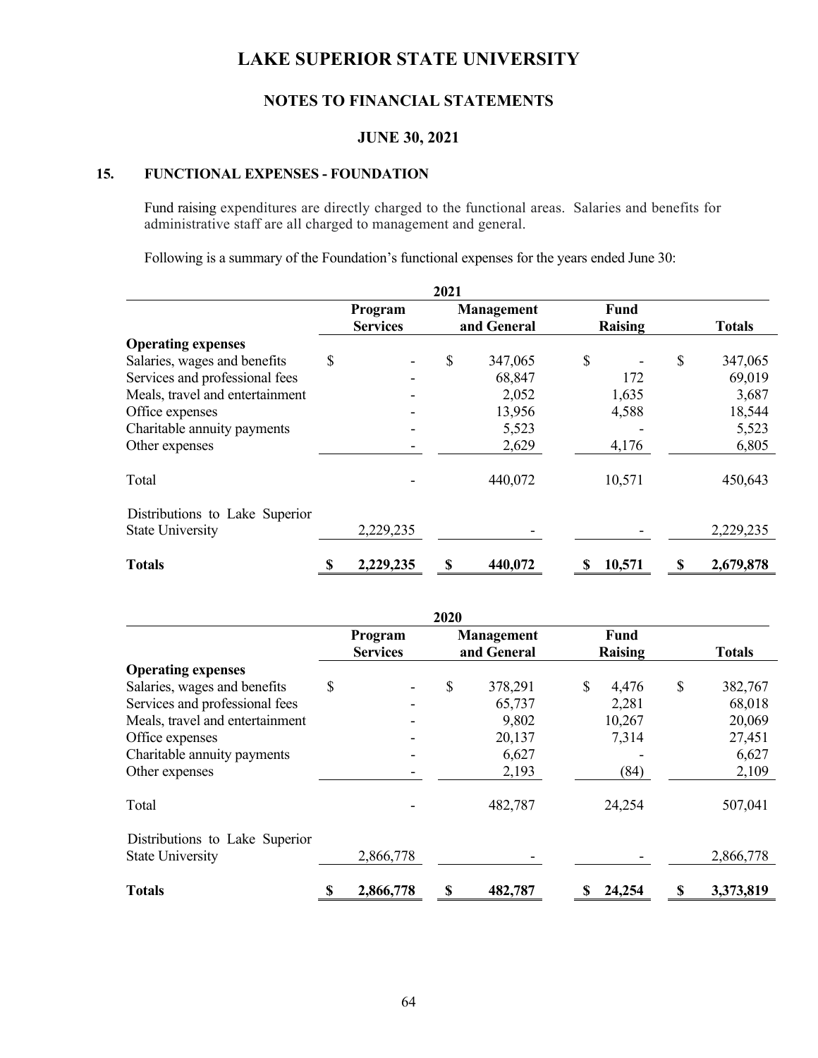# LAKE SUPERIOR STATE UNIVERSITY

## NOTES TO FINANCIAL STATEMENTS

### JUNE 30, 2021

### 15. FUNCTIONAL EXPENSES - FOUNDATION

Fund raising expenditures are directly charged to the functional areas. Salaries and benefits for administrative staff are all charged to management and general.

Following is a summary of the Foundation's functional expenses for the years ended June 30:

| 2021 | Program Services | Management and General | Fund Raising | Totals |
|---|---|---|---|---|
| **Operating expenses** | | | | |
| Salaries, wages and benefits | $ - | $ 347,065 | $ - | $ 347,065 |
| Services and professional fees | - | 68,847 | 172 | 69,019 |
| Meals, travel and entertainment | - | 2,052 | 1,635 | 3,687 |
| Office expenses | - | 13,956 | 4,588 | 18,544 |
| Charitable annuity payments | - | 5,523 | - | 5,523 |
| Other expenses | - | 2,629 | 4,176 | 6,805 |
| Total | - | 440,072 | 10,571 | 450,643 |
| Distributions to Lake Superior State University | 2,229,235 | - | - | 2,229,235 |
| **Totals** | **$ 2,229,235** | **$ 440,072** | **$ 10,571** | **$ 2,679,878** |

| 2020 | Program Services | Management and General | Fund Raising | Totals |
|---|---|---|---|---|
| **Operating expenses** | | | | |
| Salaries, wages and benefits | $ - | $ 378,291 | $ 4,476 | $ 382,767 |
| Services and professional fees | - | 65,737 | 2,281 | 68,018 |
| Meals, travel and entertainment | - | 9,802 | 10,267 | 20,069 |
| Office expenses | - | 20,137 | 7,314 | 27,451 |
| Charitable annuity payments | - | 6,627 | - | 6,627 |
| Other expenses | - | 2,193 | (84) | 2,109 |
| Total | - | 482,787 | 24,254 | 507,041 |
| Distributions to Lake Superior State University | 2,866,778 | - | - | 2,866,778 |
| **Totals** | **$ 2,866,778** | **$ 482,787** | **$ 24,254** | **$ 3,373,819** |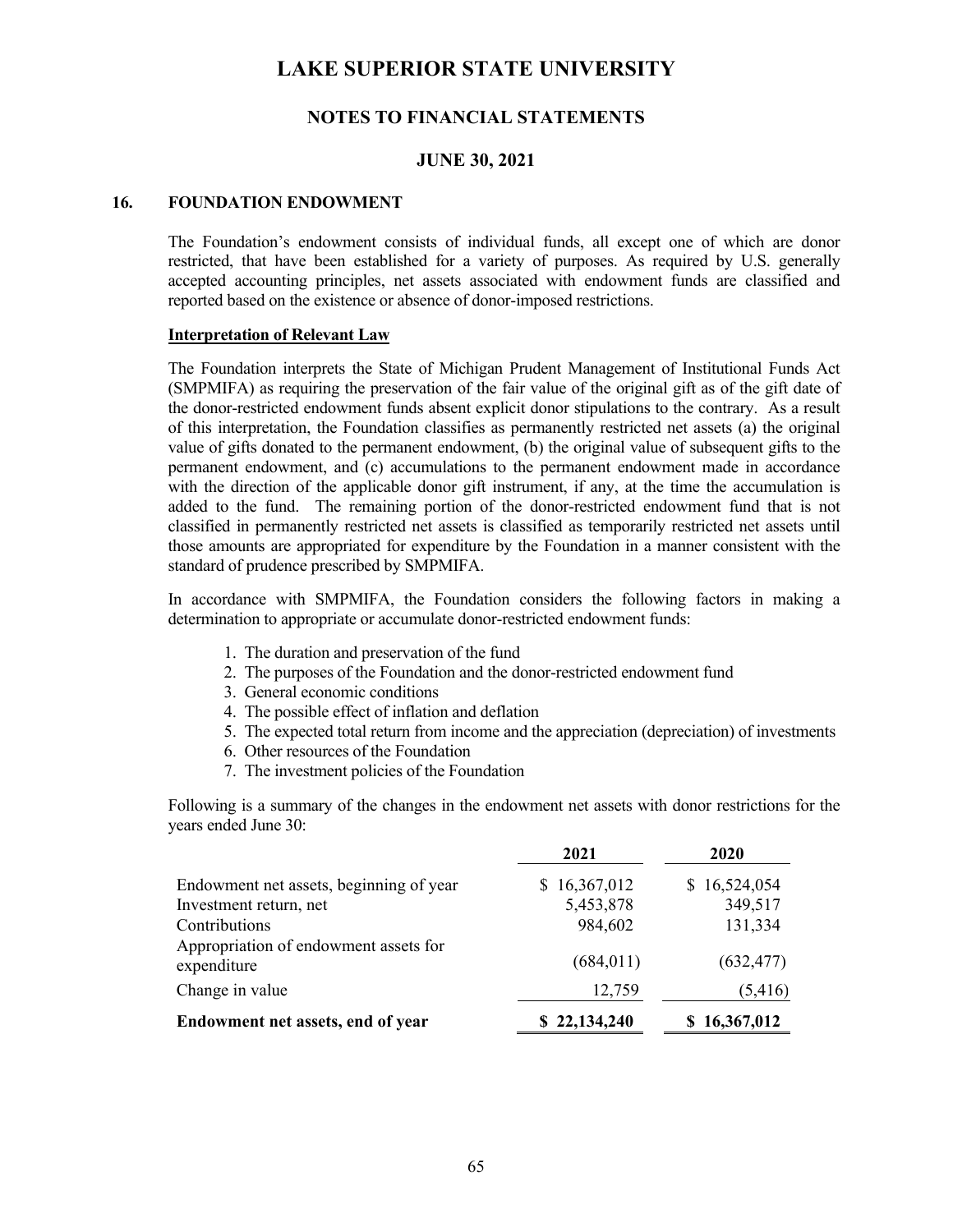# LAKE SUPERIOR STATE UNIVERSITY

## NOTES TO FINANCIAL STATEMENTS

### JUNE 30, 2021

### 16. FOUNDATION ENDOWMENT

The Foundation's endowment consists of individual funds, all except one of which are donor restricted, that have been established for a variety of purposes. As required by U.S. generally accepted accounting principles, net assets associated with endowment funds are classified and reported based on the existence or absence of donor-imposed restrictions.

**Interpretation of Relevant Law**

The Foundation interprets the State of Michigan Prudent Management of Institutional Funds Act (SMPMIFA) as requiring the preservation of the fair value of the original gift as of the gift date of the donor-restricted endowment funds absent explicit donor stipulations to the contrary. As a result of this interpretation, the Foundation classifies as permanently restricted net assets (a) the original value of gifts donated to the permanent endowment, (b) the original value of subsequent gifts to the permanent endowment, and (c) accumulations to the permanent endowment made in accordance with the direction of the applicable donor gift instrument, if any, at the time the accumulation is added to the fund. The remaining portion of the donor-restricted endowment fund that is not classified in permanently restricted net assets is classified as temporarily restricted net assets until those amounts are appropriated for expenditure by the Foundation in a manner consistent with the standard of prudence prescribed by SMPMIFA.

In accordance with SMPMIFA, the Foundation considers the following factors in making a determination to appropriate or accumulate donor-restricted endowment funds:

1. The duration and preservation of the fund
2. The purposes of the Foundation and the donor-restricted endowment fund
3. General economic conditions
4. The possible effect of inflation and deflation
5. The expected total return from income and the appreciation (depreciation) of investments
6. Other resources of the Foundation
7. The investment policies of the Foundation

Following is a summary of the changes in the endowment net assets with donor restrictions for the years ended June 30:

| | 2021 | 2020 |
|---|---|---|
| Endowment net assets, beginning of year | $ 16,367,012 | $ 16,524,054 |
| Investment return, net | 5,453,878 | 349,517 |
| Contributions | 984,602 | 131,334 |
| Appropriation of endowment assets for expenditure | (684,011) | (632,477) |
| Change in value | 12,759 | (5,416) |
| **Endowment net assets, end of year** | **$ 22,134,240** | **$ 16,367,012** |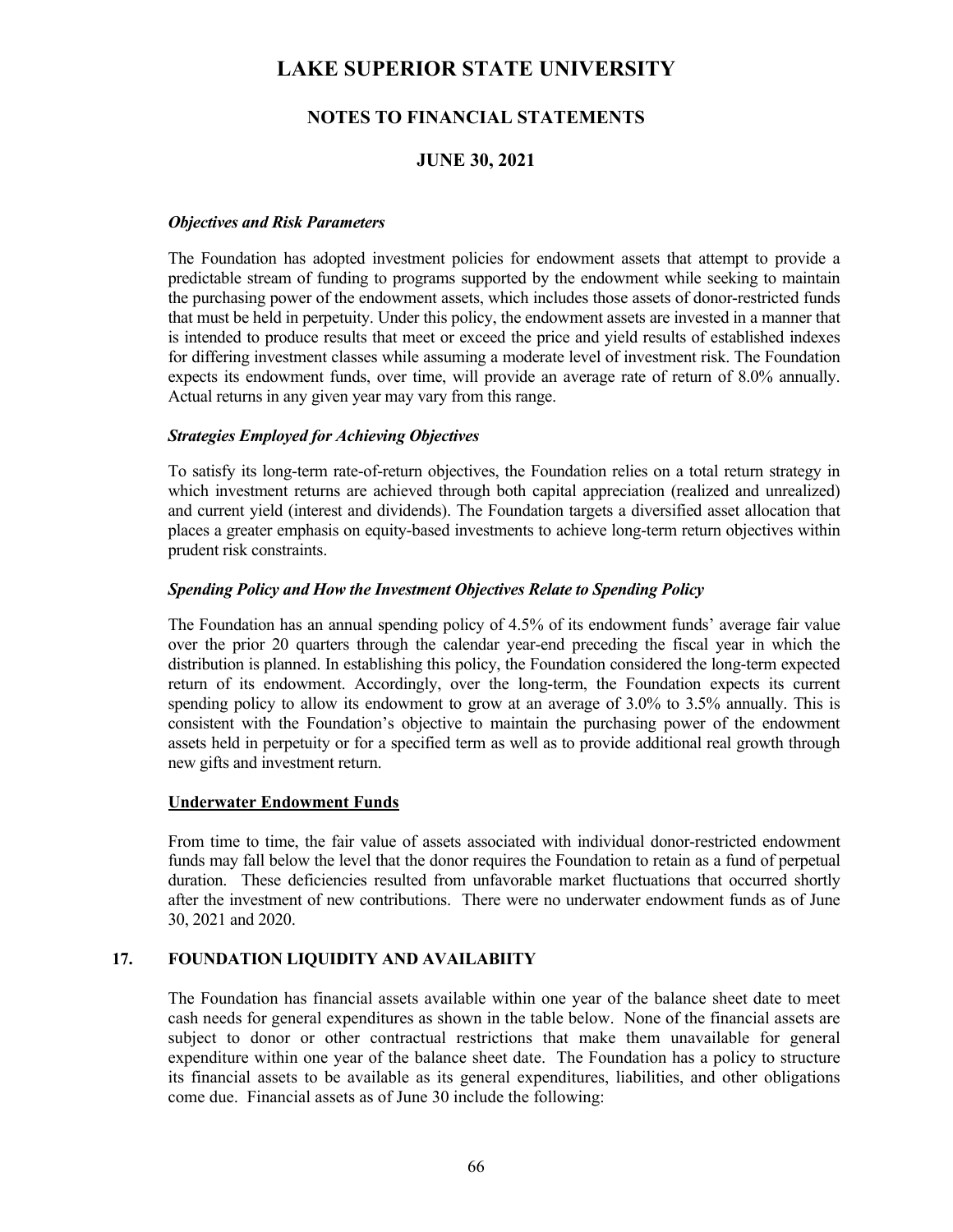### *Objectives and Risk Parameters*

The Foundation has adopted investment policies for endowment assets that attempt to provide a predictable stream of funding to programs supported by the endowment while seeking to maintain the purchasing power of the endowment assets, which includes those assets of donor-restricted funds that must be held in perpetuity. Under this policy, the endowment assets are invested in a manner that is intended to produce results that meet or exceed the price and yield results of established indexes for differing investment classes while assuming a moderate level of investment risk. The Foundation expects its endowment funds, over time, will provide an average rate of return of 8.0% annually. Actual returns in any given year may vary from this range.

### *Strategies Employed for Achieving Objectives*

To satisfy its long-term rate-of-return objectives, the Foundation relies on a total return strategy in which investment returns are achieved through both capital appreciation (realized and unrealized) and current yield (interest and dividends). The Foundation targets a diversified asset allocation that places a greater emphasis on equity-based investments to achieve long-term return objectives within prudent risk constraints.

### *Spending Policy and How the Investment Objectives Relate to Spending Policy*

The Foundation has an annual spending policy of 4.5% of its endowment funds' average fair value over the prior 20 quarters through the calendar year-end preceding the fiscal year in which the distribution is planned. In establishing this policy, the Foundation considered the long-term expected return of its endowment. Accordingly, over the long-term, the Foundation expects its current spending policy to allow its endowment to grow at an average of 3.0% to 3.5% annually. This is consistent with the Foundation's objective to maintain the purchasing power of the endowment assets held in perpetuity or for a specified term as well as to provide additional real growth through new gifts and investment return.

### Underwater Endowment Funds

From time to time, the fair value of assets associated with individual donor-restricted endowment funds may fall below the level that the donor requires the Foundation to retain as a fund of perpetual duration. These deficiencies resulted from unfavorable market fluctuations that occurred shortly after the investment of new contributions. There were no underwater endowment funds as of June 30, 2021 and 2020.

## 17. FOUNDATION LIQUIDITY AND AVAILABIITY

The Foundation has financial assets available within one year of the balance sheet date to meet cash needs for general expenditures as shown in the table below. None of the financial assets are subject to donor or other contractual restrictions that make them unavailable for general expenditure within one year of the balance sheet date. The Foundation has a policy to structure its financial assets to be available as its general expenditures, liabilities, and other obligations come due. Financial assets as of June 30 include the following: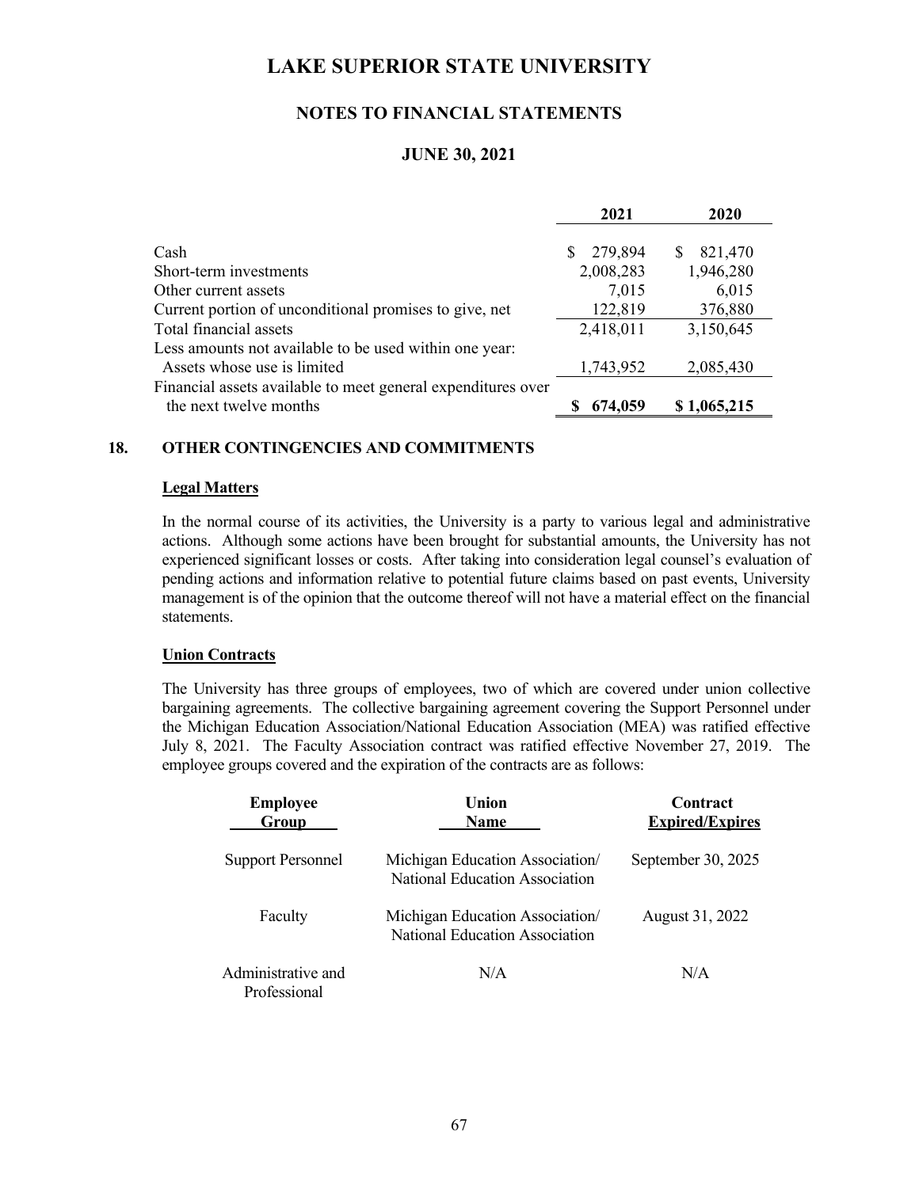# LAKE SUPERIOR STATE UNIVERSITY

## NOTES TO FINANCIAL STATEMENTS

## JUNE 30, 2021

| | 2021 | 2020 |
|---|---|---|
| Cash | $ 279,894 | $ 821,470 |
| Short-term investments | 2,008,283 | 1,946,280 |
| Other current assets | 7,015 | 6,015 |
| Current portion of unconditional promises to give, net | 122,819 | 376,880 |
| Total financial assets | 2,418,011 | 3,150,645 |
| Less amounts not available to be used within one year: | | |
| Assets whose use is limited | 1,743,952 | 2,085,430 |
| Financial assets available to meet general expenditures over the next twelve months | **$ 674,059** | **$ 1,065,215** |

## 18. OTHER CONTINGENCIES AND COMMITMENTS

### Legal Matters

In the normal course of its activities, the University is a party to various legal and administrative actions. Although some actions have been brought for substantial amounts, the University has not experienced significant losses or costs. After taking into consideration legal counsel's evaluation of pending actions and information relative to potential future claims based on past events, University management is of the opinion that the outcome thereof will not have a material effect on the financial statements.

### Union Contracts

The University has three groups of employees, two of which are covered under union collective bargaining agreements. The collective bargaining agreement covering the Support Personnel under the Michigan Education Association/National Education Association (MEA) was ratified effective July 8, 2021. The Faculty Association contract was ratified effective November 27, 2019. The employee groups covered and the expiration of the contracts are as follows:

| Employee Group | Union Name | Contract Expired/Expires |
|---|---|---|
| Support Personnel | Michigan Education Association/ National Education Association | September 30, 2025 |
| Faculty | Michigan Education Association/ National Education Association | August 31, 2022 |
| Administrative and Professional | N/A | N/A |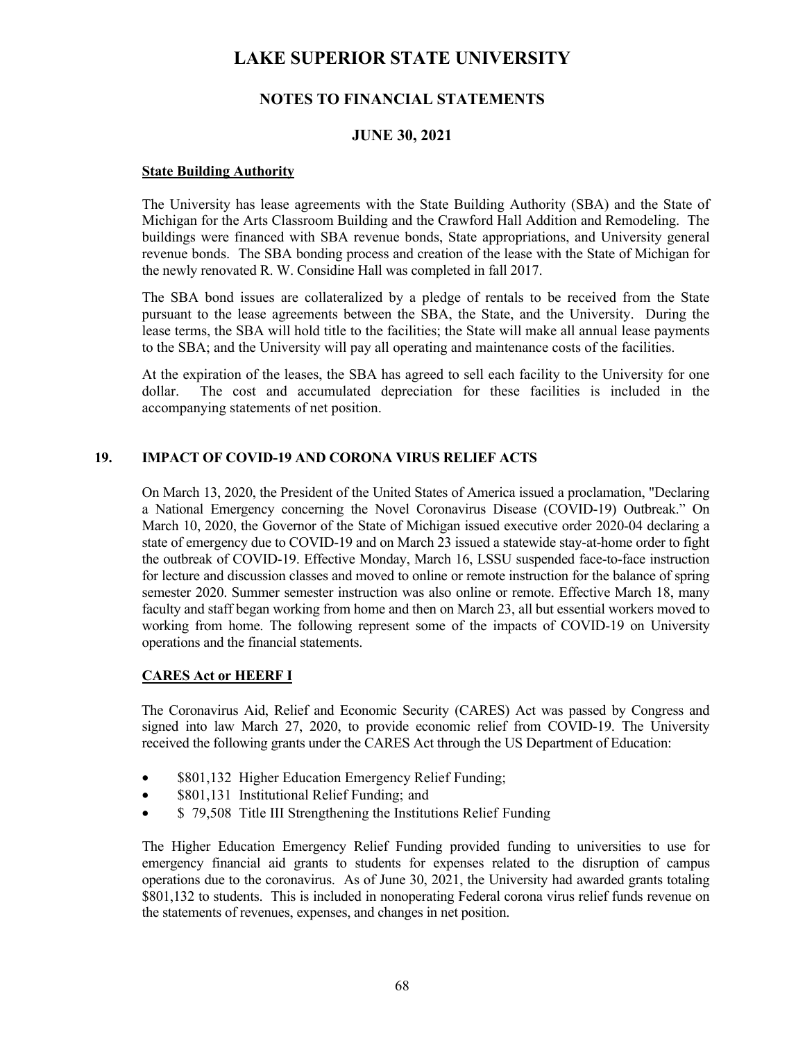### State Building Authority

The University has lease agreements with the State Building Authority (SBA) and the State of Michigan for the Arts Classroom Building and the Crawford Hall Addition and Remodeling. The buildings were financed with SBA revenue bonds, State appropriations, and University general revenue bonds. The SBA bonding process and creation of the lease with the State of Michigan for the newly renovated R. W. Considine Hall was completed in fall 2017.

The SBA bond issues are collateralized by a pledge of rentals to be received from the State pursuant to the lease agreements between the SBA, the State, and the University. During the lease terms, the SBA will hold title to the facilities; the State will make all annual lease payments to the SBA; and the University will pay all operating and maintenance costs of the facilities.

At the expiration of the leases, the SBA has agreed to sell each facility to the University for one dollar. The cost and accumulated depreciation for these facilities is included in the accompanying statements of net position.

## 19. IMPACT OF COVID-19 AND CORONA VIRUS RELIEF ACTS

On March 13, 2020, the President of the United States of America issued a proclamation, "Declaring a National Emergency concerning the Novel Coronavirus Disease (COVID-19) Outbreak." On March 10, 2020, the Governor of the State of Michigan issued executive order 2020-04 declaring a state of emergency due to COVID-19 and on March 23 issued a statewide stay-at-home order to fight the outbreak of COVID-19. Effective Monday, March 16, LSSU suspended face-to-face instruction for lecture and discussion classes and moved to online or remote instruction for the balance of spring semester 2020. Summer semester instruction was also online or remote. Effective March 18, many faculty and staff began working from home and then on March 23, all but essential workers moved to working from home. The following represent some of the impacts of COVID-19 on University operations and the financial statements.

### CARES Act or HEERF I

The Coronavirus Aid, Relief and Economic Security (CARES) Act was passed by Congress and signed into law March 27, 2020, to provide economic relief from COVID-19. The University received the following grants under the CARES Act through the US Department of Education:

- \$801,132 Higher Education Emergency Relief Funding;
- \$801,131 Institutional Relief Funding; and
- \$ 79,508 Title III Strengthening the Institutions Relief Funding

The Higher Education Emergency Relief Funding provided funding to universities to use for emergency financial aid grants to students for expenses related to the disruption of campus operations due to the coronavirus. As of June 30, 2021, the University had awarded grants totaling \$801,132 to students. This is included in nonoperating Federal corona virus relief funds revenue on the statements of revenues, expenses, and changes in net position.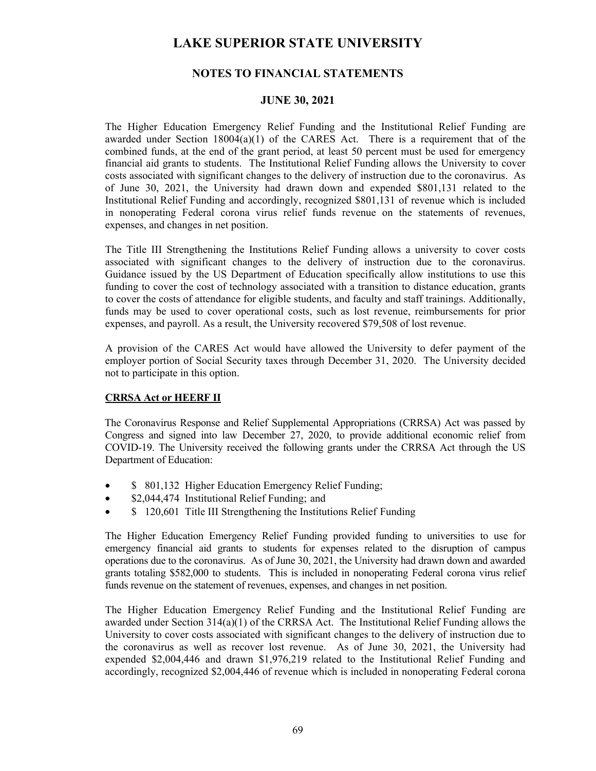The Higher Education Emergency Relief Funding and the Institutional Relief Funding are awarded under Section 18004(a)(1) of the CARES Act. There is a requirement that of the combined funds, at the end of the grant period, at least 50 percent must be used for emergency financial aid grants to students. The Institutional Relief Funding allows the University to cover costs associated with significant changes to the delivery of instruction due to the coronavirus. As of June 30, 2021, the University had drawn down and expended $801,131 related to the Institutional Relief Funding and accordingly, recognized $801,131 of revenue which is included in nonoperating Federal corona virus relief funds revenue on the statements of revenues, expenses, and changes in net position.

The Title III Strengthening the Institutions Relief Funding allows a university to cover costs associated with significant changes to the delivery of instruction due to the coronavirus. Guidance issued by the US Department of Education specifically allow institutions to use this funding to cover the cost of technology associated with a transition to distance education, grants to cover the costs of attendance for eligible students, and faculty and staff trainings. Additionally, funds may be used to cover operational costs, such as lost revenue, reimbursements for prior expenses, and payroll. As a result, the University recovered $79,508 of lost revenue.

A provision of the CARES Act would have allowed the University to defer payment of the employer portion of Social Security taxes through December 31, 2020. The University decided not to participate in this option.

**CRRSA Act or HEERF II**

The Coronavirus Response and Relief Supplemental Appropriations (CRRSA) Act was passed by Congress and signed into law December 27, 2020, to provide additional economic relief from COVID-19. The University received the following grants under the CRRSA Act through the US Department of Education:

- $ 801,132 Higher Education Emergency Relief Funding;
- $2,044,474 Institutional Relief Funding; and
- $ 120,601 Title III Strengthening the Institutions Relief Funding

The Higher Education Emergency Relief Funding provided funding to universities to use for emergency financial aid grants to students for expenses related to the disruption of campus operations due to the coronavirus. As of June 30, 2021, the University had drawn down and awarded grants totaling $582,000 to students. This is included in nonoperating Federal corona virus relief funds revenue on the statement of revenues, expenses, and changes in net position.

The Higher Education Emergency Relief Funding and the Institutional Relief Funding are awarded under Section 314(a)(1) of the CRRSA Act. The Institutional Relief Funding allows the University to cover costs associated with significant changes to the delivery of instruction due to the coronavirus as well as recover lost revenue. As of June 30, 2021, the University had expended $2,004,446 and drawn $1,976,219 related to the Institutional Relief Funding and accordingly, recognized $2,004,446 of revenue which is included in nonoperating Federal corona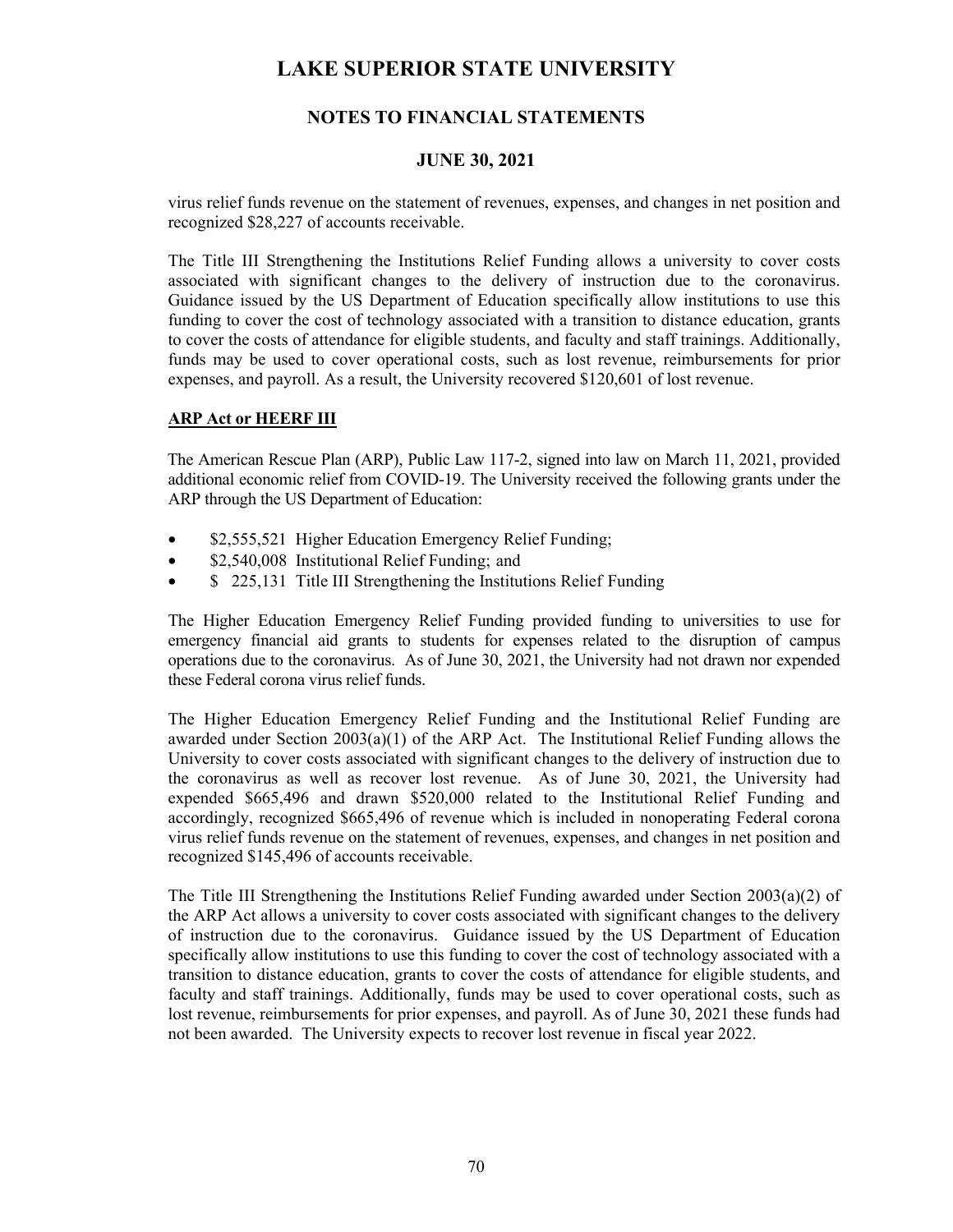virus relief funds revenue on the statement of revenues, expenses, and changes in net position and recognized $28,227 of accounts receivable.

The Title III Strengthening the Institutions Relief Funding allows a university to cover costs associated with significant changes to the delivery of instruction due to the coronavirus. Guidance issued by the US Department of Education specifically allow institutions to use this funding to cover the cost of technology associated with a transition to distance education, grants to cover the costs of attendance for eligible students, and faculty and staff trainings. Additionally, funds may be used to cover operational costs, such as lost revenue, reimbursements for prior expenses, and payroll. As a result, the University recovered $120,601 of lost revenue.

**ARP Act or HEERF III**

The American Rescue Plan (ARP), Public Law 117-2, signed into law on March 11, 2021, provided additional economic relief from COVID-19. The University received the following grants under the ARP through the US Department of Education:

- $2,555,521 Higher Education Emergency Relief Funding;
- $2,540,008 Institutional Relief Funding; and
- $ 225,131 Title III Strengthening the Institutions Relief Funding

The Higher Education Emergency Relief Funding provided funding to universities to use for emergency financial aid grants to students for expenses related to the disruption of campus operations due to the coronavirus. As of June 30, 2021, the University had not drawn nor expended these Federal corona virus relief funds.

The Higher Education Emergency Relief Funding and the Institutional Relief Funding are awarded under Section 2003(a)(1) of the ARP Act. The Institutional Relief Funding allows the University to cover costs associated with significant changes to the delivery of instruction due to the coronavirus as well as recover lost revenue. As of June 30, 2021, the University had expended $665,496 and drawn $520,000 related to the Institutional Relief Funding and accordingly, recognized $665,496 of revenue which is included in nonoperating Federal corona virus relief funds revenue on the statement of revenues, expenses, and changes in net position and recognized $145,496 of accounts receivable.

The Title III Strengthening the Institutions Relief Funding awarded under Section 2003(a)(2) of the ARP Act allows a university to cover costs associated with significant changes to the delivery of instruction due to the coronavirus. Guidance issued by the US Department of Education specifically allow institutions to use this funding to cover the cost of technology associated with a transition to distance education, grants to cover the costs of attendance for eligible students, and faculty and staff trainings. Additionally, funds may be used to cover operational costs, such as lost revenue, reimbursements for prior expenses, and payroll. As of June 30, 2021 these funds had not been awarded. The University expects to recover lost revenue in fiscal year 2022.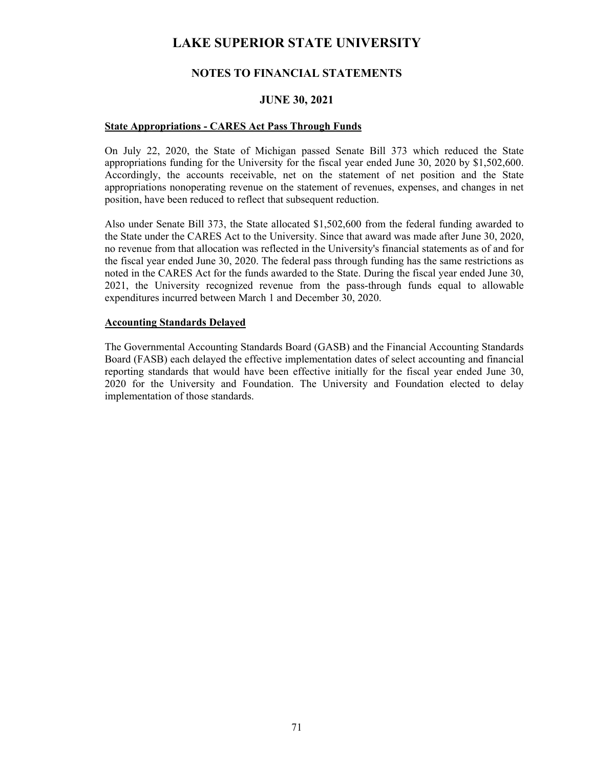# LAKE SUPERIOR STATE UNIVERSITY

## NOTES TO FINANCIAL STATEMENTS

## JUNE 30, 2021

**State Appropriations - CARES Act Pass Through Funds**

On July 22, 2020, the State of Michigan passed Senate Bill 373 which reduced the State appropriations funding for the University for the fiscal year ended June 30, 2020 by $1,502,600. Accordingly, the accounts receivable, net on the statement of net position and the State appropriations nonoperating revenue on the statement of revenues, expenses, and changes in net position, have been reduced to reflect that subsequent reduction.

Also under Senate Bill 373, the State allocated $1,502,600 from the federal funding awarded to the State under the CARES Act to the University. Since that award was made after June 30, 2020, no revenue from that allocation was reflected in the University's financial statements as of and for the fiscal year ended June 30, 2020. The federal pass through funding has the same restrictions as noted in the CARES Act for the funds awarded to the State. During the fiscal year ended June 30, 2021, the University recognized revenue from the pass-through funds equal to allowable expenditures incurred between March 1 and December 30, 2020.

**Accounting Standards Delayed**

The Governmental Accounting Standards Board (GASB) and the Financial Accounting Standards Board (FASB) each delayed the effective implementation dates of select accounting and financial reporting standards that would have been effective initially for the fiscal year ended June 30, 2020 for the University and Foundation. The University and Foundation elected to delay implementation of those standards.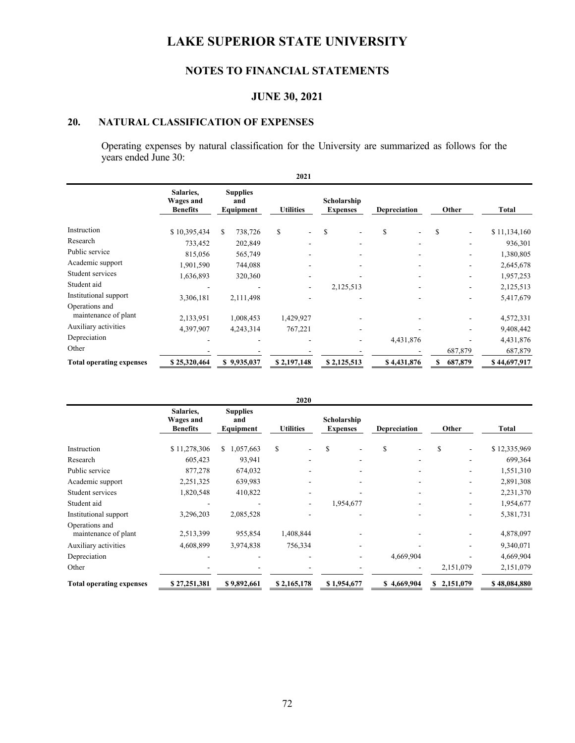# LAKE SUPERIOR STATE UNIVERSITY

## NOTES TO FINANCIAL STATEMENTS

## JUNE 30, 2021

## 20. NATURAL CLASSIFICATION OF EXPENSES

Operating expenses by natural classification for the University are summarized as follows for the years ended June 30:

**2021**

| | Salaries, Wages and Benefits | Supplies and Equipment | Utilities | Scholarship Expenses | Depreciation | Other | Total |
|---|---|---|---|---|---|---|---|
| Instruction | $ 10,395,434 | $ 738,726 | $ - | $ - | $ - | $ - | $ 11,134,160 |
| Research | 733,452 | 202,849 | - | - | - | - | 936,301 |
| Public service | 815,056 | 565,749 | - | - | - | - | 1,380,805 |
| Academic support | 1,901,590 | 744,088 | - | - | - | - | 2,645,678 |
| Student services | 1,636,893 | 320,360 | - | - | - | - | 1,957,253 |
| Student aid | - | - | - | 2,125,513 | - | - | 2,125,513 |
| Institutional support | 3,306,181 | 2,111,498 | - | - | - | - | 5,417,679 |
| Operations and maintenance of plant | 2,133,951 | 1,008,453 | 1,429,927 | - | - | - | 4,572,331 |
| Auxiliary activities | 4,397,907 | 4,243,314 | 767,221 | - | - | - | 9,408,442 |
| Depreciation | - | - | - | - | 4,431,876 | - | 4,431,876 |
| Other | - | - | - | - | - | 687,879 | 687,879 |
| **Total operating expenses** | **$ 25,320,464** | **$ 9,935,037** | **$ 2,197,148** | **$ 2,125,513** | **$ 4,431,876** | **$ 687,879** | **$ 44,697,917** |

**2020**

| | Salaries, Wages and Benefits | Supplies and Equipment | Utilities | Scholarship Expenses | Depreciation | Other | Total |
|---|---|---|---|---|---|---|---|
| Instruction | $ 11,278,306 | $ 1,057,663 | $ - | $ - | $ - | $ - | $ 12,335,969 |
| Research | 605,423 | 93,941 | - | - | - | - | 699,364 |
| Public service | 877,278 | 674,032 | - | - | - | - | 1,551,310 |
| Academic support | 2,251,325 | 639,983 | - | - | - | - | 2,891,308 |
| Student services | 1,820,548 | 410,822 | - | - | - | - | 2,231,370 |
| Student aid | - | - | - | 1,954,677 | - | - | 1,954,677 |
| Institutional support | 3,296,203 | 2,085,528 | - | - | - | - | 5,381,731 |
| Operations and maintenance of plant | 2,513,399 | 955,854 | 1,408,844 | - | - | - | 4,878,097 |
| Auxiliary activities | 4,608,899 | 3,974,838 | 756,334 | - | - | - | 9,340,071 |
| Depreciation | - | - | - | - | 4,669,904 | - | 4,669,904 |
| Other | - | - | - | - | - | 2,151,079 | 2,151,079 |
| **Total operating expenses** | **$ 27,251,381** | **$ 9,892,661** | **$ 2,165,178** | **$ 1,954,677** | **$ 4,669,904** | **$ 2,151,079** | **$ 48,084,880** |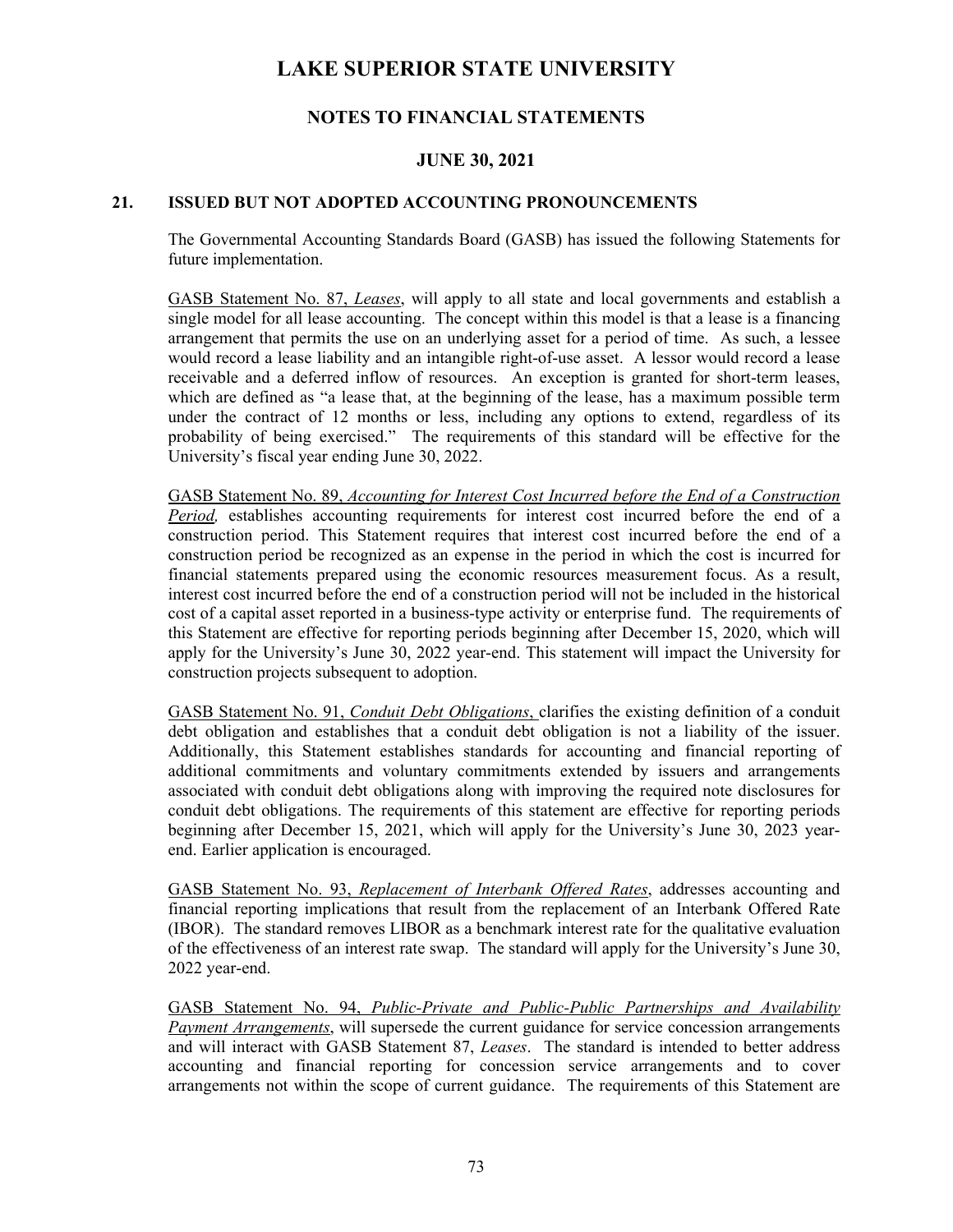# LAKE SUPERIOR STATE UNIVERSITY

## NOTES TO FINANCIAL STATEMENTS

## JUNE 30, 2021

### 21. ISSUED BUT NOT ADOPTED ACCOUNTING PRONOUNCEMENTS

The Governmental Accounting Standards Board (GASB) has issued the following Statements for future implementation.

GASB Statement No. 87, *Leases*, will apply to all state and local governments and establish a single model for all lease accounting. The concept within this model is that a lease is a financing arrangement that permits the use on an underlying asset for a period of time. As such, a lessee would record a lease liability and an intangible right-of-use asset. A lessor would record a lease receivable and a deferred inflow of resources. An exception is granted for short-term leases, which are defined as "a lease that, at the beginning of the lease, has a maximum possible term under the contract of 12 months or less, including any options to extend, regardless of its probability of being exercised." The requirements of this standard will be effective for the University's fiscal year ending June 30, 2022.

GASB Statement No. 89, *Accounting for Interest Cost Incurred before the End of a Construction Period,* establishes accounting requirements for interest cost incurred before the end of a construction period. This Statement requires that interest cost incurred before the end of a construction period be recognized as an expense in the period in which the cost is incurred for financial statements prepared using the economic resources measurement focus. As a result, interest cost incurred before the end of a construction period will not be included in the historical cost of a capital asset reported in a business-type activity or enterprise fund. The requirements of this Statement are effective for reporting periods beginning after December 15, 2020, which will apply for the University's June 30, 2022 year-end. This statement will impact the University for construction projects subsequent to adoption.

GASB Statement No. 91, *Conduit Debt Obligations*, clarifies the existing definition of a conduit debt obligation and establishes that a conduit debt obligation is not a liability of the issuer. Additionally, this Statement establishes standards for accounting and financial reporting of additional commitments and voluntary commitments extended by issuers and arrangements associated with conduit debt obligations along with improving the required note disclosures for conduit debt obligations. The requirements of this statement are effective for reporting periods beginning after December 15, 2021, which will apply for the University's June 30, 2023 year-end. Earlier application is encouraged.

GASB Statement No. 93, *Replacement of Interbank Offered Rates*, addresses accounting and financial reporting implications that result from the replacement of an Interbank Offered Rate (IBOR). The standard removes LIBOR as a benchmark interest rate for the qualitative evaluation of the effectiveness of an interest rate swap. The standard will apply for the University's June 30, 2022 year-end.

GASB Statement No. 94, *Public-Private and Public-Public Partnerships and Availability Payment Arrangements*, will supersede the current guidance for service concession arrangements and will interact with GASB Statement 87, *Leases*. The standard is intended to better address accounting and financial reporting for concession service arrangements and to cover arrangements not within the scope of current guidance. The requirements of this Statement are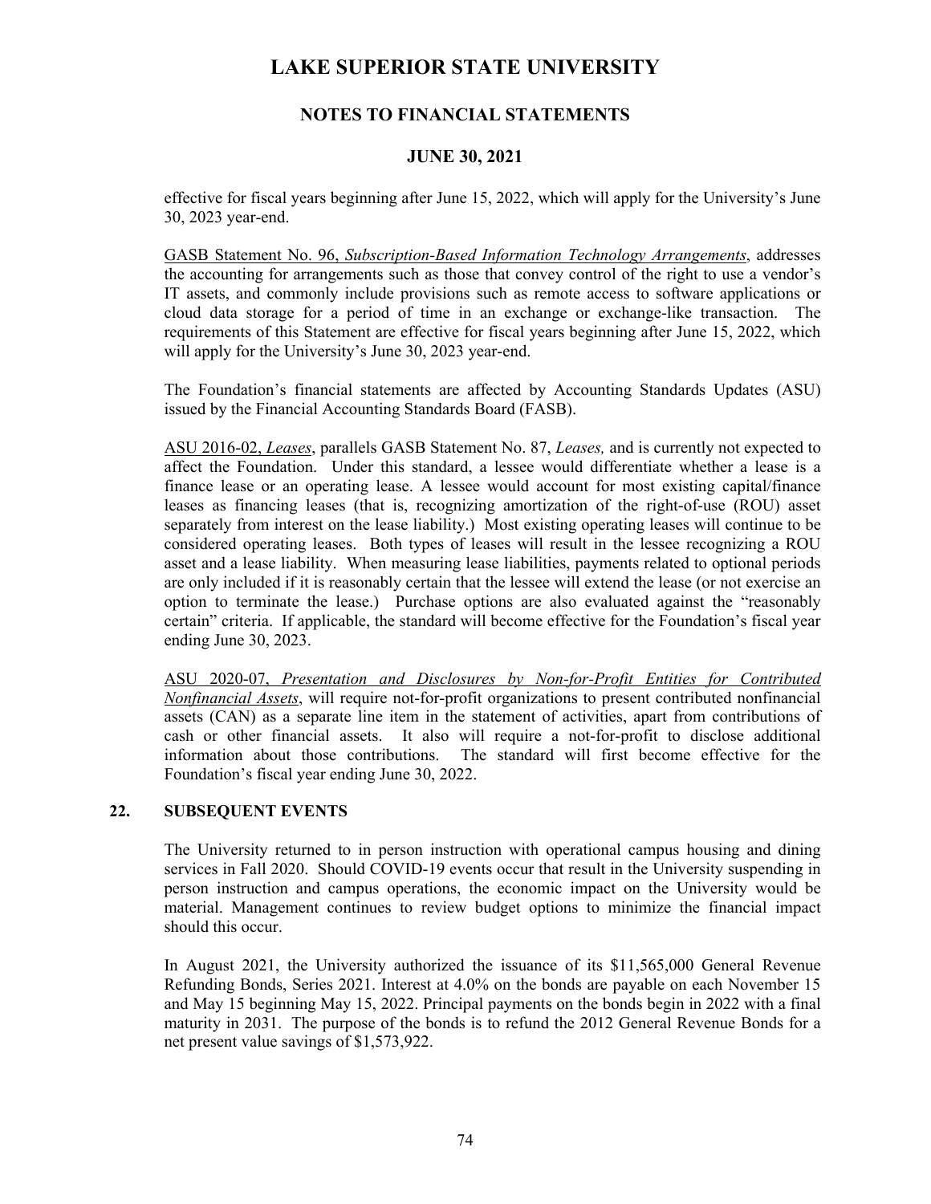effective for fiscal years beginning after June 15, 2022, which will apply for the University's June 30, 2023 year-end.

GASB Statement No. 96, *Subscription-Based Information Technology Arrangements*, addresses the accounting for arrangements such as those that convey control of the right to use a vendor's IT assets, and commonly include provisions such as remote access to software applications or cloud data storage for a period of time in an exchange or exchange-like transaction. The requirements of this Statement are effective for fiscal years beginning after June 15, 2022, which will apply for the University's June 30, 2023 year-end.

The Foundation's financial statements are affected by Accounting Standards Updates (ASU) issued by the Financial Accounting Standards Board (FASB).

ASU 2016-02, *Leases*, parallels GASB Statement No. 87, *Leases,* and is currently not expected to affect the Foundation. Under this standard, a lessee would differentiate whether a lease is a finance lease or an operating lease. A lessee would account for most existing capital/finance leases as financing leases (that is, recognizing amortization of the right-of-use (ROU) asset separately from interest on the lease liability.) Most existing operating leases will continue to be considered operating leases. Both types of leases will result in the lessee recognizing a ROU asset and a lease liability. When measuring lease liabilities, payments related to optional periods are only included if it is reasonably certain that the lessee will extend the lease (or not exercise an option to terminate the lease.) Purchase options are also evaluated against the "reasonably certain" criteria. If applicable, the standard will become effective for the Foundation's fiscal year ending June 30, 2023.

ASU 2020-07, *Presentation and Disclosures by Non-for-Profit Entities for Contributed Nonfinancial Assets*, will require not-for-profit organizations to present contributed nonfinancial assets (CAN) as a separate line item in the statement of activities, apart from contributions of cash or other financial assets. It also will require a not-for-profit to disclose additional information about those contributions. The standard will first become effective for the Foundation's fiscal year ending June 30, 2022.

## 22. SUBSEQUENT EVENTS

The University returned to in person instruction with operational campus housing and dining services in Fall 2020. Should COVID-19 events occur that result in the University suspending in person instruction and campus operations, the economic impact on the University would be material. Management continues to review budget options to minimize the financial impact should this occur.

In August 2021, the University authorized the issuance of its $11,565,000 General Revenue Refunding Bonds, Series 2021. Interest at 4.0% on the bonds are payable on each November 15 and May 15 beginning May 15, 2022. Principal payments on the bonds begin in 2022 with a final maturity in 2031. The purpose of the bonds is to refund the 2012 General Revenue Bonds for a net present value savings of $1,573,922.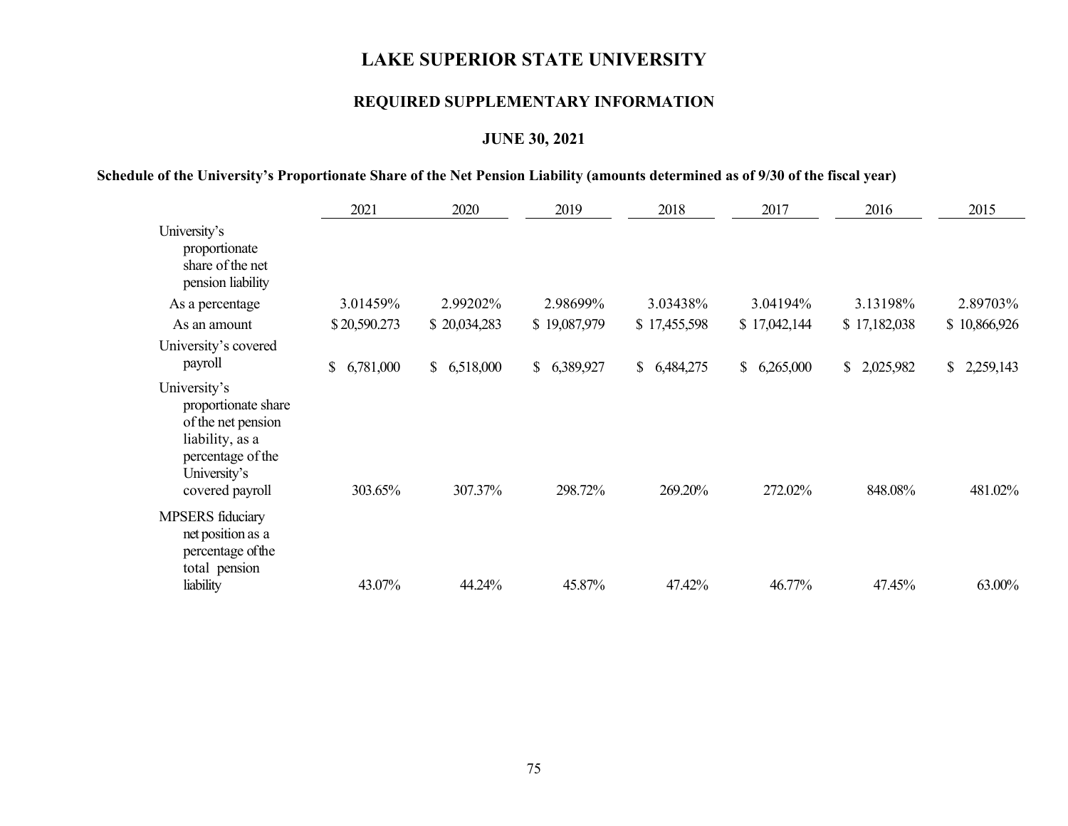# LAKE SUPERIOR STATE UNIVERSITY

## REQUIRED SUPPLEMENTARY INFORMATION

### JUNE 30, 2021

**Schedule of the University's Proportionate Share of the Net Pension Liability (amounts determined as of 9/30 of the fiscal year)**

| | 2021 | 2020 | 2019 | 2018 | 2017 | 2016 | 2015 |
|---|---|---|---|---|---|---|---|
| University's proportionate share of the net pension liability | | | | | | | |
| As a percentage | 3.01459% | 2.99202% | 2.98699% | 3.03438% | 3.04194% | 3.13198% | 2.89703% |
| As an amount | $ 20,590.273 | $ 20,034,283 | $ 19,087,979 | $ 17,455,598 | $ 17,042,144 | $ 17,182,038 | $ 10,866,926 |
| University's covered payroll | $ 6,781,000 | $ 6,518,000 | $ 6,389,927 | $ 6,484,275 | $ 6,265,000 | $ 2,025,982 | $ 2,259,143 |
| University's proportionate share of the net pension liability, as a percentage of the University's covered payroll | 303.65% | 307.37% | 298.72% | 269.20% | 272.02% | 848.08% | 481.02% |
| MPSERS fiduciary net position as a percentage of the total pension liability | 43.07% | 44.24% | 45.87% | 47.42% | 46.77% | 47.45% | 63.00% |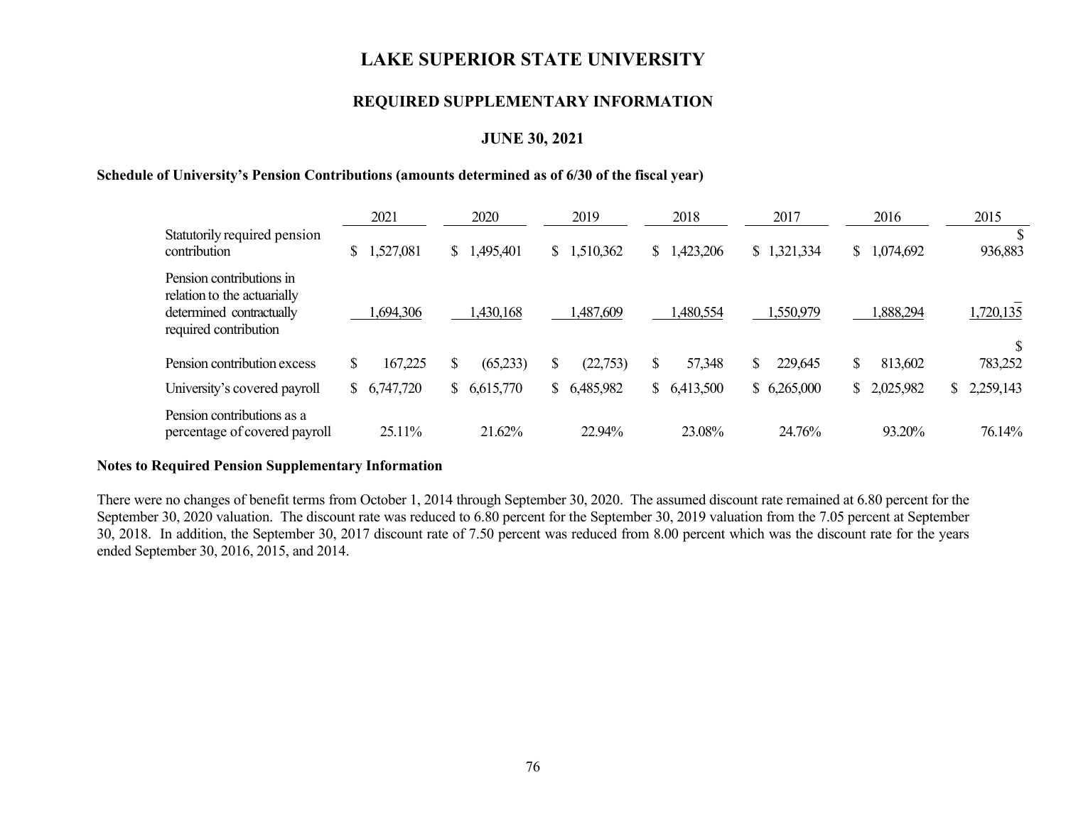# LAKE SUPERIOR STATE UNIVERSITY

## REQUIRED SUPPLEMENTARY INFORMATION

### JUNE 30, 2021

**Schedule of University's Pension Contributions (amounts determined as of 6/30 of the fiscal year)**

| | 2021 | 2020 | 2019 | 2018 | 2017 | 2016 | 2015 |
|---|---|---|---|---|---|---|---|
| Statutorily required pension contribution | $ 1,527,081 | $ 1,495,401 | $ 1,510,362 | $ 1,423,206 | $ 1,321,334 | $ 1,074,692 | $ 936,883 |
| Pension contributions in relation to the actuarially determined contractually required contribution | 1,694,306 | 1,430,168 | 1,487,609 | 1,480,554 | 1,550,979 | 1,888,294 | 1,720,135 |
| Pension contribution excess | $ 167,225 | $ (65,233) | $ (22,753) | $ 57,348 | $ 229,645 | $ 813,602 | $ 783,252 |
| University's covered payroll | $ 6,747,720 | $ 6,615,770 | $ 6,485,982 | $ 6,413,500 | $ 6,265,000 | $ 2,025,982 | $ 2,259,143 |
| Pension contributions as a percentage of covered payroll | 25.11% | 21.62% | 22.94% | 23.08% | 24.76% | 93.20% | 76.14% |

**Notes to Required Pension Supplementary Information**

There were no changes of benefit terms from October 1, 2014 through September 30, 2020. The assumed discount rate remained at 6.80 percent for the September 30, 2020 valuation. The discount rate was reduced to 6.80 percent for the September 30, 2019 valuation from the 7.05 percent at September 30, 2018. In addition, the September 30, 2017 discount rate of 7.50 percent was reduced from 8.00 percent which was the discount rate for the years ended September 30, 2016, 2015, and 2014.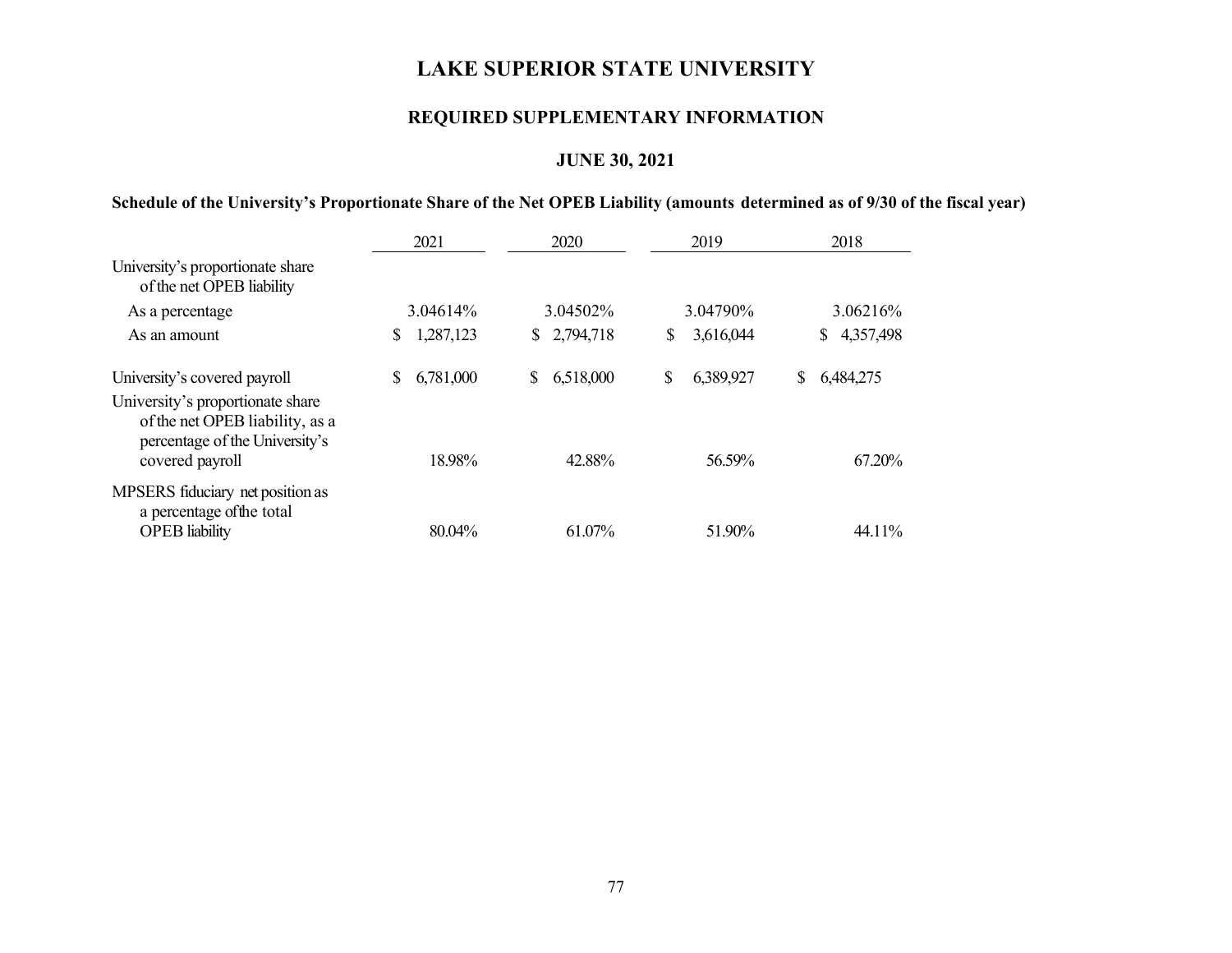# LAKE SUPERIOR STATE UNIVERSITY

## REQUIRED SUPPLEMENTARY INFORMATION

### JUNE 30, 2021

**Schedule of the University's Proportionate Share of the Net OPEB Liability (amounts determined as of 9/30 of the fiscal year)**

| | 2021 | 2020 | 2019 | 2018 |
|---|---|---|---|---|
| University's proportionate share of the net OPEB liability | | | | |
| As a percentage | 3.04614% | 3.04502% | 3.04790% | 3.06216% |
| As an amount | $ 1,287,123 | $ 2,794,718 | $ 3,616,044 | $ 4,357,498 |
| University's covered payroll | $ 6,781,000 | $ 6,518,000 | $ 6,389,927 | $ 6,484,275 |
| University's proportionate share of the net OPEB liability, as a percentage of the University's covered payroll | 18.98% | 42.88% | 56.59% | 67.20% |
| MPSERS fiduciary net position as a percentage of the total OPEB liability | 80.04% | 61.07% | 51.90% | 44.11% |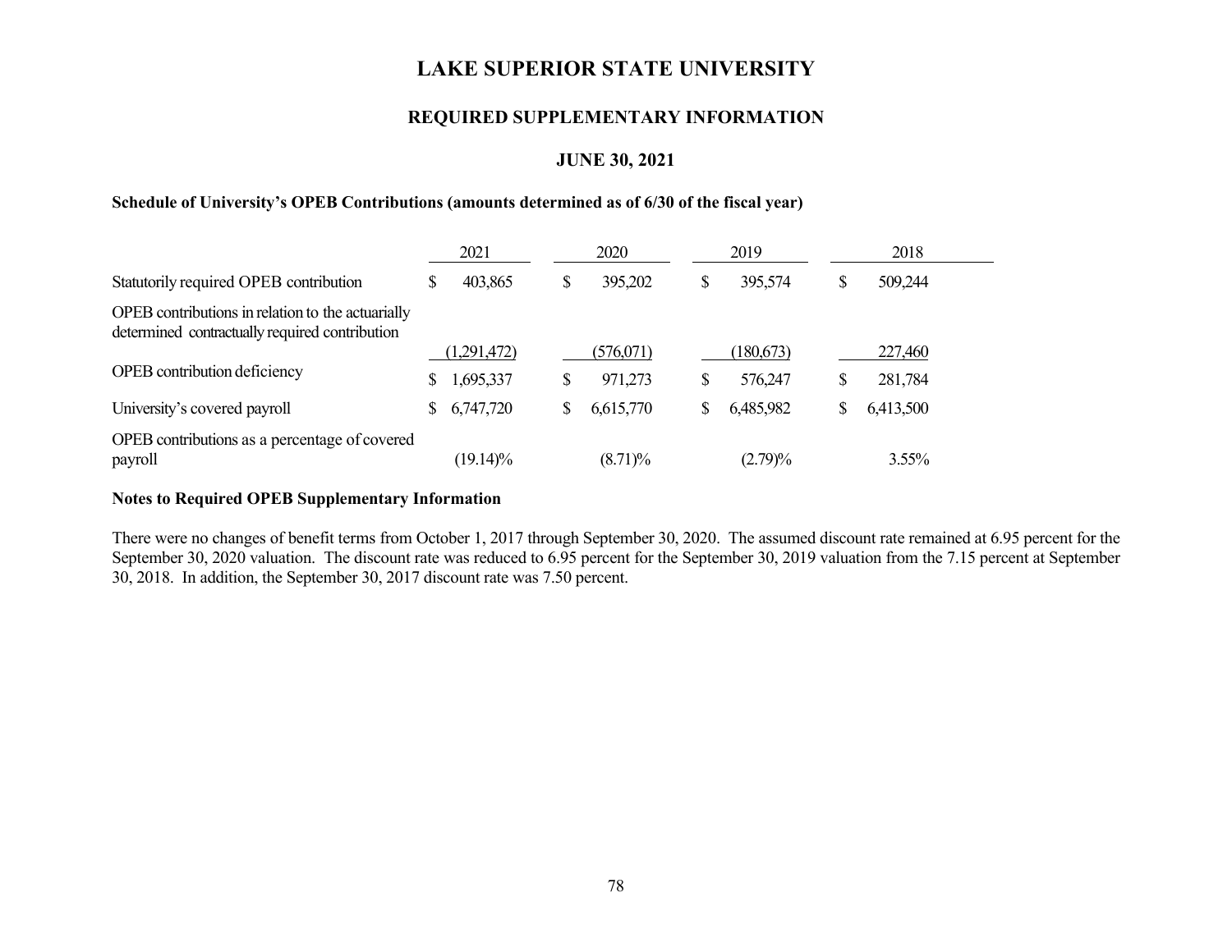# LAKE SUPERIOR STATE UNIVERSITY

## REQUIRED SUPPLEMENTARY INFORMATION

### JUNE 30, 2021

**Schedule of University's OPEB Contributions (amounts determined as of 6/30 of the fiscal year)**

| | 2021 | 2020 | 2019 | 2018 |
|---|---|---|---|---|
| Statutorily required OPEB contribution | $ 403,865 | $ 395,202 | $ 395,574 | $ 509,244 |
| OPEB contributions in relation to the actuarially determined contractually required contribution | (1,291,472) | (576,071) | (180,673) | 227,460 |
| OPEB contribution deficiency | $ 1,695,337 | $ 971,273 | $ 576,247 | $ 281,784 |
| University's covered payroll | $ 6,747,720 | $ 6,615,770 | $ 6,485,982 | $ 6,413,500 |
| OPEB contributions as a percentage of covered payroll | (19.14)% | (8.71)% | (2.79)% | 3.55% |

**Notes to Required OPEB Supplementary Information**

There were no changes of benefit terms from October 1, 2017 through September 30, 2020. The assumed discount rate remained at 6.95 percent for the September 30, 2020 valuation. The discount rate was reduced to 6.95 percent for the September 30, 2019 valuation from the 7.15 percent at September 30, 2018. In addition, the September 30, 2017 discount rate was 7.50 percent.